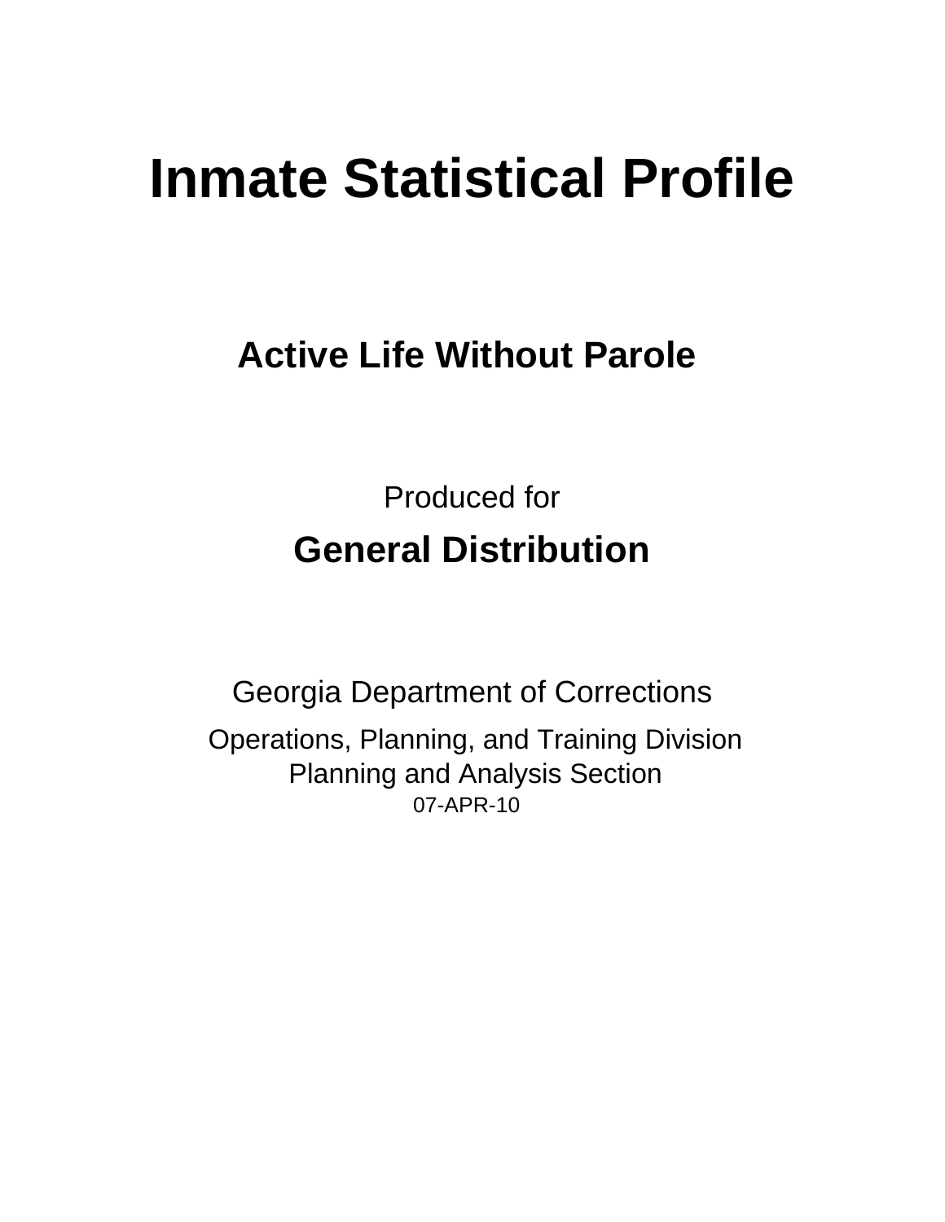# Inmate Statistical Profile

## Active Life Without Parole

Produced for

**General Distribution**

Georgia Department of Corrections

Operations, Planning, and Training Division
Planning and Analysis Section
07-APR-10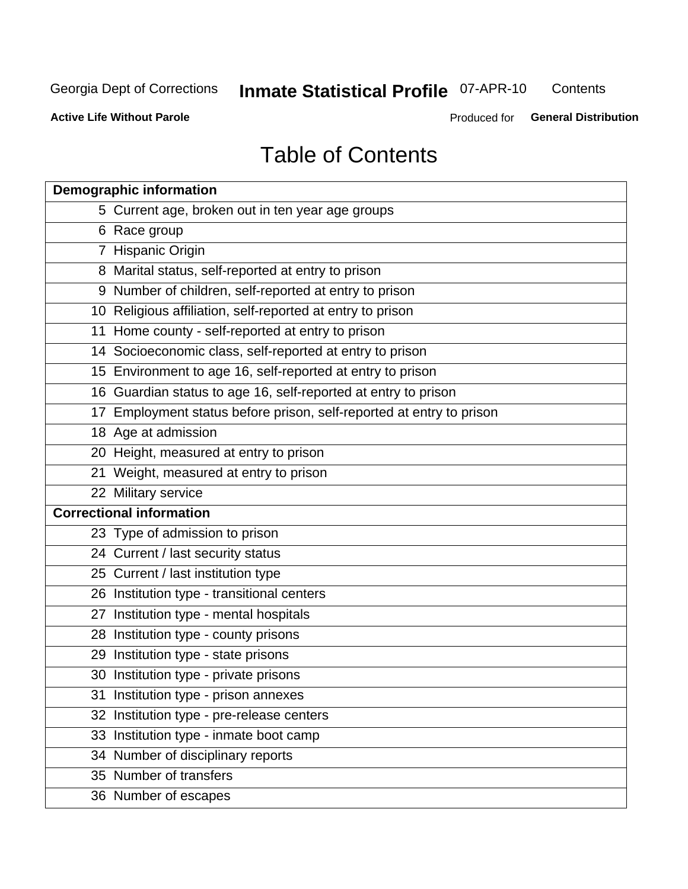# Table of Contents

| Demographic information | |
|---|---|
| 5 | Current age, broken out in ten year age groups |
| 6 | Race group |
| 7 | Hispanic Origin |
| 8 | Marital status, self-reported at entry to prison |
| 9 | Number of children, self-reported at entry to prison |
| 10 | Religious affiliation, self-reported at entry to prison |
| 11 | Home county - self-reported at entry to prison |
| 14 | Socioeconomic class, self-reported at entry to prison |
| 15 | Environment to age 16, self-reported at entry to prison |
| 16 | Guardian status to age 16, self-reported at entry to prison |
| 17 | Employment status before prison, self-reported at entry to prison |
| 18 | Age at admission |
| 20 | Height, measured at entry to prison |
| 21 | Weight, measured at entry to prison |
| 22 | Military service |
| **Correctional information** | |
| 23 | Type of admission to prison |
| 24 | Current / last security status |
| 25 | Current / last institution type |
| 26 | Institution type - transitional centers |
| 27 | Institution type - mental hospitals |
| 28 | Institution type - county prisons |
| 29 | Institution type - state prisons |
| 30 | Institution type - private prisons |
| 31 | Institution type - prison annexes |
| 32 | Institution type - pre-release centers |
| 33 | Institution type - inmate boot camp |
| 34 | Number of disciplinary reports |
| 35 | Number of transfers |
| 36 | Number of escapes |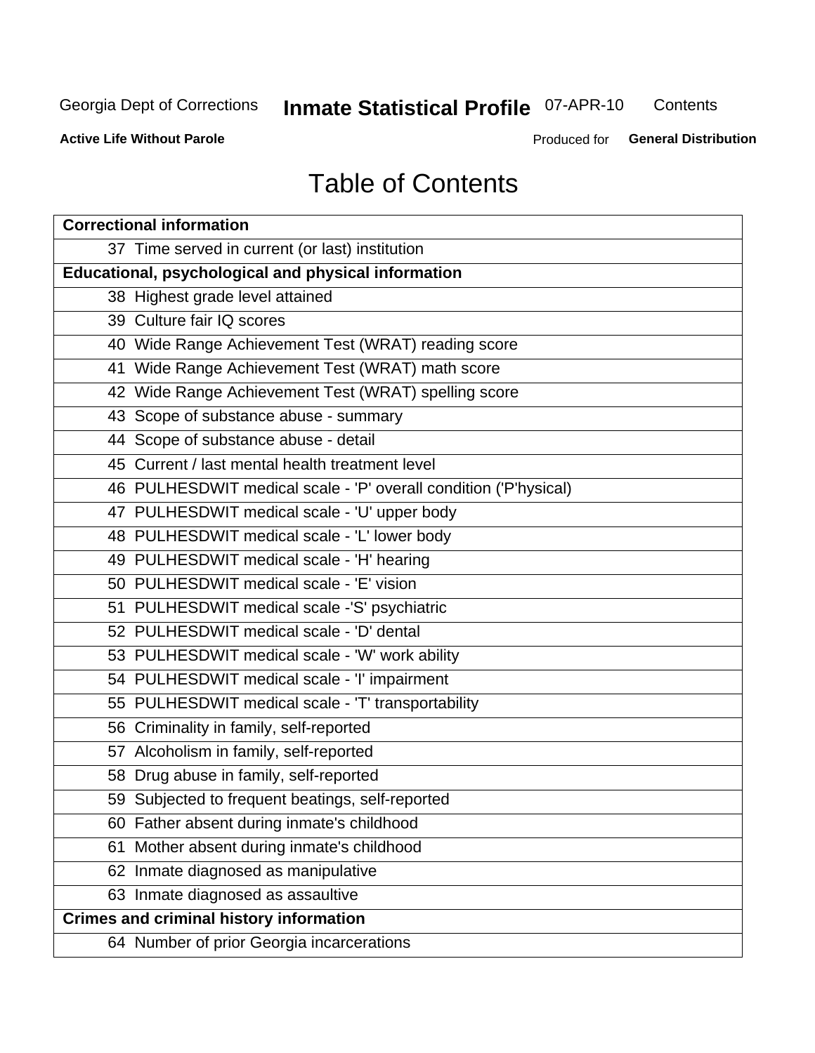# Table of Contents

| Correctional information |
|---|
| 37 Time served in current (or last) institution |
| **Educational, psychological and physical information** |
| 38 Highest grade level attained |
| 39 Culture fair IQ scores |
| 40 Wide Range Achievement Test (WRAT) reading score |
| 41 Wide Range Achievement Test (WRAT) math score |
| 42 Wide Range Achievement Test (WRAT) spelling score |
| 43 Scope of substance abuse - summary |
| 44 Scope of substance abuse - detail |
| 45 Current / last mental health treatment level |
| 46 PULHESDWIT medical scale - 'P' overall condition ('P'hysical) |
| 47 PULHESDWIT medical scale - 'U' upper body |
| 48 PULHESDWIT medical scale - 'L' lower body |
| 49 PULHESDWIT medical scale - 'H' hearing |
| 50 PULHESDWIT medical scale - 'E' vision |
| 51 PULHESDWIT medical scale -'S' psychiatric |
| 52 PULHESDWIT medical scale - 'D' dental |
| 53 PULHESDWIT medical scale - 'W' work ability |
| 54 PULHESDWIT medical scale - 'I' impairment |
| 55 PULHESDWIT medical scale - 'T' transportability |
| 56 Criminality in family, self-reported |
| 57 Alcoholism in family, self-reported |
| 58 Drug abuse in family, self-reported |
| 59 Subjected to frequent beatings, self-reported |
| 60 Father absent during inmate's childhood |
| 61 Mother absent during inmate's childhood |
| 62 Inmate diagnosed as manipulative |
| 63 Inmate diagnosed as assaultive |
| **Crimes and criminal history information** |
| 64 Number of prior Georgia incarcerations |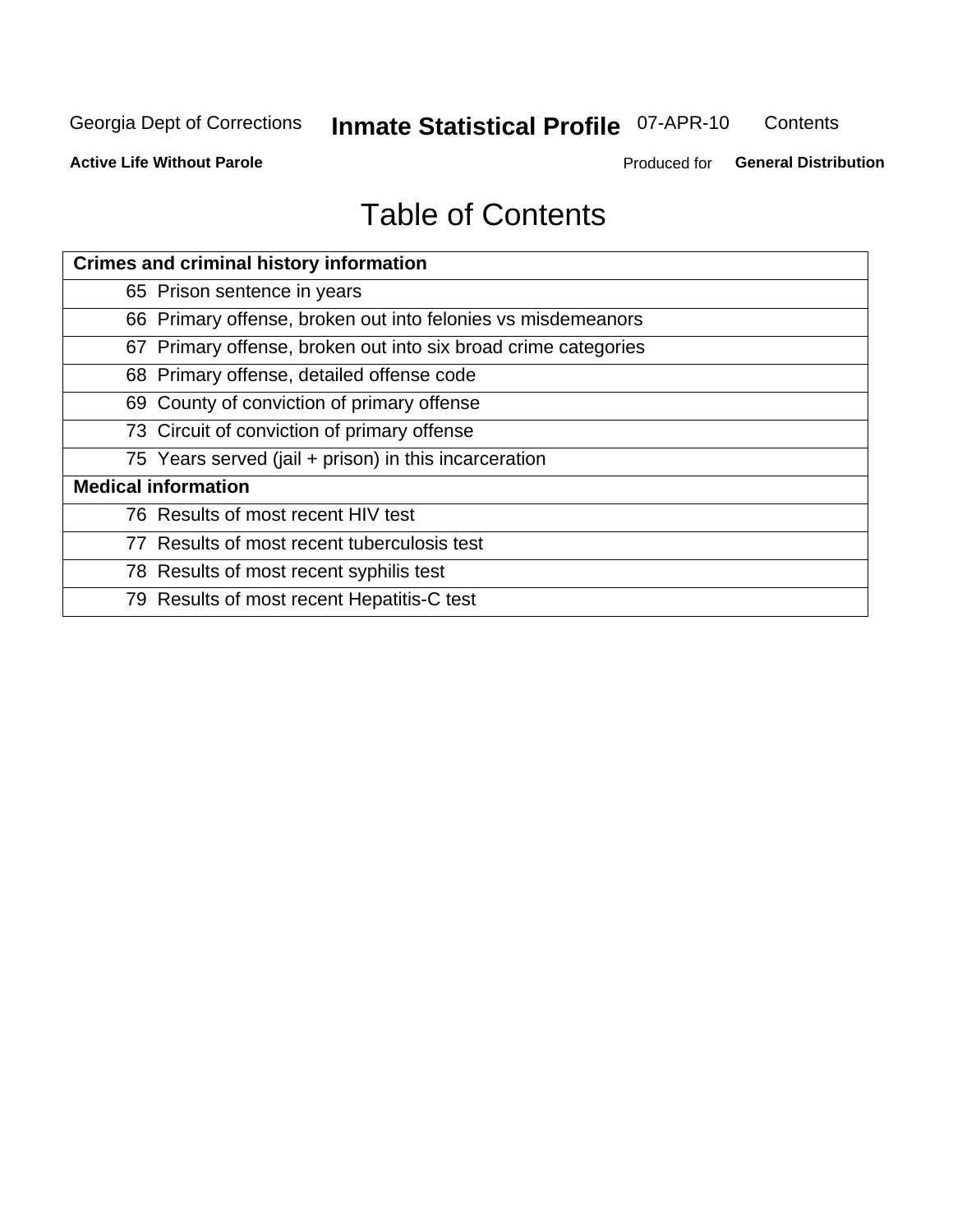# Table of Contents

| Crimes and criminal history information |
|---|
| 65 Prison sentence in years |
| 66 Primary offense, broken out into felonies vs misdemeanors |
| 67 Primary offense, broken out into six broad crime categories |
| 68 Primary offense, detailed offense code |
| 69 County of conviction of primary offense |
| 73 Circuit of conviction of primary offense |
| 75 Years served (jail + prison) in this incarceration |
| **Medical information** |
| 76 Results of most recent HIV test |
| 77 Results of most recent tuberculosis test |
| 78 Results of most recent syphilis test |
| 79 Results of most recent Hepatitis-C test |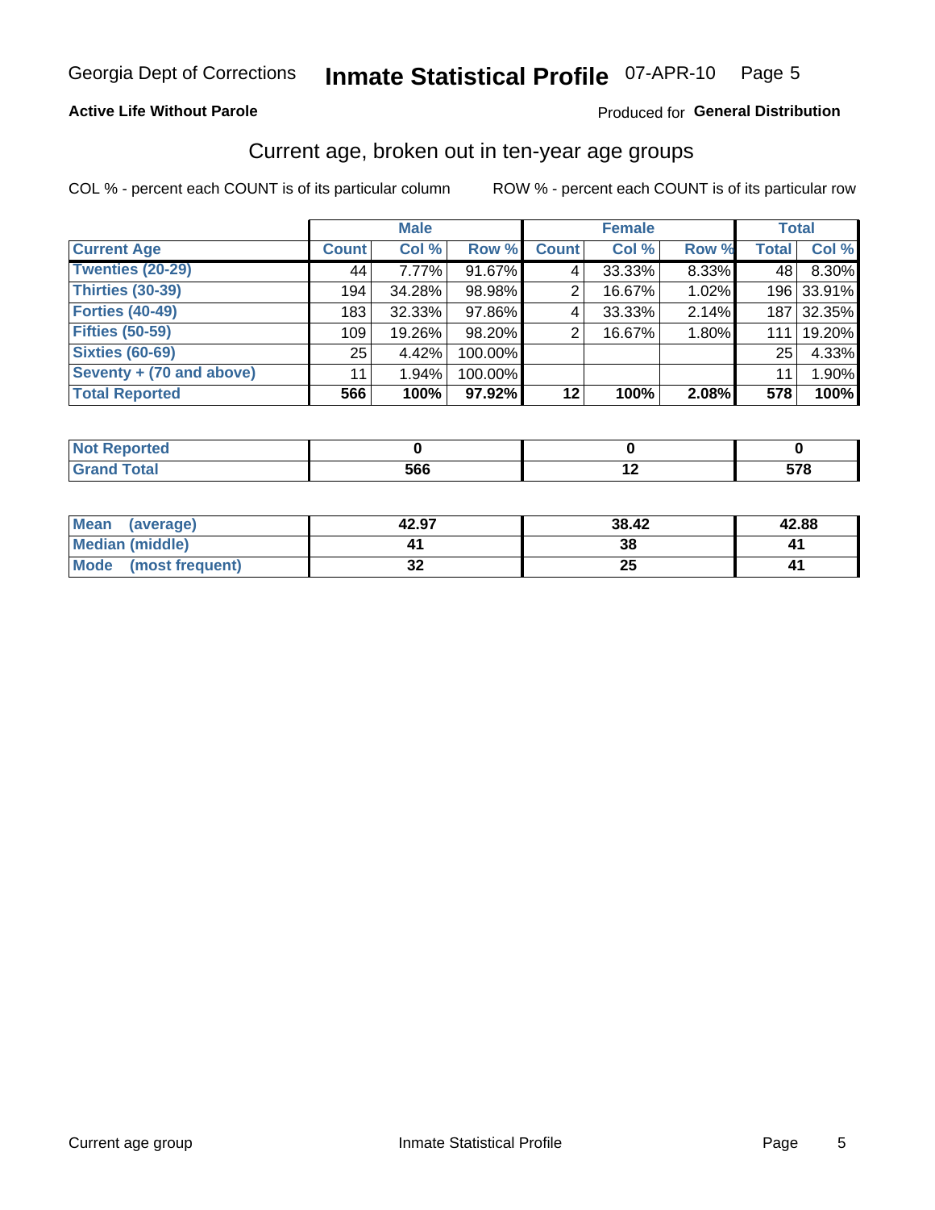# Georgia Dept of Corrections — Inmate Statistical Profile — 07-APR-10

**Active Life Without Parole**

Produced for **General Distribution**

## Current age, broken out in ten-year age groups

COL % - percent each COUNT is of its particular column

ROW % - percent each COUNT is of its particular row

| | Male | | | Female | | | Total | |
|---|---|---|---|---|---|---|---|---|
| **Current Age** | **Count** | **Col %** | **Row %** | **Count** | **Col %** | **Row %** | **Total** | **Col %** |
| Twenties (20-29) | 44 | 7.77% | 91.67% | 4 | 33.33% | 8.33% | 48 | 8.30% |
| Thirties (30-39) | 194 | 34.28% | 98.98% | 2 | 16.67% | 1.02% | 196 | 33.91% |
| Forties (40-49) | 183 | 32.33% | 97.86% | 4 | 33.33% | 2.14% | 187 | 32.35% |
| Fifties (50-59) | 109 | 19.26% | 98.20% | 2 | 16.67% | 1.80% | 111 | 19.20% |
| Sixties (60-69) | 25 | 4.42% | 100.00% | | | | 25 | 4.33% |
| Seventy + (70 and above) | 11 | 1.94% | 100.00% | | | | 11 | 1.90% |
| **Total Reported** | **566** | **100%** | **97.92%** | **12** | **100%** | **2.08%** | **578** | **100%** |

| | Male | Female | Total |
|---|---|---|---|
| Not Reported | **0** | **0** | **0** |
| Grand Total | **566** | **12** | **578** |

| | Male | Female | Total |
|---|---|---|---|
| Mean (average) | **42.97** | **38.42** | **42.88** |
| Median (middle) | **41** | **38** | **41** |
| Mode (most frequent) | **32** | **25** | **41** |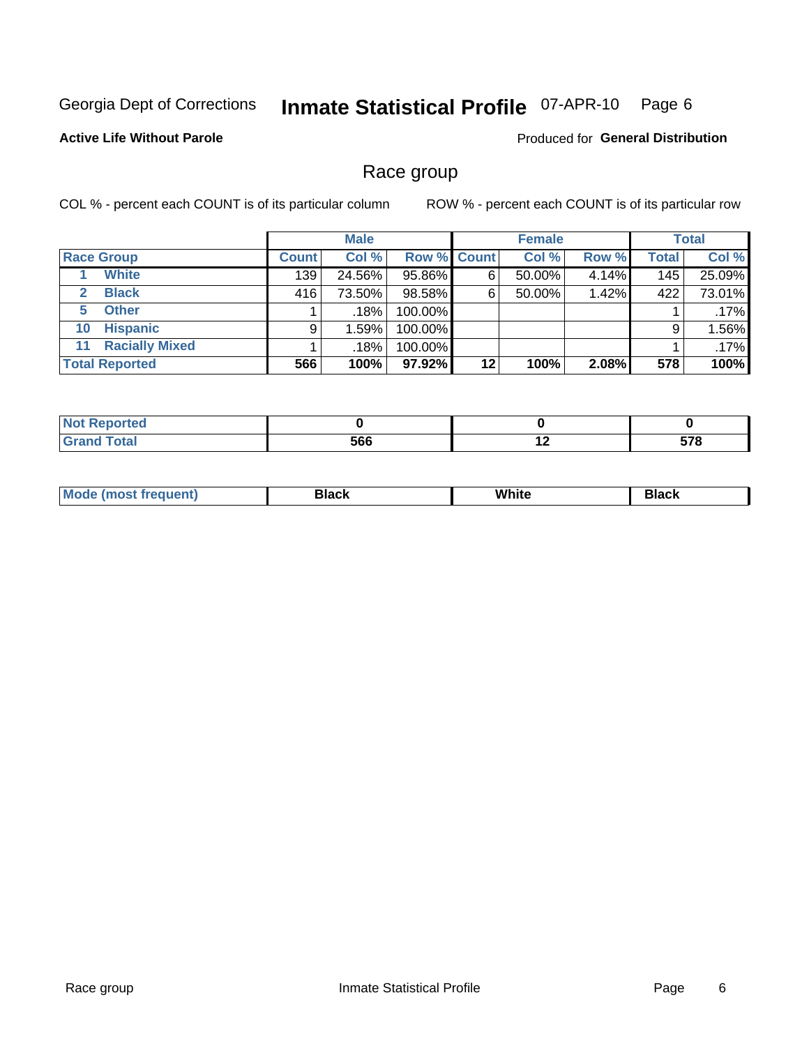Georgia Dept of Corrections **Inmate Statistical Profile** 07-APR-10

**Active Life Without Parole** Produced for **General Distribution**

## Race group

COL % - percent each COUNT is of its particular column ROW % - percent each COUNT is of its particular row

| | Male | | | Female | | | Total | |
|---|---|---|---|---|---|---|---|---|
| **Race Group** | **Count** | **Col %** | **Row %** | **Count** | **Col %** | **Row %** | **Total** | **Col %** |
| 1 **White** | 139 | 24.56% | 95.86% | 6 | 50.00% | 4.14% | 145 | 25.09% |
| 2 **Black** | 416 | 73.50% | 98.58% | 6 | 50.00% | 1.42% | 422 | 73.01% |
| 5 **Other** | 1 | .18% | 100.00% | | | | 1 | .17% |
| 10 **Hispanic** | 9 | 1.59% | 100.00% | | | | 9 | 1.56% |
| 11 **Racially Mixed** | 1 | .18% | 100.00% | | | | 1 | .17% |
| **Total Reported** | **566** | **100%** | **97.92%** | **12** | **100%** | **2.08%** | **578** | **100%** |

| | Male | Female | Total |
|---|---|---|---|
| **Not Reported** | **0** | **0** | **0** |
| **Grand Total** | **566** | **12** | **578** |

| | Male | Female | Total |
|---|---|---|---|
| **Mode (most frequent)** | **Black** | **White** | **Black** |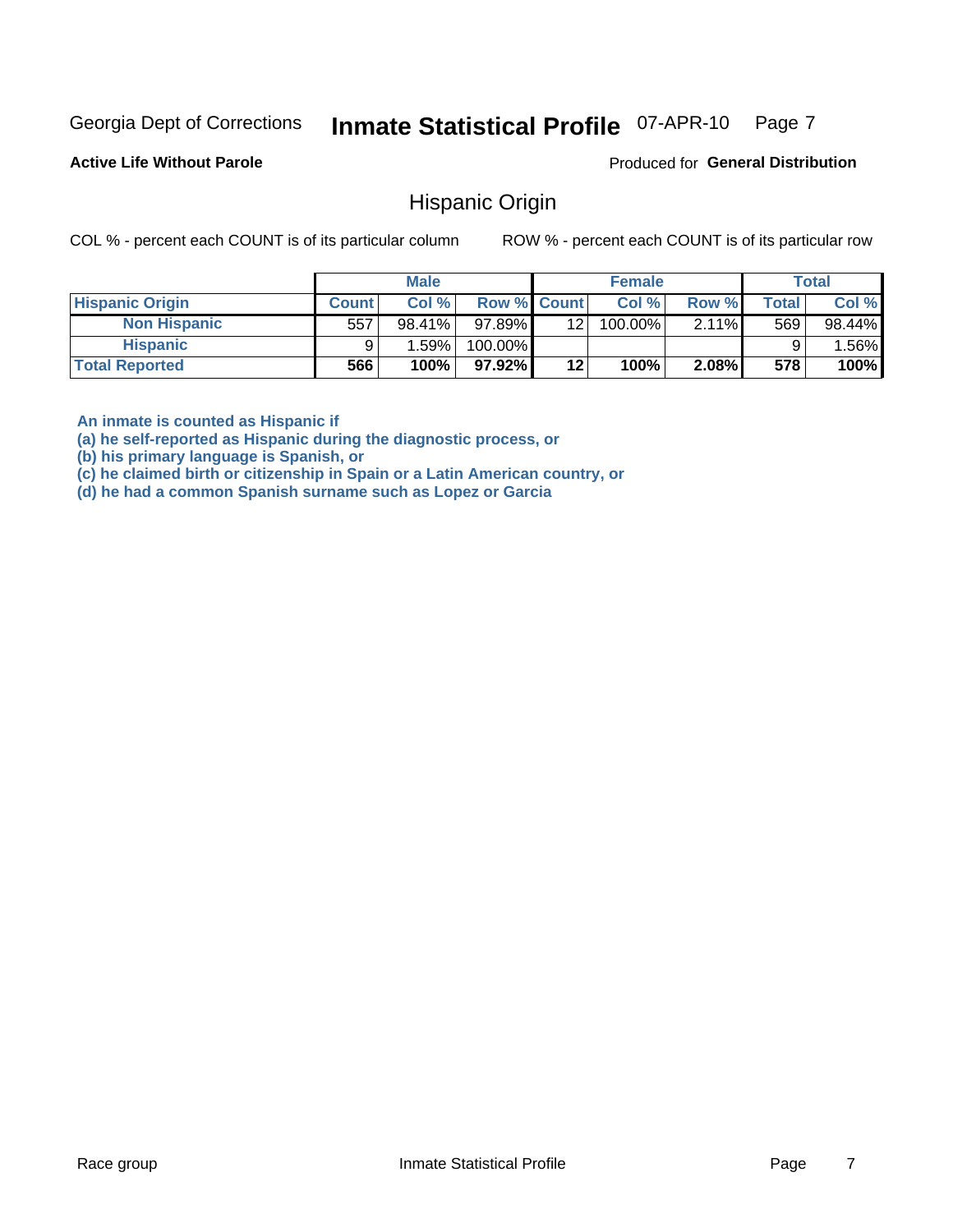Georgia Dept of Corrections **Inmate Statistical Profile** 07-APR-10 Page 7

**Active Life Without Parole**

Produced for **General Distribution**

## Hispanic Origin

COL % - percent each COUNT is of its particular column ROW % - percent each COUNT is of its particular row

| | Male | | | Female | | | Total | |
|---|---|---|---|---|---|---|---|---|
| **Hispanic Origin** | **Count** | **Col %** | **Row %** | **Count** | **Col %** | **Row %** | **Total** | **Col %** |
| **Non Hispanic** | 557 | 98.41% | 97.89% | 12 | 100.00% | 2.11% | 569 | 98.44% |
| **Hispanic** | 9 | 1.59% | 100.00% | | | | 9 | 1.56% |
| **Total Reported** | **566** | **100%** | **97.92%** | **12** | **100%** | **2.08%** | **578** | **100%** |

**An inmate is counted as Hispanic if**
**(a) he self-reported as Hispanic during the diagnostic process, or**
**(b) his primary language is Spanish, or**
**(c) he claimed birth or citizenship in Spain or a Latin American country, or**
**(d) he had a common Spanish surname such as Lopez or Garcia**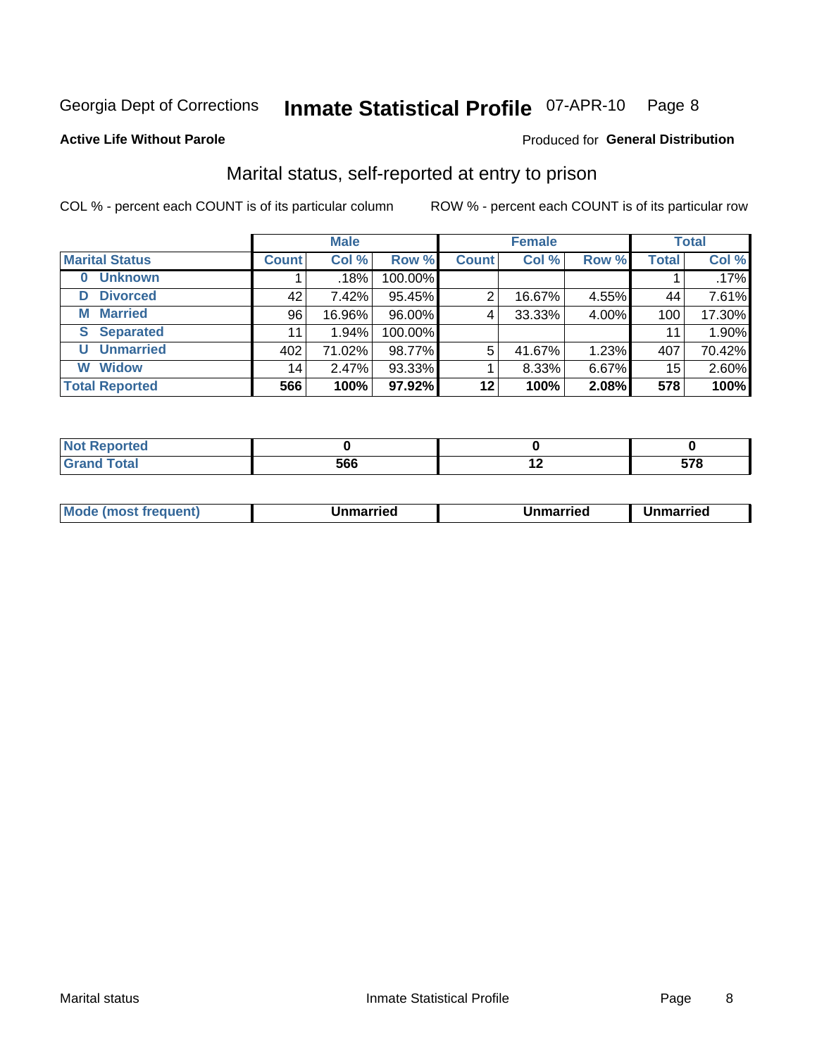Georgia Dept of Corrections **Inmate Statistical Profile** 07-APR-10 Page 8

**Active Life Without Parole**

Produced for **General Distribution**

## Marital status, self-reported at entry to prison

COL % - percent each COUNT is of its particular column

ROW % - percent each COUNT is of its particular row

| | Male | | | Female | | | Total | |
|---|---|---|---|---|---|---|---|---|
| **Marital Status** | **Count** | **Col %** | **Row %** | **Count** | **Col %** | **Row %** | **Total** | **Col %** |
| **0 Unknown** | 1 | .18% | 100.00% | | | | 1 | .17% |
| **D Divorced** | 42 | 7.42% | 95.45% | 2 | 16.67% | 4.55% | 44 | 7.61% |
| **M Married** | 96 | 16.96% | 96.00% | 4 | 33.33% | 4.00% | 100 | 17.30% |
| **S Separated** | 11 | 1.94% | 100.00% | | | | 11 | 1.90% |
| **U Unmarried** | 402 | 71.02% | 98.77% | 5 | 41.67% | 1.23% | 407 | 70.42% |
| **W Widow** | 14 | 2.47% | 93.33% | 1 | 8.33% | 6.67% | 15 | 2.60% |
| **Total Reported** | **566** | **100%** | **97.92%** | **12** | **100%** | **2.08%** | **578** | **100%** |

| | Male | Female | Total |
|---|---|---|---|
| **Not Reported** | **0** | **0** | **0** |
| **Grand Total** | **566** | **12** | **578** |

| | Male | Female | Total |
|---|---|---|---|
| **Mode (most frequent)** | **Unmarried** | **Unmarried** | **Unmarried** |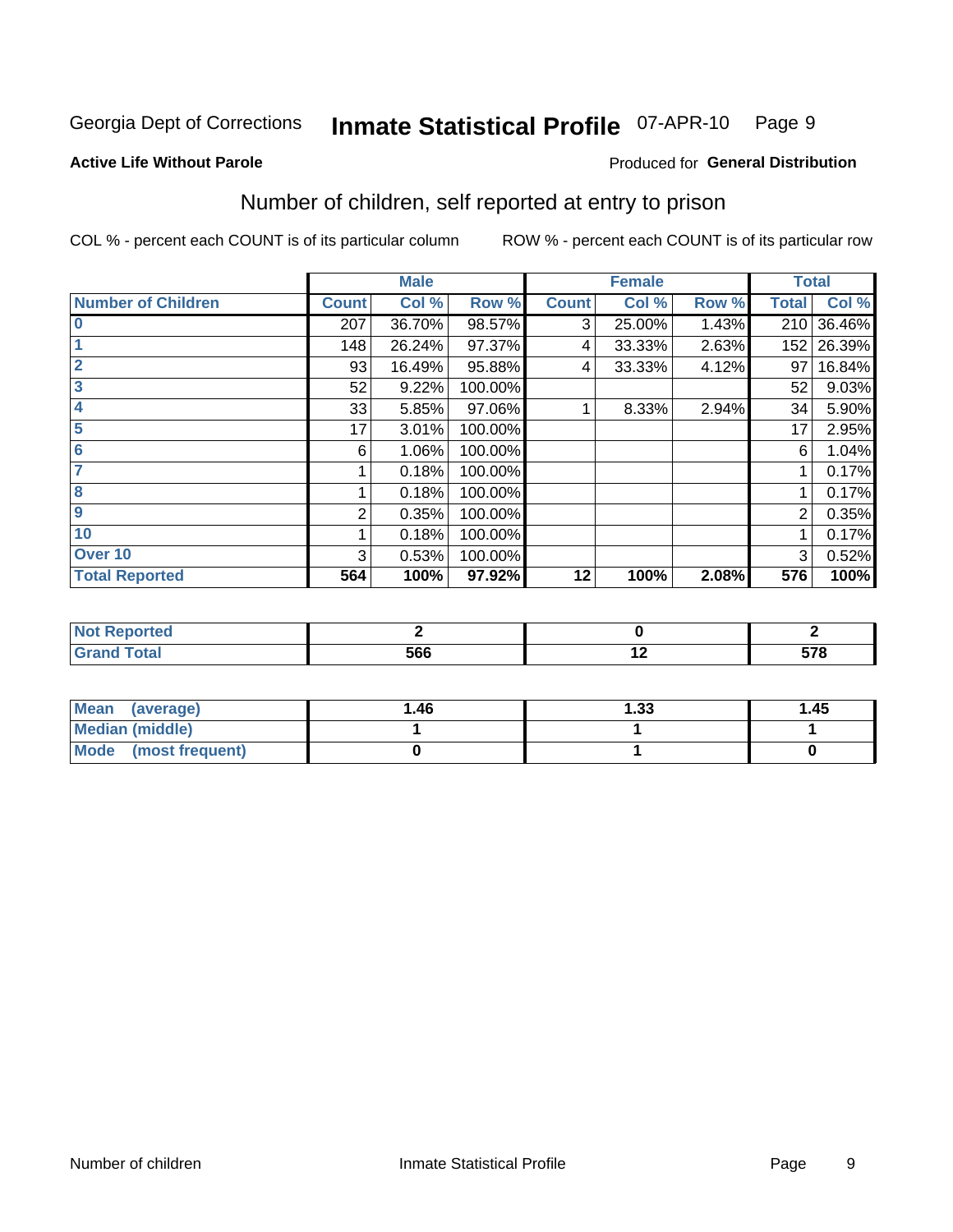Georgia Dept of Corrections **Inmate Statistical Profile** 07-APR-10

**Active Life Without Parole**

Produced for **General Distribution**

## Number of children, self reported at entry to prison

COL % - percent each COUNT is of its particular column ROW % - percent each COUNT is of its particular row

| | Male | | | Female | | | Total | |
|---|---|---|---|---|---|---|---|---|
| **Number of Children** | **Count** | **Col %** | **Row %** | **Count** | **Col %** | **Row %** | **Total** | **Col %** |
| 0 | 207 | 36.70% | 98.57% | 3 | 25.00% | 1.43% | 210 | 36.46% |
| 1 | 148 | 26.24% | 97.37% | 4 | 33.33% | 2.63% | 152 | 26.39% |
| 2 | 93 | 16.49% | 95.88% | 4 | 33.33% | 4.12% | 97 | 16.84% |
| 3 | 52 | 9.22% | 100.00% | | | | 52 | 9.03% |
| 4 | 33 | 5.85% | 97.06% | 1 | 8.33% | 2.94% | 34 | 5.90% |
| 5 | 17 | 3.01% | 100.00% | | | | 17 | 2.95% |
| 6 | 6 | 1.06% | 100.00% | | | | 6 | 1.04% |
| 7 | 1 | 0.18% | 100.00% | | | | 1 | 0.17% |
| 8 | 1 | 0.18% | 100.00% | | | | 1 | 0.17% |
| 9 | 2 | 0.35% | 100.00% | | | | 2 | 0.35% |
| 10 | 1 | 0.18% | 100.00% | | | | 1 | 0.17% |
| Over 10 | 3 | 0.53% | 100.00% | | | | 3 | 0.52% |
| **Total Reported** | **564** | **100%** | **97.92%** | **12** | **100%** | **2.08%** | **576** | **100%** |

| | Male | Female | Total |
|---|---|---|---|
| **Not Reported** | **2** | **0** | **2** |
| **Grand Total** | **566** | **12** | **578** |

| | Male | Female | Total |
|---|---|---|---|
| **Mean (average)** | **1.46** | **1.33** | **1.45** |
| **Median (middle)** | **1** | **1** | **1** |
| **Mode (most frequent)** | **0** | **1** | **0** |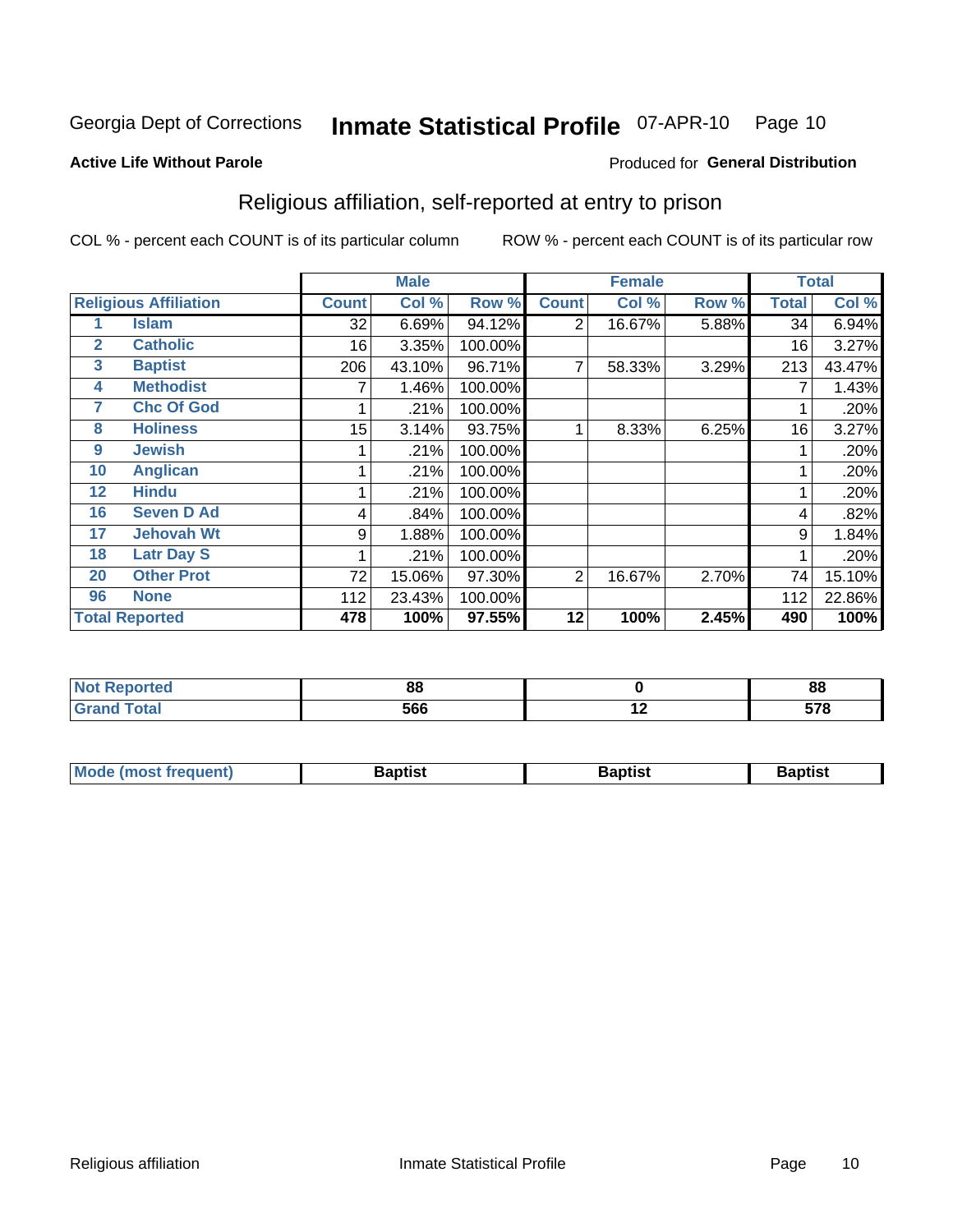Georgia Dept of Corrections **Inmate Statistical Profile** 07-APR-10

**Active Life Without Parole**

Produced for **General Distribution**

## Religious affiliation, self-reported at entry to prison

COL % - percent each COUNT is of its particular column ROW % - percent each COUNT is of its particular row

| Religious Affiliation | | Male | | | Female | | | Total | |
|---|---|---|---|---|---|---|---|---|---|
| | | Count | Col % | Row % | Count | Col % | Row % | Total | Col % |
| 1 | Islam | 32 | 6.69% | 94.12% | 2 | 16.67% | 5.88% | 34 | 6.94% |
| 2 | Catholic | 16 | 3.35% | 100.00% | | | | 16 | 3.27% |
| 3 | Baptist | 206 | 43.10% | 96.71% | 7 | 58.33% | 3.29% | 213 | 43.47% |
| 4 | Methodist | 7 | 1.46% | 100.00% | | | | 7 | 1.43% |
| 7 | Chc Of God | 1 | .21% | 100.00% | | | | 1 | .20% |
| 8 | Holiness | 15 | 3.14% | 93.75% | 1 | 8.33% | 6.25% | 16 | 3.27% |
| 9 | Jewish | 1 | .21% | 100.00% | | | | 1 | .20% |
| 10 | Anglican | 1 | .21% | 100.00% | | | | 1 | .20% |
| 12 | Hindu | 1 | .21% | 100.00% | | | | 1 | .20% |
| 16 | Seven D Ad | 4 | .84% | 100.00% | | | | 4 | .82% |
| 17 | Jehovah Wt | 9 | 1.88% | 100.00% | | | | 9 | 1.84% |
| 18 | Latr Day S | 1 | .21% | 100.00% | | | | 1 | .20% |
| 20 | Other Prot | 72 | 15.06% | 97.30% | 2 | 16.67% | 2.70% | 74 | 15.10% |
| 96 | None | 112 | 23.43% | 100.00% | | | | 112 | 22.86% |
| **Total Reported** | | **478** | **100%** | **97.55%** | **12** | **100%** | **2.45%** | **490** | **100%** |

| | Male | Female | Total |
|---|---|---|---|
| Not Reported | 88 | 0 | 88 |
| Grand Total | 566 | 12 | 578 |

| | Male | Female | Total |
|---|---|---|---|
| Mode (most frequent) | Baptist | Baptist | Baptist |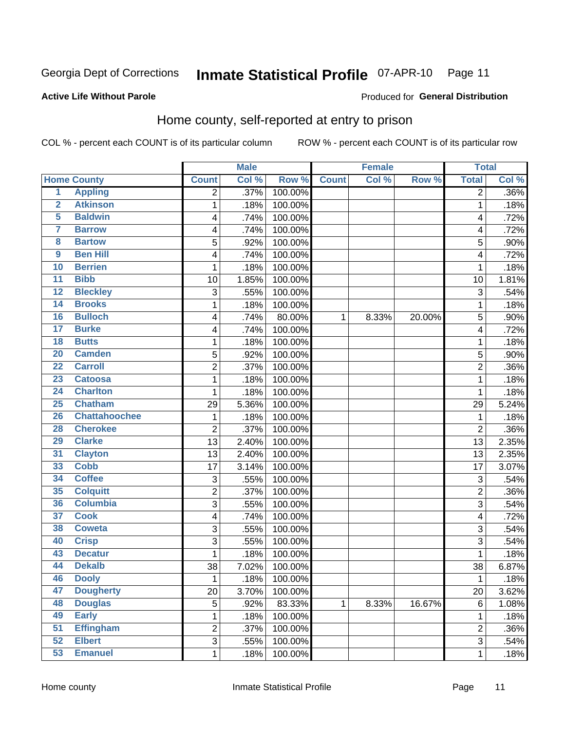Georgia Dept of Corrections **Inmate Statistical Profile** 07-APR-10

**Active Life Without Parole**

Produced for **General Distribution**

## Home county, self-reported at entry to prison

COL % - percent each COUNT is of its particular column ROW % - percent each COUNT is of its particular row

| | | Male | | | Female | | | Total | |
|---|---|---|---|---|---|---|---|---|---|
| **Home County** | | **Count** | **Col %** | **Row %** | **Count** | **Col %** | **Row %** | **Total** | **Col %** |
| 1 | Appling | 2 | .37% | 100.00% | | | | 2 | .36% |
| 2 | Atkinson | 1 | .18% | 100.00% | | | | 1 | .18% |
| 5 | Baldwin | 4 | .74% | 100.00% | | | | 4 | .72% |
| 7 | Barrow | 4 | .74% | 100.00% | | | | 4 | .72% |
| 8 | Bartow | 5 | .92% | 100.00% | | | | 5 | .90% |
| 9 | Ben Hill | 4 | .74% | 100.00% | | | | 4 | .72% |
| 10 | Berrien | 1 | .18% | 100.00% | | | | 1 | .18% |
| 11 | Bibb | 10 | 1.85% | 100.00% | | | | 10 | 1.81% |
| 12 | Bleckley | 3 | .55% | 100.00% | | | | 3 | .54% |
| 14 | Brooks | 1 | .18% | 100.00% | | | | 1 | .18% |
| 16 | Bulloch | 4 | .74% | 80.00% | 1 | 8.33% | 20.00% | 5 | .90% |
| 17 | Burke | 4 | .74% | 100.00% | | | | 4 | .72% |
| 18 | Butts | 1 | .18% | 100.00% | | | | 1 | .18% |
| 20 | Camden | 5 | .92% | 100.00% | | | | 5 | .90% |
| 22 | Carroll | 2 | .37% | 100.00% | | | | 2 | .36% |
| 23 | Catoosa | 1 | .18% | 100.00% | | | | 1 | .18% |
| 24 | Charlton | 1 | .18% | 100.00% | | | | 1 | .18% |
| 25 | Chatham | 29 | 5.36% | 100.00% | | | | 29 | 5.24% |
| 26 | Chattahoochee | 1 | .18% | 100.00% | | | | 1 | .18% |
| 28 | Cherokee | 2 | .37% | 100.00% | | | | 2 | .36% |
| 29 | Clarke | 13 | 2.40% | 100.00% | | | | 13 | 2.35% |
| 31 | Clayton | 13 | 2.40% | 100.00% | | | | 13 | 2.35% |
| 33 | Cobb | 17 | 3.14% | 100.00% | | | | 17 | 3.07% |
| 34 | Coffee | 3 | .55% | 100.00% | | | | 3 | .54% |
| 35 | Colquitt | 2 | .37% | 100.00% | | | | 2 | .36% |
| 36 | Columbia | 3 | .55% | 100.00% | | | | 3 | .54% |
| 37 | Cook | 4 | .74% | 100.00% | | | | 4 | .72% |
| 38 | Coweta | 3 | .55% | 100.00% | | | | 3 | .54% |
| 40 | Crisp | 3 | .55% | 100.00% | | | | 3 | .54% |
| 43 | Decatur | 1 | .18% | 100.00% | | | | 1 | .18% |
| 44 | Dekalb | 38 | 7.02% | 100.00% | | | | 38 | 6.87% |
| 46 | Dooly | 1 | .18% | 100.00% | | | | 1 | .18% |
| 47 | Dougherty | 20 | 3.70% | 100.00% | | | | 20 | 3.62% |
| 48 | Douglas | 5 | .92% | 83.33% | 1 | 8.33% | 16.67% | 6 | 1.08% |
| 49 | Early | 1 | .18% | 100.00% | | | | 1 | .18% |
| 51 | Effingham | 2 | .37% | 100.00% | | | | 2 | .36% |
| 52 | Elbert | 3 | .55% | 100.00% | | | | 3 | .54% |
| 53 | Emanuel | 1 | .18% | 100.00% | | | | 1 | .18% |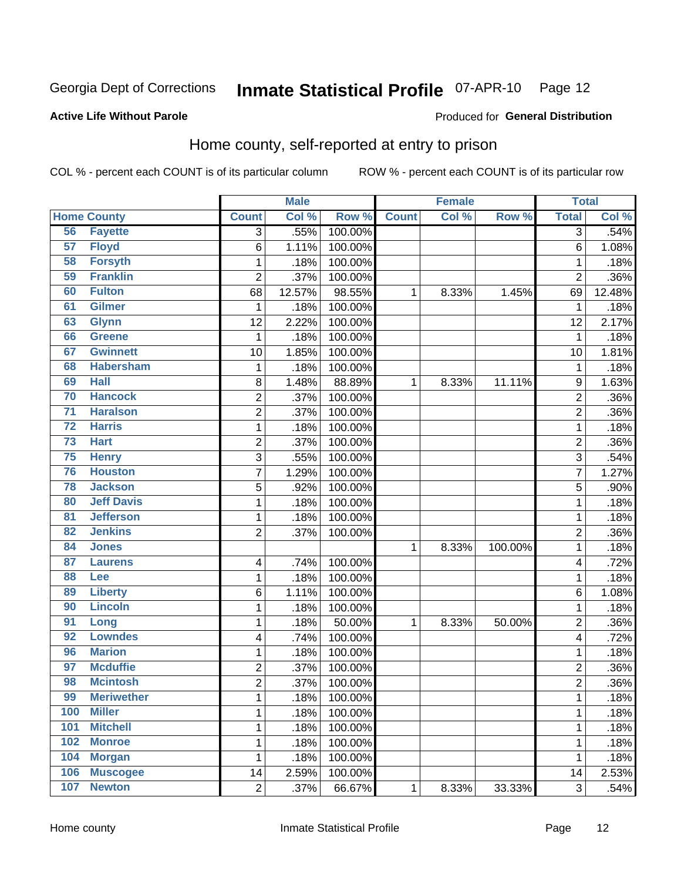Georgia Dept of Corrections **Inmate Statistical Profile** 07-APR-10

**Active Life Without Parole**

Produced for **General Distribution**

## Home county, self-reported at entry to prison

COL % - percent each COUNT is of its particular column

ROW % - percent each COUNT is of its particular row

| Home County | | Male | | | Female | | | Total | |
|---|---|---|---|---|---|---|---|---|---|
| | | Count | Col % | Row % | Count | Col % | Row % | Total | Col % |
| 56 | Fayette | 3 | .55% | 100.00% | | | | 3 | .54% |
| 57 | Floyd | 6 | 1.11% | 100.00% | | | | 6 | 1.08% |
| 58 | Forsyth | 1 | .18% | 100.00% | | | | 1 | .18% |
| 59 | Franklin | 2 | .37% | 100.00% | | | | 2 | .36% |
| 60 | Fulton | 68 | 12.57% | 98.55% | 1 | 8.33% | 1.45% | 69 | 12.48% |
| 61 | Gilmer | 1 | .18% | 100.00% | | | | 1 | .18% |
| 63 | Glynn | 12 | 2.22% | 100.00% | | | | 12 | 2.17% |
| 66 | Greene | 1 | .18% | 100.00% | | | | 1 | .18% |
| 67 | Gwinnett | 10 | 1.85% | 100.00% | | | | 10 | 1.81% |
| 68 | Habersham | 1 | .18% | 100.00% | | | | 1 | .18% |
| 69 | Hall | 8 | 1.48% | 88.89% | 1 | 8.33% | 11.11% | 9 | 1.63% |
| 70 | Hancock | 2 | .37% | 100.00% | | | | 2 | .36% |
| 71 | Haralson | 2 | .37% | 100.00% | | | | 2 | .36% |
| 72 | Harris | 1 | .18% | 100.00% | | | | 1 | .18% |
| 73 | Hart | 2 | .37% | 100.00% | | | | 2 | .36% |
| 75 | Henry | 3 | .55% | 100.00% | | | | 3 | .54% |
| 76 | Houston | 7 | 1.29% | 100.00% | | | | 7 | 1.27% |
| 78 | Jackson | 5 | .92% | 100.00% | | | | 5 | .90% |
| 80 | Jeff Davis | 1 | .18% | 100.00% | | | | 1 | .18% |
| 81 | Jefferson | 1 | .18% | 100.00% | | | | 1 | .18% |
| 82 | Jenkins | 2 | .37% | 100.00% | | | | 2 | .36% |
| 84 | Jones | | | | 1 | 8.33% | 100.00% | 1 | .18% |
| 87 | Laurens | 4 | .74% | 100.00% | | | | 4 | .72% |
| 88 | Lee | 1 | .18% | 100.00% | | | | 1 | .18% |
| 89 | Liberty | 6 | 1.11% | 100.00% | | | | 6 | 1.08% |
| 90 | Lincoln | 1 | .18% | 100.00% | | | | 1 | .18% |
| 91 | Long | 1 | .18% | 50.00% | 1 | 8.33% | 50.00% | 2 | .36% |
| 92 | Lowndes | 4 | .74% | 100.00% | | | | 4 | .72% |
| 96 | Marion | 1 | .18% | 100.00% | | | | 1 | .18% |
| 97 | Mcduffie | 2 | .37% | 100.00% | | | | 2 | .36% |
| 98 | Mcintosh | 2 | .37% | 100.00% | | | | 2 | .36% |
| 99 | Meriwether | 1 | .18% | 100.00% | | | | 1 | .18% |
| 100 | Miller | 1 | .18% | 100.00% | | | | 1 | .18% |
| 101 | Mitchell | 1 | .18% | 100.00% | | | | 1 | .18% |
| 102 | Monroe | 1 | .18% | 100.00% | | | | 1 | .18% |
| 104 | Morgan | 1 | .18% | 100.00% | | | | 1 | .18% |
| 106 | Muscogee | 14 | 2.59% | 100.00% | | | | 14 | 2.53% |
| 107 | Newton | 2 | .37% | 66.67% | 1 | 8.33% | 33.33% | 3 | .54% |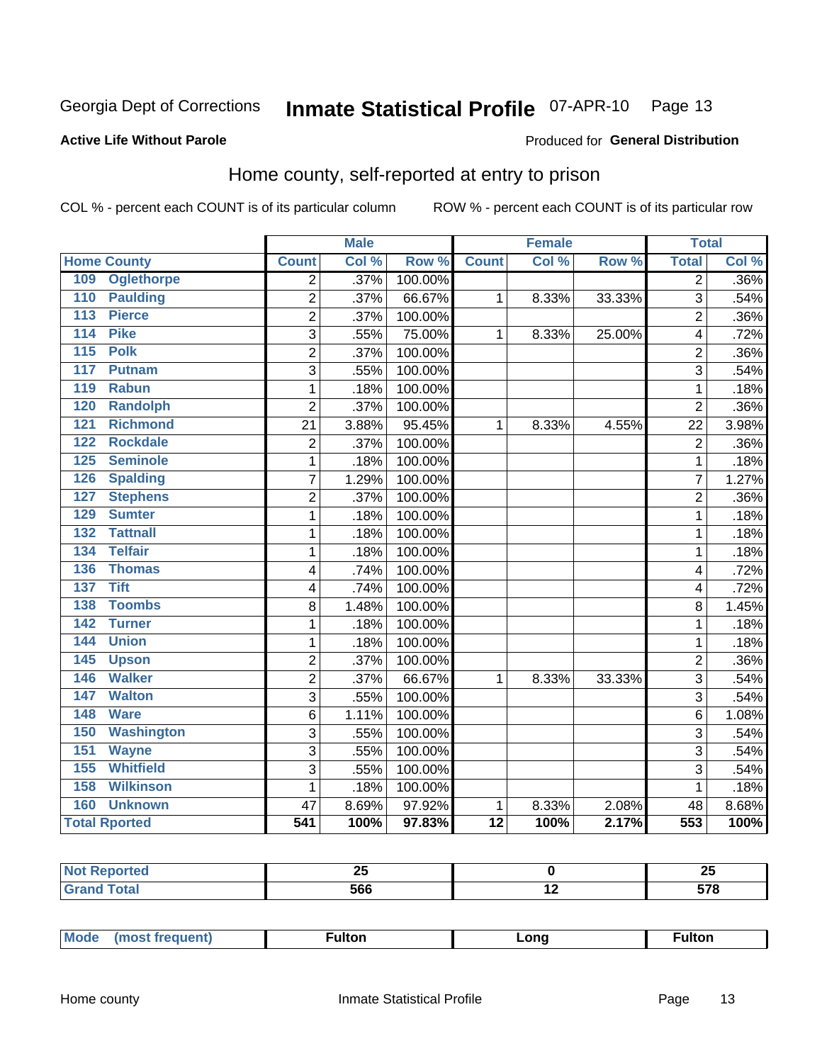Georgia Dept of Corrections **Inmate Statistical Profile** 07-APR-10

**Active Life Without Parole**

Produced for **General Distribution**

## Home county, self-reported at entry to prison

COL % - percent each COUNT is of its particular column ROW % - percent each COUNT is of its particular row

| Home County | Male | | | Female | | | Total | |
|---|---|---|---|---|---|---|---|---|
| | Count | Col % | Row % | Count | Col % | Row % | Total | Col % |
| 109 Oglethorpe | 2 | .37% | 100.00% | | | | 2 | .36% |
| 110 Paulding | 2 | .37% | 66.67% | 1 | 8.33% | 33.33% | 3 | .54% |
| 113 Pierce | 2 | .37% | 100.00% | | | | 2 | .36% |
| 114 Pike | 3 | .55% | 75.00% | 1 | 8.33% | 25.00% | 4 | .72% |
| 115 Polk | 2 | .37% | 100.00% | | | | 2 | .36% |
| 117 Putnam | 3 | .55% | 100.00% | | | | 3 | .54% |
| 119 Rabun | 1 | .18% | 100.00% | | | | 1 | .18% |
| 120 Randolph | 2 | .37% | 100.00% | | | | 2 | .36% |
| 121 Richmond | 21 | 3.88% | 95.45% | 1 | 8.33% | 4.55% | 22 | 3.98% |
| 122 Rockdale | 2 | .37% | 100.00% | | | | 2 | .36% |
| 125 Seminole | 1 | .18% | 100.00% | | | | 1 | .18% |
| 126 Spalding | 7 | 1.29% | 100.00% | | | | 7 | 1.27% |
| 127 Stephens | 2 | .37% | 100.00% | | | | 2 | .36% |
| 129 Sumter | 1 | .18% | 100.00% | | | | 1 | .18% |
| 132 Tattnall | 1 | .18% | 100.00% | | | | 1 | .18% |
| 134 Telfair | 1 | .18% | 100.00% | | | | 1 | .18% |
| 136 Thomas | 4 | .74% | 100.00% | | | | 4 | .72% |
| 137 Tift | 4 | .74% | 100.00% | | | | 4 | .72% |
| 138 Toombs | 8 | 1.48% | 100.00% | | | | 8 | 1.45% |
| 142 Turner | 1 | .18% | 100.00% | | | | 1 | .18% |
| 144 Union | 1 | .18% | 100.00% | | | | 1 | .18% |
| 145 Upson | 2 | .37% | 100.00% | | | | 2 | .36% |
| 146 Walker | 2 | .37% | 66.67% | 1 | 8.33% | 33.33% | 3 | .54% |
| 147 Walton | 3 | .55% | 100.00% | | | | 3 | .54% |
| 148 Ware | 6 | 1.11% | 100.00% | | | | 6 | 1.08% |
| 150 Washington | 3 | .55% | 100.00% | | | | 3 | .54% |
| 151 Wayne | 3 | .55% | 100.00% | | | | 3 | .54% |
| 155 Whitfield | 3 | .55% | 100.00% | | | | 3 | .54% |
| 158 Wilkinson | 1 | .18% | 100.00% | | | | 1 | .18% |
| 160 Unknown | 47 | 8.69% | 97.92% | 1 | 8.33% | 2.08% | 48 | 8.68% |
| **Total Rported** | **541** | **100%** | **97.83%** | **12** | **100%** | **2.17%** | **553** | **100%** |

| | Male | Female | Total |
|---|---|---|---|
| **Not Reported** | **25** | **0** | **25** |
| **Grand Total** | **566** | **12** | **578** |

| | Male | Female | Total |
|---|---|---|---|
| **Mode (most frequent)** | **Fulton** | **Long** | **Fulton** |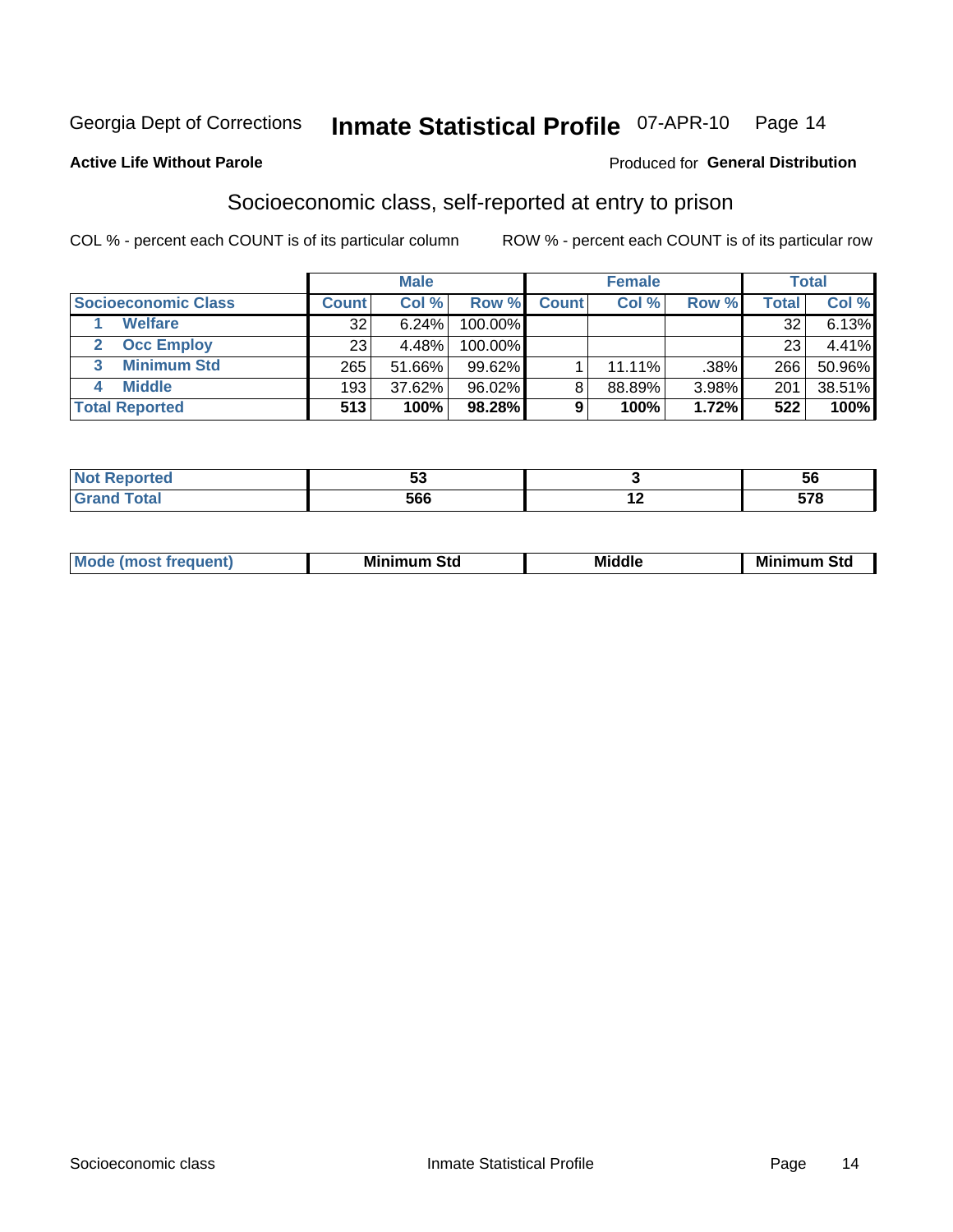Georgia Dept of Corrections **Inmate Statistical Profile** 07-APR-10

**Active Life Without Parole**

Produced for **General Distribution**

## Socioeconomic class, self-reported at entry to prison

COL % - percent each COUNT is of its particular column ROW % - percent each COUNT is of its particular row

| | Male | | | Female | | | Total | |
|---|---|---|---|---|---|---|---|---|
| **Socioeconomic Class** | **Count** | **Col %** | **Row %** | **Count** | **Col %** | **Row %** | **Total** | **Col %** |
| 1 **Welfare** | 32 | 6.24% | 100.00% | | | | 32 | 6.13% |
| 2 **Occ Employ** | 23 | 4.48% | 100.00% | | | | 23 | 4.41% |
| 3 **Minimum Std** | 265 | 51.66% | 99.62% | 1 | 11.11% | .38% | 266 | 50.96% |
| 4 **Middle** | 193 | 37.62% | 96.02% | 8 | 88.89% | 3.98% | 201 | 38.51% |
| **Total Reported** | **513** | **100%** | **98.28%** | **9** | **100%** | **1.72%** | **522** | **100%** |

| | Male | Female | Total |
|---|---|---|---|
| **Not Reported** | **53** | **3** | **56** |
| **Grand Total** | **566** | **12** | **578** |

| | Male | Female | Total |
|---|---|---|---|
| **Mode (most frequent)** | **Minimum Std** | **Middle** | **Minimum Std** |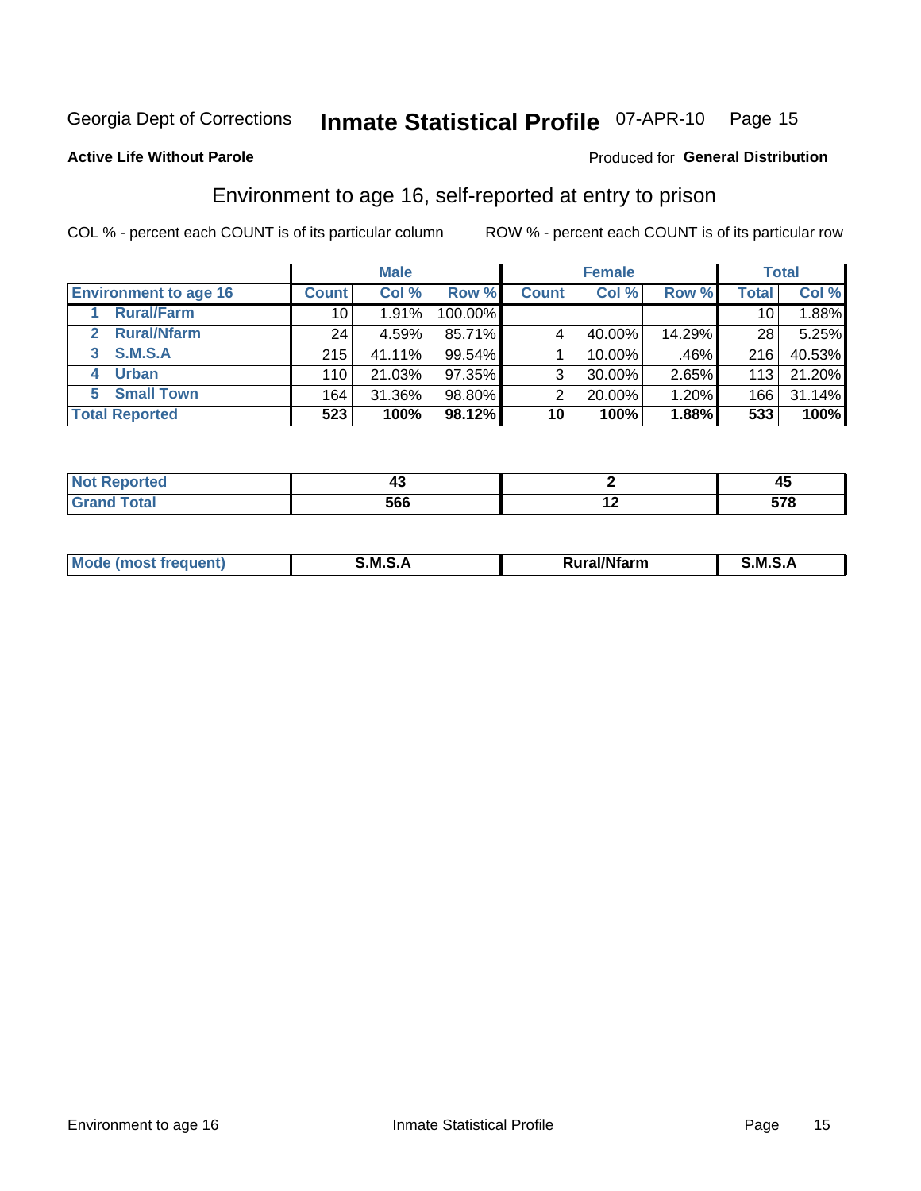Georgia Dept of Corrections **Inmate Statistical Profile** 07-APR-10 Page 15

**Active Life Without Parole**

Produced for **General Distribution**

## Environment to age 16, self-reported at entry to prison

COL % - percent each COUNT is of its particular column

ROW % - percent each COUNT is of its particular row

| | Male | | | Female | | | Total | |
|---|---|---|---|---|---|---|---|---|
| **Environment to age 16** | **Count** | **Col %** | **Row %** | **Count** | **Col %** | **Row %** | **Total** | **Col %** |
| 1 Rural/Farm | 10 | 1.91% | 100.00% | | | | 10 | 1.88% |
| 2 Rural/Nfarm | 24 | 4.59% | 85.71% | 4 | 40.00% | 14.29% | 28 | 5.25% |
| 3 S.M.S.A | 215 | 41.11% | 99.54% | 1 | 10.00% | .46% | 216 | 40.53% |
| 4 Urban | 110 | 21.03% | 97.35% | 3 | 30.00% | 2.65% | 113 | 21.20% |
| 5 Small Town | 164 | 31.36% | 98.80% | 2 | 20.00% | 1.20% | 166 | 31.14% |
| **Total Reported** | **523** | **100%** | **98.12%** | **10** | **100%** | **1.88%** | **533** | **100%** |

| | Male | Female | Total |
|---|---|---|---|
| **Not Reported** | **43** | **2** | **45** |
| **Grand Total** | **566** | **12** | **578** |

| | Male | Female | Total |
|---|---|---|---|
| **Mode (most frequent)** | **S.M.S.A** | **Rural/Nfarm** | **S.M.S.A** |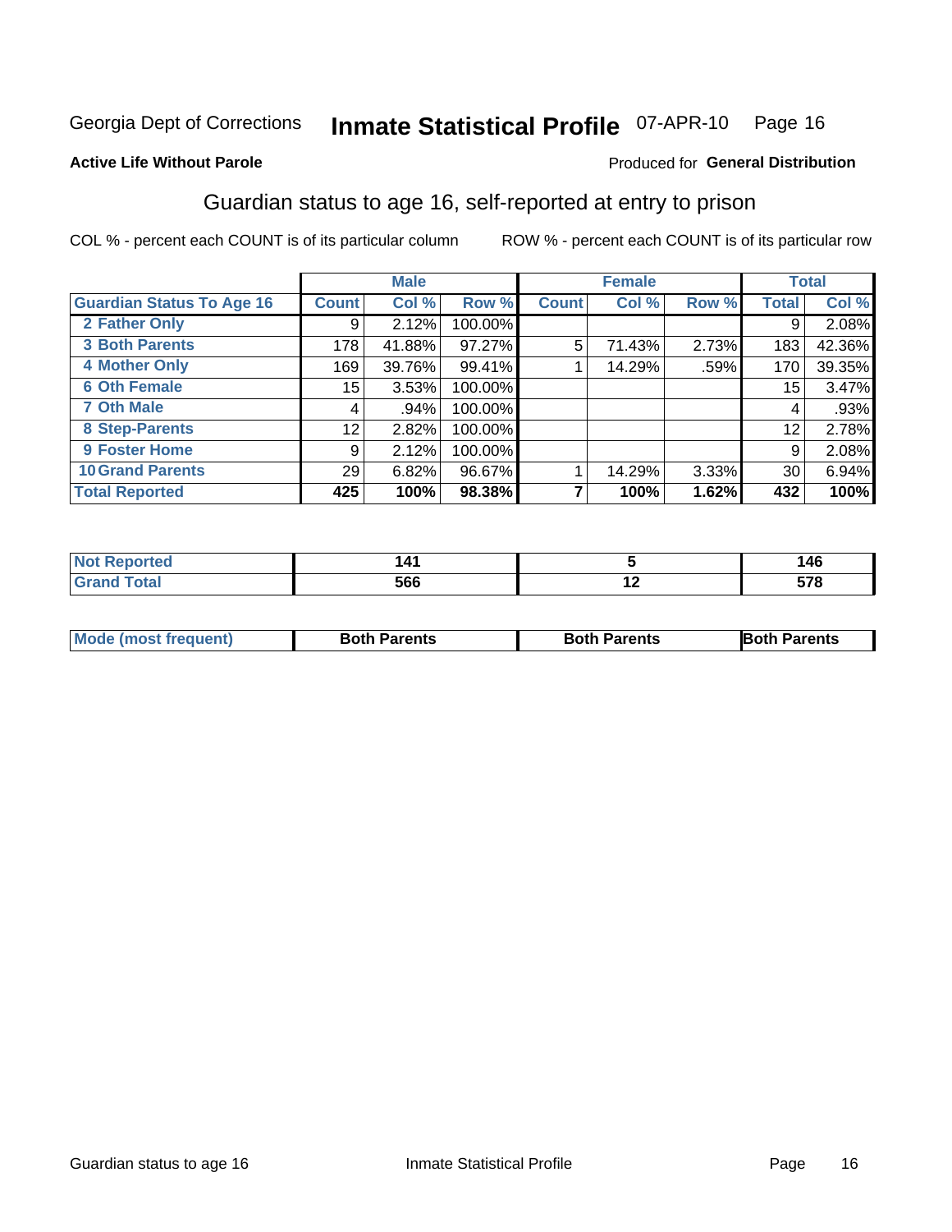Georgia Dept of Corrections **Inmate Statistical Profile** 07-APR-10

**Active Life Without Parole**

Produced for **General Distribution**

## Guardian status to age 16, self-reported at entry to prison

COL % - percent each COUNT is of its particular column ROW % - percent each COUNT is of its particular row

| | Male | | | Female | | | Total | |
|---|---|---|---|---|---|---|---|---|
| **Guardian Status To Age 16** | **Count** | **Col %** | **Row %** | **Count** | **Col %** | **Row %** | **Total** | **Col %** |
| 2 Father Only | 9 | 2.12% | 100.00% | | | | 9 | 2.08% |
| 3 Both Parents | 178 | 41.88% | 97.27% | 5 | 71.43% | 2.73% | 183 | 42.36% |
| 4 Mother Only | 169 | 39.76% | 99.41% | 1 | 14.29% | .59% | 170 | 39.35% |
| 6 Oth Female | 15 | 3.53% | 100.00% | | | | 15 | 3.47% |
| 7 Oth Male | 4 | .94% | 100.00% | | | | 4 | .93% |
| 8 Step-Parents | 12 | 2.82% | 100.00% | | | | 12 | 2.78% |
| 9 Foster Home | 9 | 2.12% | 100.00% | | | | 9 | 2.08% |
| 10 Grand Parents | 29 | 6.82% | 96.67% | 1 | 14.29% | 3.33% | 30 | 6.94% |
| **Total Reported** | **425** | **100%** | **98.38%** | **7** | **100%** | **1.62%** | **432** | **100%** |

| | Male | Female | Total |
|---|---|---|---|
| Not Reported | 141 | 5 | 146 |
| Grand Total | 566 | 12 | 578 |

| | Male | Female | Total |
|---|---|---|---|
| Mode (most frequent) | Both Parents | Both Parents | Both Parents |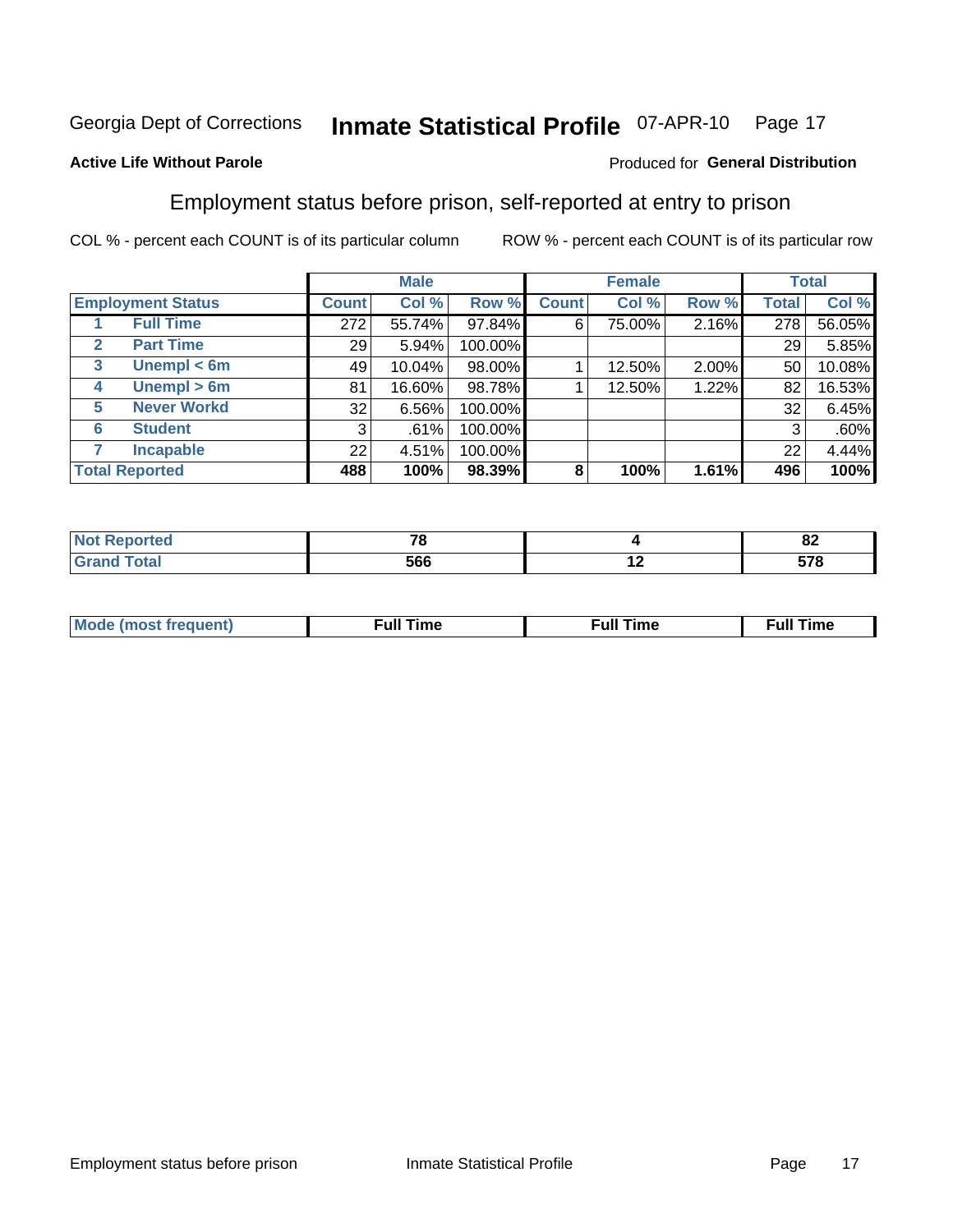Georgia Dept of Corrections **Inmate Statistical Profile** 07-APR-10

**Active Life Without Parole**

Produced for **General Distribution**

## Employment status before prison, self-reported at entry to prison

COL % - percent each COUNT is of its particular column ROW % - percent each COUNT is of its particular row

| | | Male | | | Female | | | Total | |
|---|---|---|---|---|---|---|---|---|---|
| **Employment Status** | | **Count** | **Col %** | **Row %** | **Count** | **Col %** | **Row %** | **Total** | **Col %** |
| 1 | **Full Time** | 272 | 55.74% | 97.84% | 6 | 75.00% | 2.16% | 278 | 56.05% |
| 2 | **Part Time** | 29 | 5.94% | 100.00% | | | | 29 | 5.85% |
| 3 | **Unempl < 6m** | 49 | 10.04% | 98.00% | 1 | 12.50% | 2.00% | 50 | 10.08% |
| 4 | **Unempl > 6m** | 81 | 16.60% | 98.78% | 1 | 12.50% | 1.22% | 82 | 16.53% |
| 5 | **Never Workd** | 32 | 6.56% | 100.00% | | | | 32 | 6.45% |
| 6 | **Student** | 3 | .61% | 100.00% | | | | 3 | .60% |
| 7 | **Incapable** | 22 | 4.51% | 100.00% | | | | 22 | 4.44% |
| **Total Reported** | | **488** | **100%** | **98.39%** | **8** | **100%** | **1.61%** | **496** | **100%** |

| | Male | Female | Total |
|---|---|---|---|
| **Not Reported** | **78** | **4** | **82** |
| **Grand Total** | **566** | **12** | **578** |

| | Male | Female | Total |
|---|---|---|---|
| **Mode (most frequent)** | **Full Time** | **Full Time** | **Full Time** |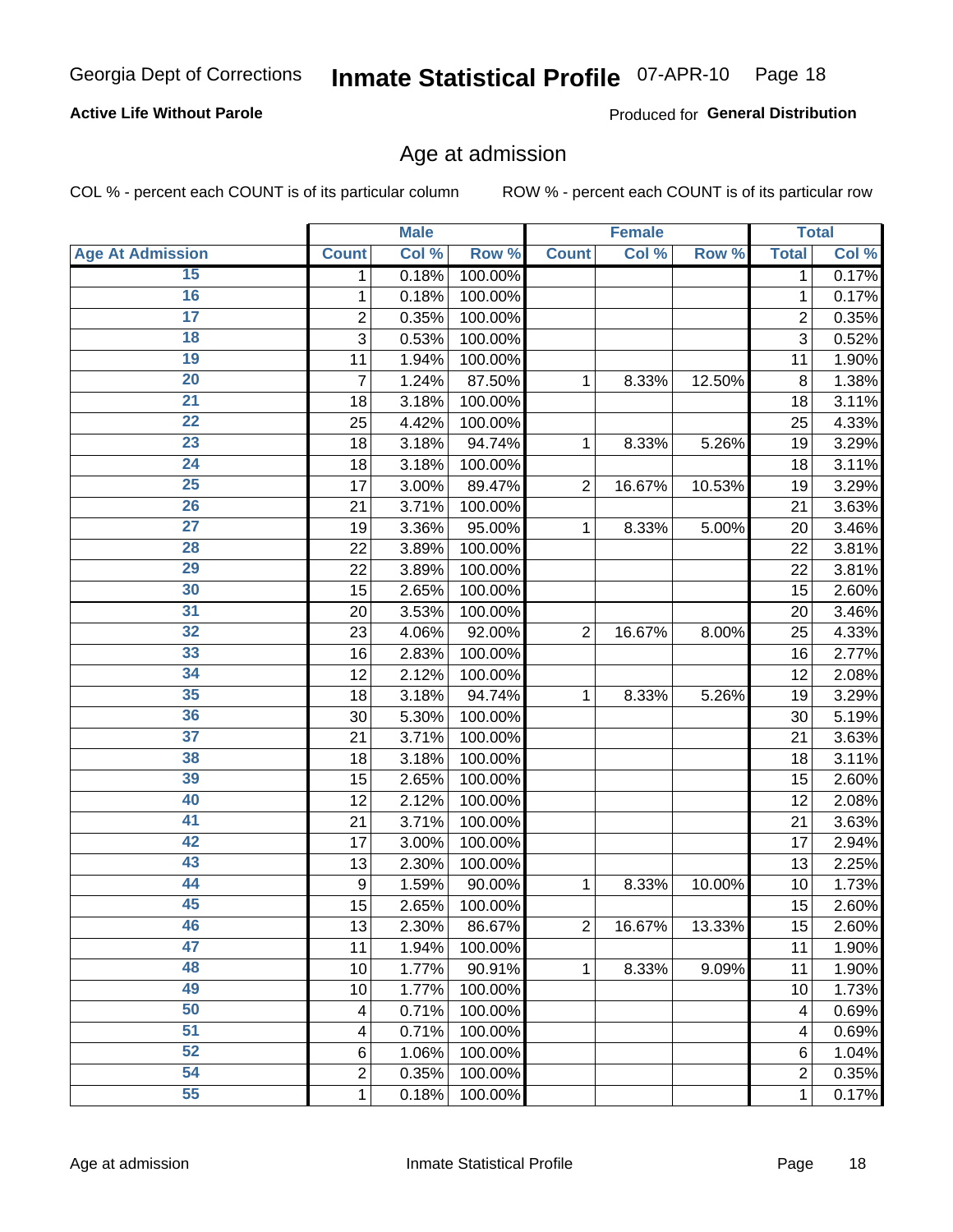Georgia Dept of Corrections **Inmate Statistical Profile** 07-APR-10

**Active Life Without Parole**

Produced for **General Distribution**

## Age at admission

COL % - percent each COUNT is of its particular column     ROW % - percent each COUNT is of its particular row

| | Male | | | Female | | | Total | |
|---|---|---|---|---|---|---|---|---|
| **Age At Admission** | **Count** | **Col %** | **Row %** | **Count** | **Col %** | **Row %** | **Total** | **Col %** |
| 15 | 1 | 0.18% | 100.00% | | | | 1 | 0.17% |
| 16 | 1 | 0.18% | 100.00% | | | | 1 | 0.17% |
| 17 | 2 | 0.35% | 100.00% | | | | 2 | 0.35% |
| 18 | 3 | 0.53% | 100.00% | | | | 3 | 0.52% |
| 19 | 11 | 1.94% | 100.00% | | | | 11 | 1.90% |
| 20 | 7 | 1.24% | 87.50% | 1 | 8.33% | 12.50% | 8 | 1.38% |
| 21 | 18 | 3.18% | 100.00% | | | | 18 | 3.11% |
| 22 | 25 | 4.42% | 100.00% | | | | 25 | 4.33% |
| 23 | 18 | 3.18% | 94.74% | 1 | 8.33% | 5.26% | 19 | 3.29% |
| 24 | 18 | 3.18% | 100.00% | | | | 18 | 3.11% |
| 25 | 17 | 3.00% | 89.47% | 2 | 16.67% | 10.53% | 19 | 3.29% |
| 26 | 21 | 3.71% | 100.00% | | | | 21 | 3.63% |
| 27 | 19 | 3.36% | 95.00% | 1 | 8.33% | 5.00% | 20 | 3.46% |
| 28 | 22 | 3.89% | 100.00% | | | | 22 | 3.81% |
| 29 | 22 | 3.89% | 100.00% | | | | 22 | 3.81% |
| 30 | 15 | 2.65% | 100.00% | | | | 15 | 2.60% |
| 31 | 20 | 3.53% | 100.00% | | | | 20 | 3.46% |
| 32 | 23 | 4.06% | 92.00% | 2 | 16.67% | 8.00% | 25 | 4.33% |
| 33 | 16 | 2.83% | 100.00% | | | | 16 | 2.77% |
| 34 | 12 | 2.12% | 100.00% | | | | 12 | 2.08% |
| 35 | 18 | 3.18% | 94.74% | 1 | 8.33% | 5.26% | 19 | 3.29% |
| 36 | 30 | 5.30% | 100.00% | | | | 30 | 5.19% |
| 37 | 21 | 3.71% | 100.00% | | | | 21 | 3.63% |
| 38 | 18 | 3.18% | 100.00% | | | | 18 | 3.11% |
| 39 | 15 | 2.65% | 100.00% | | | | 15 | 2.60% |
| 40 | 12 | 2.12% | 100.00% | | | | 12 | 2.08% |
| 41 | 21 | 3.71% | 100.00% | | | | 21 | 3.63% |
| 42 | 17 | 3.00% | 100.00% | | | | 17 | 2.94% |
| 43 | 13 | 2.30% | 100.00% | | | | 13 | 2.25% |
| 44 | 9 | 1.59% | 90.00% | 1 | 8.33% | 10.00% | 10 | 1.73% |
| 45 | 15 | 2.65% | 100.00% | | | | 15 | 2.60% |
| 46 | 13 | 2.30% | 86.67% | 2 | 16.67% | 13.33% | 15 | 2.60% |
| 47 | 11 | 1.94% | 100.00% | | | | 11 | 1.90% |
| 48 | 10 | 1.77% | 90.91% | 1 | 8.33% | 9.09% | 11 | 1.90% |
| 49 | 10 | 1.77% | 100.00% | | | | 10 | 1.73% |
| 50 | 4 | 0.71% | 100.00% | | | | 4 | 0.69% |
| 51 | 4 | 0.71% | 100.00% | | | | 4 | 0.69% |
| 52 | 6 | 1.06% | 100.00% | | | | 6 | 1.04% |
| 54 | 2 | 0.35% | 100.00% | | | | 2 | 0.35% |
| 55 | 1 | 0.18% | 100.00% | | | | 1 | 0.17% |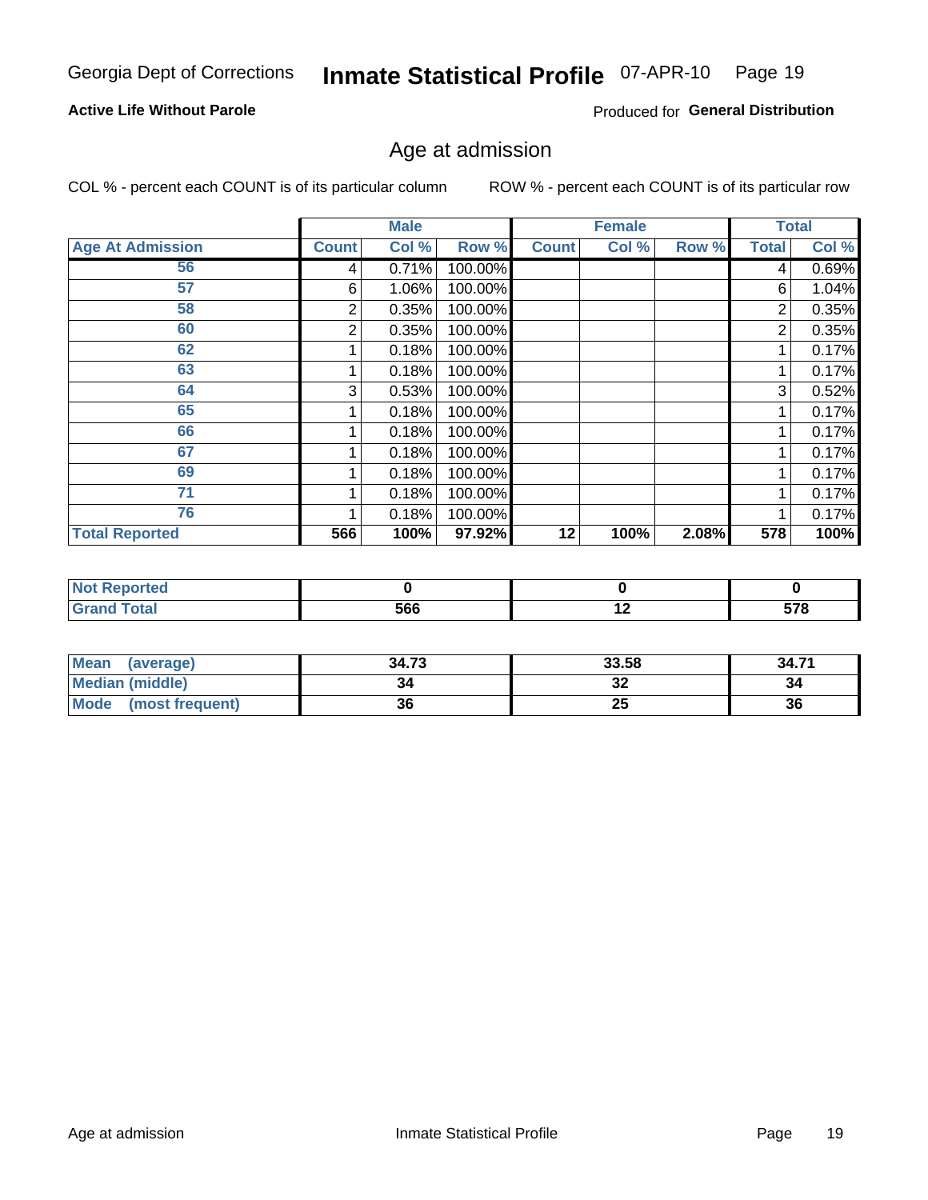Georgia Dept of Corrections **Inmate Statistical Profile** 07-APR-10

**Active Life Without Parole**

Produced for **General Distribution**

## Age at admission

COL % - percent each COUNT is of its particular column    ROW % - percent each COUNT is of its particular row

| | Male | | | Female | | | Total | |
|---|---|---|---|---|---|---|---|---|
| **Age At Admission** | **Count** | **Col %** | **Row %** | **Count** | **Col %** | **Row %** | **Total** | **Col %** |
| 56 | 4 | 0.71% | 100.00% | | | | 4 | 0.69% |
| 57 | 6 | 1.06% | 100.00% | | | | 6 | 1.04% |
| 58 | 2 | 0.35% | 100.00% | | | | 2 | 0.35% |
| 60 | 2 | 0.35% | 100.00% | | | | 2 | 0.35% |
| 62 | 1 | 0.18% | 100.00% | | | | 1 | 0.17% |
| 63 | 1 | 0.18% | 100.00% | | | | 1 | 0.17% |
| 64 | 3 | 0.53% | 100.00% | | | | 3 | 0.52% |
| 65 | 1 | 0.18% | 100.00% | | | | 1 | 0.17% |
| 66 | 1 | 0.18% | 100.00% | | | | 1 | 0.17% |
| 67 | 1 | 0.18% | 100.00% | | | | 1 | 0.17% |
| 69 | 1 | 0.18% | 100.00% | | | | 1 | 0.17% |
| 71 | 1 | 0.18% | 100.00% | | | | 1 | 0.17% |
| 76 | 1 | 0.18% | 100.00% | | | | 1 | 0.17% |
| **Total Reported** | **566** | **100%** | **97.92%** | **12** | **100%** | **2.08%** | **578** | **100%** |

| | Male | Female | Total |
|---|---|---|---|
| Not Reported | 0 | 0 | 0 |
| Grand Total | 566 | 12 | 578 |

| | Male | Female | Total |
|---|---|---|---|
| Mean (average) | 34.73 | 33.58 | 34.71 |
| Median (middle) | 34 | 32 | 34 |
| Mode (most frequent) | 36 | 25 | 36 |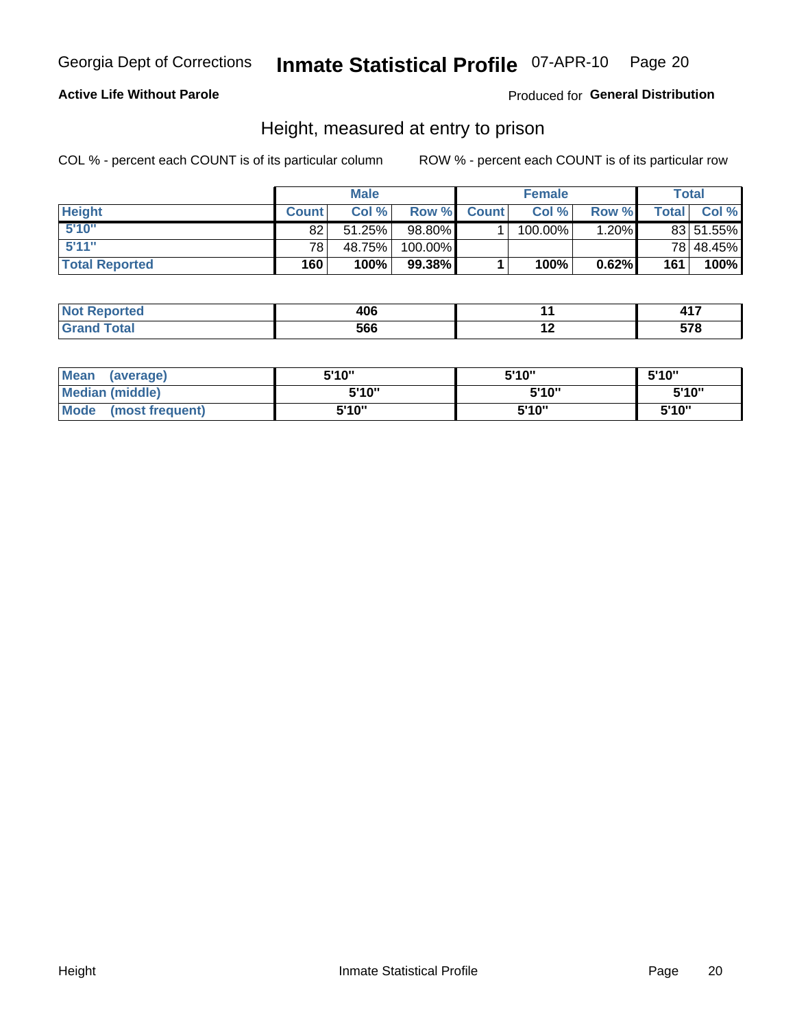Georgia Dept of Corrections **Inmate Statistical Profile** 07-APR-10

**Active Life Without Parole**

Produced for **General Distribution**

## Height, measured at entry to prison

COL % - percent each COUNT is of its particular column

ROW % - percent each COUNT is of its particular row

| | Male | | | Female | | | Total | |
|---|---|---|---|---|---|---|---|---|
| **Height** | **Count** | **Col %** | **Row %** | **Count** | **Col %** | **Row %** | **Total** | **Col %** |
| **5'10"** | 82 | 51.25% | 98.80% | 1 | 100.00% | 1.20% | 83 | 51.55% |
| **5'11"** | 78 | 48.75% | 100.00% | | | | 78 | 48.45% |
| **Total Reported** | **160** | **100%** | **99.38%** | **1** | **100%** | **0.62%** | **161** | **100%** |

| | Male | Female | Total |
|---|---|---|---|
| **Not Reported** | **406** | **11** | **417** |
| **Grand Total** | **566** | **12** | **578** |

| | Male | Female | Total |
|---|---|---|---|
| **Mean (average)** | **5'10"** | **5'10"** | **5'10"** |
| **Median (middle)** | **5'10"** | **5'10"** | **5'10"** |
| **Mode (most frequent)** | **5'10"** | **5'10"** | **5'10"** |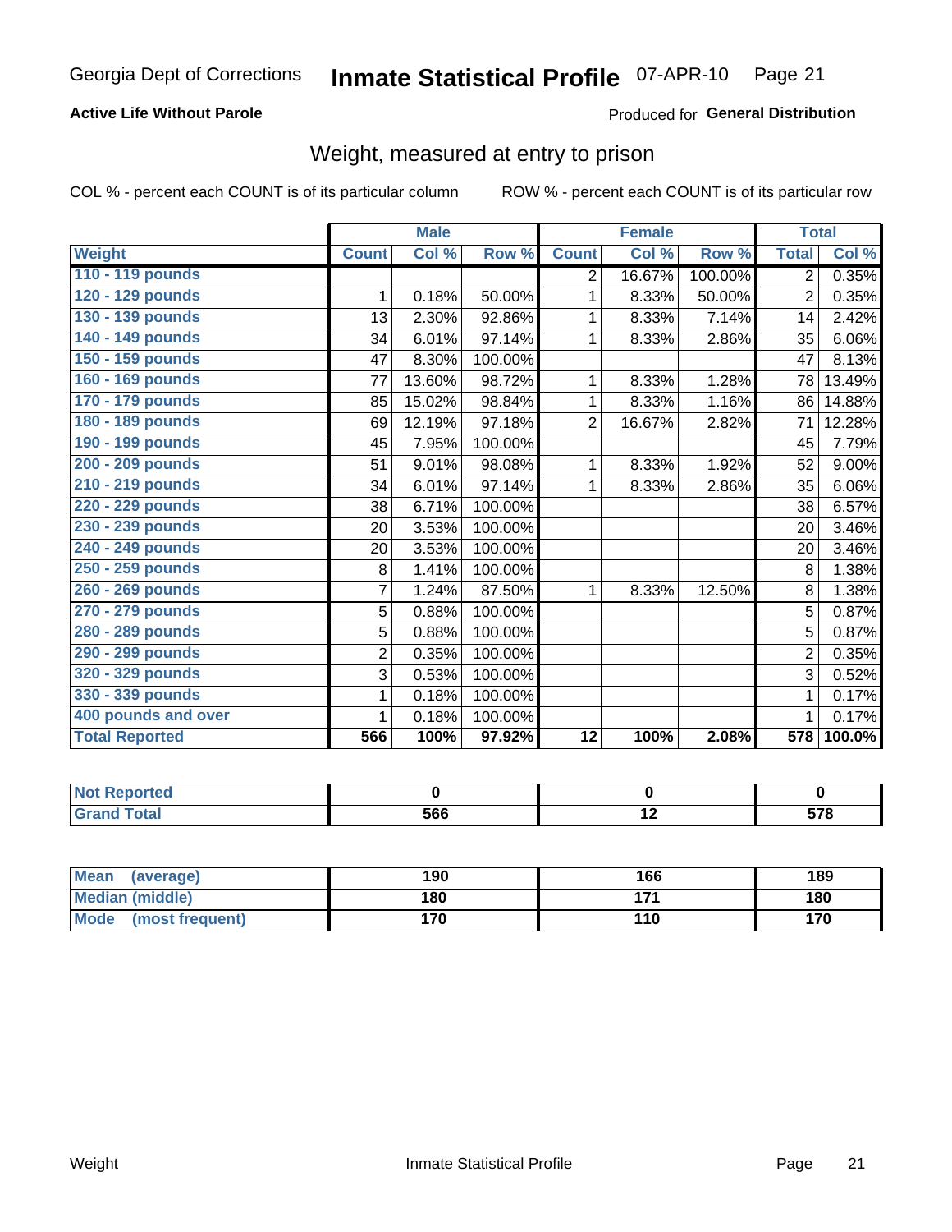Georgia Dept of Corrections **Inmate Statistical Profile** 07-APR-10

**Active Life Without Parole**

Produced for **General Distribution**

## Weight, measured at entry to prison

COL % - percent each COUNT is of its particular column

ROW % - percent each COUNT is of its particular row

| | Male | | | Female | | | Total | |
|---|---|---|---|---|---|---|---|---|
| **Weight** | **Count** | **Col %** | **Row %** | **Count** | **Col %** | **Row %** | **Total** | **Col %** |
| **110 - 119 pounds** | | | | 2 | 16.67% | 100.00% | 2 | 0.35% |
| **120 - 129 pounds** | 1 | 0.18% | 50.00% | 1 | 8.33% | 50.00% | 2 | 0.35% |
| **130 - 139 pounds** | 13 | 2.30% | 92.86% | 1 | 8.33% | 7.14% | 14 | 2.42% |
| **140 - 149 pounds** | 34 | 6.01% | 97.14% | 1 | 8.33% | 2.86% | 35 | 6.06% |
| **150 - 159 pounds** | 47 | 8.30% | 100.00% | | | | 47 | 8.13% |
| **160 - 169 pounds** | 77 | 13.60% | 98.72% | 1 | 8.33% | 1.28% | 78 | 13.49% |
| **170 - 179 pounds** | 85 | 15.02% | 98.84% | 1 | 8.33% | 1.16% | 86 | 14.88% |
| **180 - 189 pounds** | 69 | 12.19% | 97.18% | 2 | 16.67% | 2.82% | 71 | 12.28% |
| **190 - 199 pounds** | 45 | 7.95% | 100.00% | | | | 45 | 7.79% |
| **200 - 209 pounds** | 51 | 9.01% | 98.08% | 1 | 8.33% | 1.92% | 52 | 9.00% |
| **210 - 219 pounds** | 34 | 6.01% | 97.14% | 1 | 8.33% | 2.86% | 35 | 6.06% |
| **220 - 229 pounds** | 38 | 6.71% | 100.00% | | | | 38 | 6.57% |
| **230 - 239 pounds** | 20 | 3.53% | 100.00% | | | | 20 | 3.46% |
| **240 - 249 pounds** | 20 | 3.53% | 100.00% | | | | 20 | 3.46% |
| **250 - 259 pounds** | 8 | 1.41% | 100.00% | | | | 8 | 1.38% |
| **260 - 269 pounds** | 7 | 1.24% | 87.50% | 1 | 8.33% | 12.50% | 8 | 1.38% |
| **270 - 279 pounds** | 5 | 0.88% | 100.00% | | | | 5 | 0.87% |
| **280 - 289 pounds** | 5 | 0.88% | 100.00% | | | | 5 | 0.87% |
| **290 - 299 pounds** | 2 | 0.35% | 100.00% | | | | 2 | 0.35% |
| **320 - 329 pounds** | 3 | 0.53% | 100.00% | | | | 3 | 0.52% |
| **330 - 339 pounds** | 1 | 0.18% | 100.00% | | | | 1 | 0.17% |
| **400 pounds and over** | 1 | 0.18% | 100.00% | | | | 1 | 0.17% |
| **Total Reported** | **566** | **100%** | **97.92%** | **12** | **100%** | **2.08%** | **578** | **100.0%** |

| | Male | Female | Total |
|---|---|---|---|
| **Not Reported** | **0** | **0** | **0** |
| **Grand Total** | **566** | **12** | **578** |

| | Male | Female | Total |
|---|---|---|---|
| **Mean (average)** | **190** | **166** | **189** |
| **Median (middle)** | **180** | **171** | **180** |
| **Mode (most frequent)** | **170** | **110** | **170** |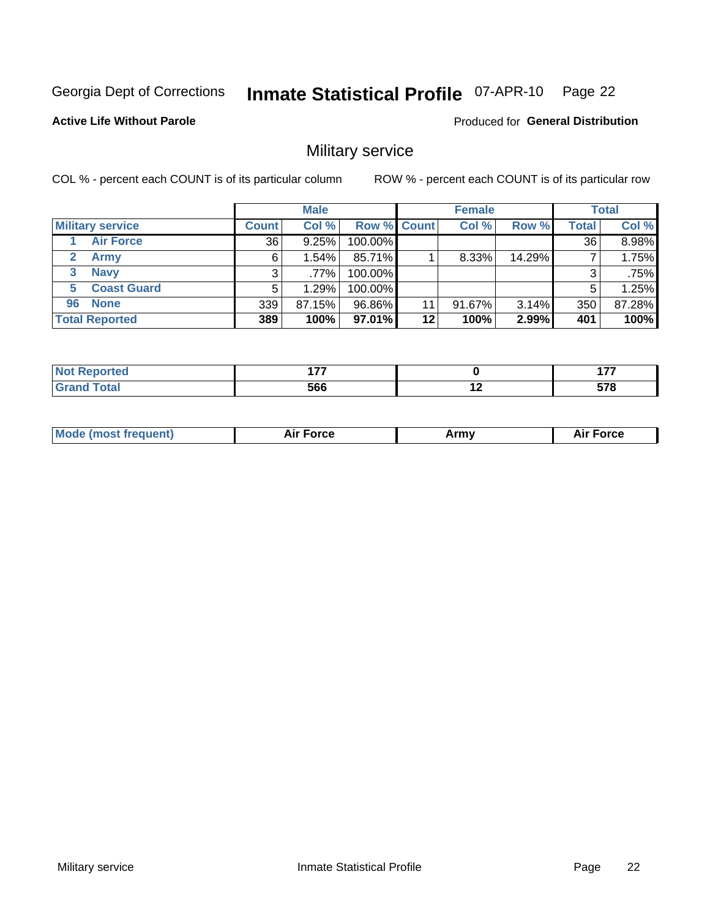Georgia Dept of Corrections **Inmate Statistical Profile** 07-APR-10 Page 22

**Active Life Without Parole**

Produced for **General Distribution**

## Military service

COL % - percent each COUNT is of its particular column

ROW % - percent each COUNT is of its particular row

| | Male | | | Female | | | Total | |
|---|---|---|---|---|---|---|---|---|
| **Military service** | **Count** | **Col %** | **Row %** | **Count** | **Col %** | **Row %** | **Total** | **Col %** |
| 1 **Air Force** | 36 | 9.25% | 100.00% | | | | 36 | 8.98% |
| 2 **Army** | 6 | 1.54% | 85.71% | 1 | 8.33% | 14.29% | 7 | 1.75% |
| 3 **Navy** | 3 | .77% | 100.00% | | | | 3 | .75% |
| 5 **Coast Guard** | 5 | 1.29% | 100.00% | | | | 5 | 1.25% |
| 96 **None** | 339 | 87.15% | 96.86% | 11 | 91.67% | 3.14% | 350 | 87.28% |
| **Total Reported** | **389** | **100%** | **97.01%** | **12** | **100%** | **2.99%** | **401** | **100%** |

| | Male | Female | Total |
|---|---|---|---|
| **Not Reported** | **177** | **0** | **177** |
| **Grand Total** | **566** | **12** | **578** |

| | Male | Female | Total |
|---|---|---|---|
| **Mode (most frequent)** | **Air Force** | **Army** | **Air Force** |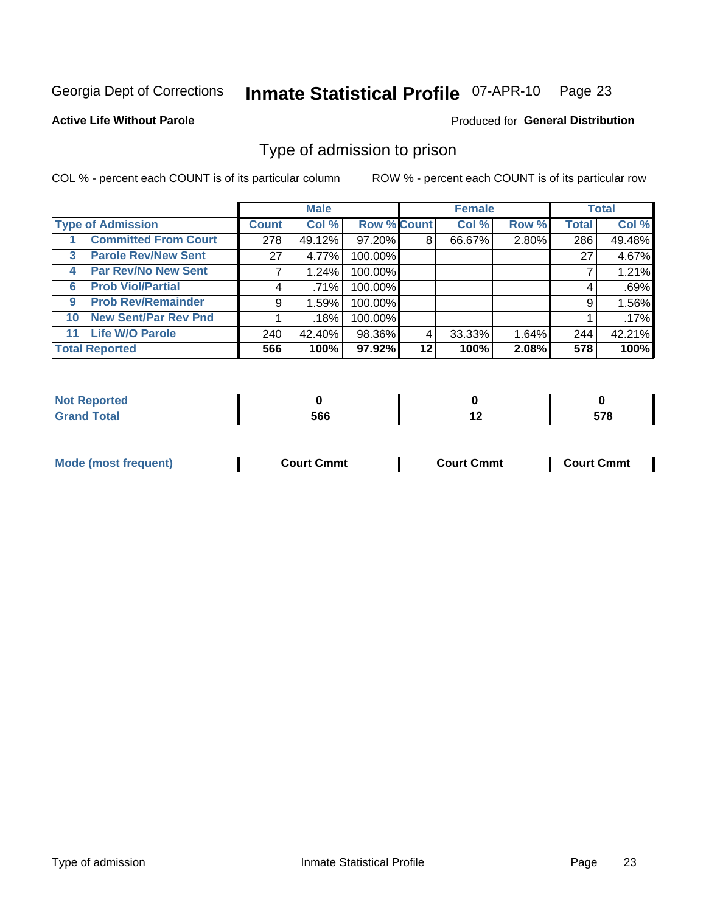Georgia Dept of Corrections **Inmate Statistical Profile** 07-APR-10

**Active Life Without Parole**

Produced for **General Distribution**

## Type of admission to prison

COL % - percent each COUNT is of its particular column

ROW % - percent each COUNT is of its particular row

| | Male | | | Female | | | Total | |
|---|---|---|---|---|---|---|---|---|
| **Type of Admission** | **Count** | **Col %** | **Row %** | **Count** | **Col %** | **Row %** | **Total** | **Col %** |
| **1 Committed From Court** | 278 | 49.12% | 97.20% | 8 | 66.67% | 2.80% | 286 | 49.48% |
| **3 Parole Rev/New Sent** | 27 | 4.77% | 100.00% | | | | 27 | 4.67% |
| **4 Par Rev/No New Sent** | 7 | 1.24% | 100.00% | | | | 7 | 1.21% |
| **6 Prob Viol/Partial** | 4 | .71% | 100.00% | | | | 4 | .69% |
| **9 Prob Rev/Remainder** | 9 | 1.59% | 100.00% | | | | 9 | 1.56% |
| **10 New Sent/Par Rev Pnd** | 1 | .18% | 100.00% | | | | 1 | .17% |
| **11 Life W/O Parole** | 240 | 42.40% | 98.36% | 4 | 33.33% | 1.64% | 244 | 42.21% |
| **Total Reported** | **566** | **100%** | **97.92%** | **12** | **100%** | **2.08%** | **578** | **100%** |

| | Male | Female | Total |
|---|---|---|---|
| **Not Reported** | **0** | **0** | **0** |
| **Grand Total** | **566** | **12** | **578** |

| | Male | Female | Total |
|---|---|---|---|
| **Mode (most frequent)** | **Court Cmmt** | **Court Cmmt** | **Court Cmmt** |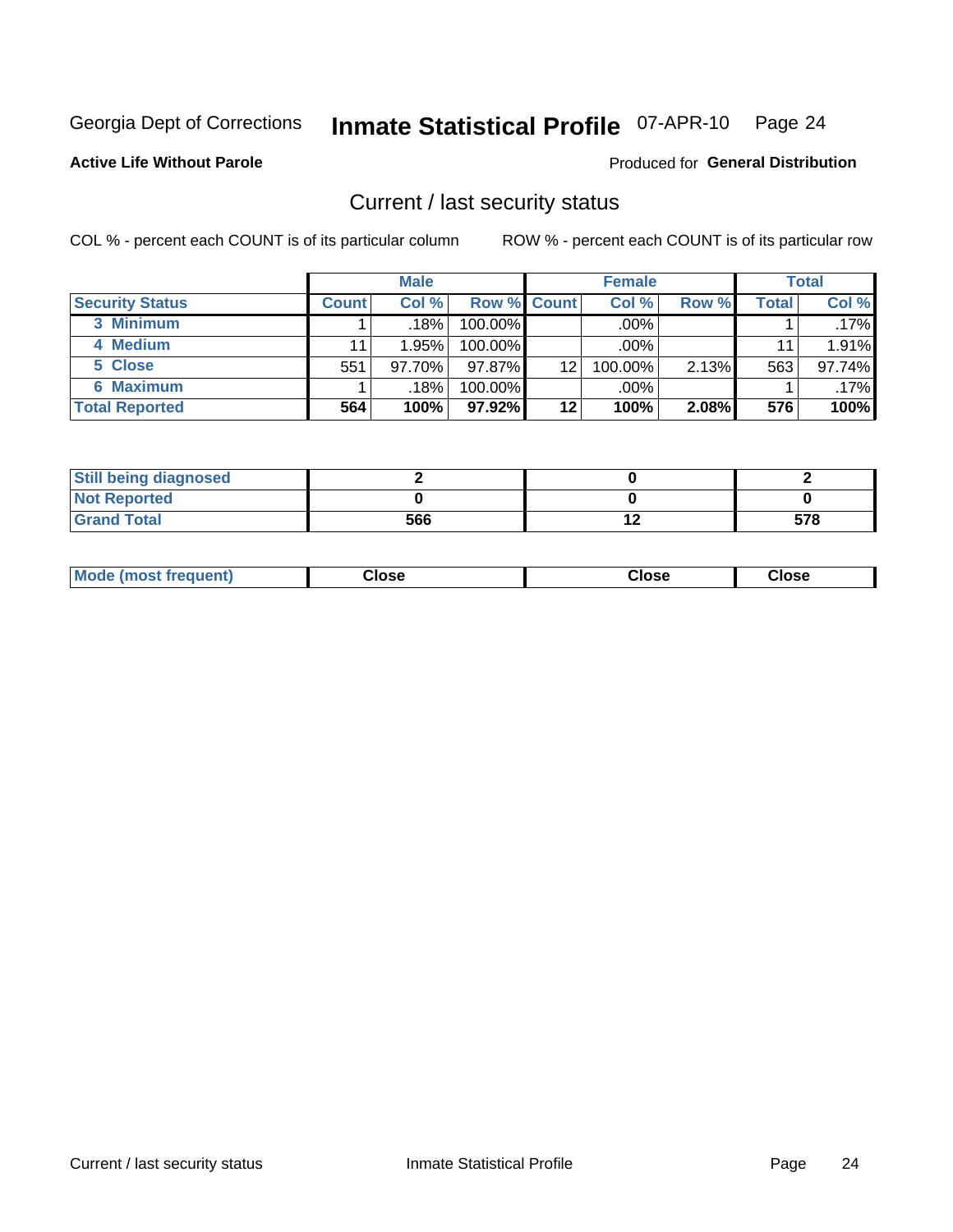Georgia Dept of Corrections **Inmate Statistical Profile** 07-APR-10 Page 24

**Active Life Without Parole**

Produced for **General Distribution**

## Current / last security status

COL % - percent each COUNT is of its particular column

ROW % - percent each COUNT is of its particular row

| | Male | | | Female | | | Total | |
|---|---|---|---|---|---|---|---|---|
| **Security Status** | **Count** | **Col %** | **Row %** | **Count** | **Col %** | **Row %** | **Total** | **Col %** |
| 3 Minimum | 1 | .18% | 100.00% | | .00% | | 1 | .17% |
| 4 Medium | 11 | 1.95% | 100.00% | | .00% | | 11 | 1.91% |
| 5 Close | 551 | 97.70% | 97.87% | 12 | 100.00% | 2.13% | 563 | 97.74% |
| 6 Maximum | 1 | .18% | 100.00% | | .00% | | 1 | .17% |
| **Total Reported** | **564** | **100%** | **97.92%** | **12** | **100%** | **2.08%** | **576** | **100%** |

| | Male | Female | Total |
|---|---|---|---|
| **Still being diagnosed** | **2** | **0** | **2** |
| **Not Reported** | **0** | **0** | **0** |
| **Grand Total** | **566** | **12** | **578** |

| | Male | Female | Total |
|---|---|---|---|
| **Mode (most frequent)** | **Close** | **Close** | **Close** |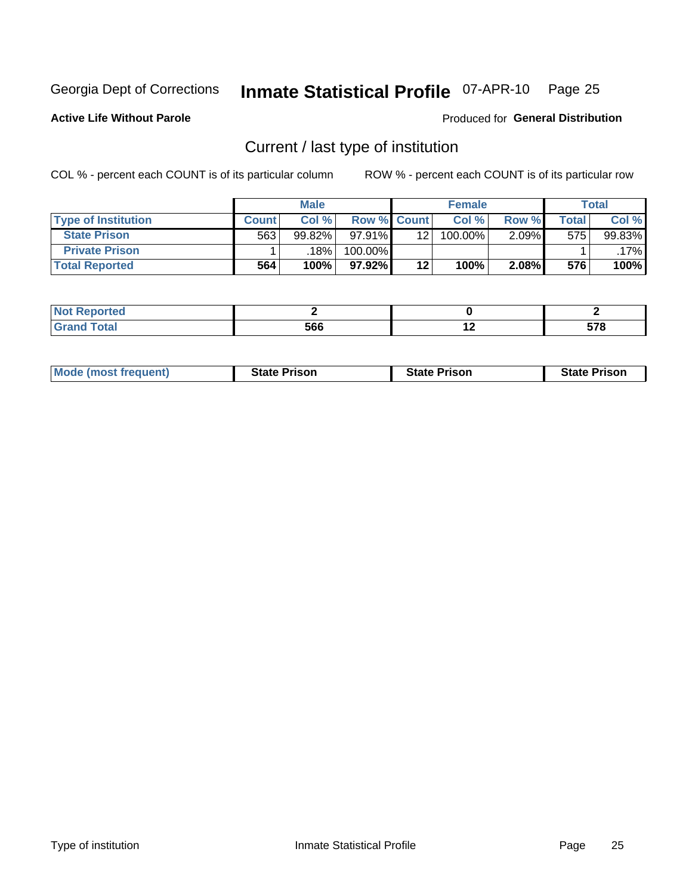Georgia Dept of Corrections **Inmate Statistical Profile** 07-APR-10

**Active Life Without Parole**

Produced for **General Distribution**

## Current / last type of institution

COL % - percent each COUNT is of its particular column

ROW % - percent each COUNT is of its particular row

| | Male | | | Female | | | Total | |
|---|---|---|---|---|---|---|---|---|
| **Type of Institution** | **Count** | **Col %** | **Row %** | **Count** | **Col %** | **Row %** | **Total** | **Col %** |
| **State Prison** | 563 | 99.82% | 97.91% | 12 | 100.00% | 2.09% | 575 | 99.83% |
| **Private Prison** | 1 | .18% | 100.00% | | | | 1 | .17% |
| **Total Reported** | **564** | **100%** | **97.92%** | **12** | **100%** | **2.08%** | **576** | **100%** |

| | Male | Female | Total |
|---|---|---|---|
| **Not Reported** | **2** | **0** | **2** |
| **Grand Total** | **566** | **12** | **578** |

| | Male | Female | Total |
|---|---|---|---|
| **Mode (most frequent)** | **State Prison** | **State Prison** | **State Prison** |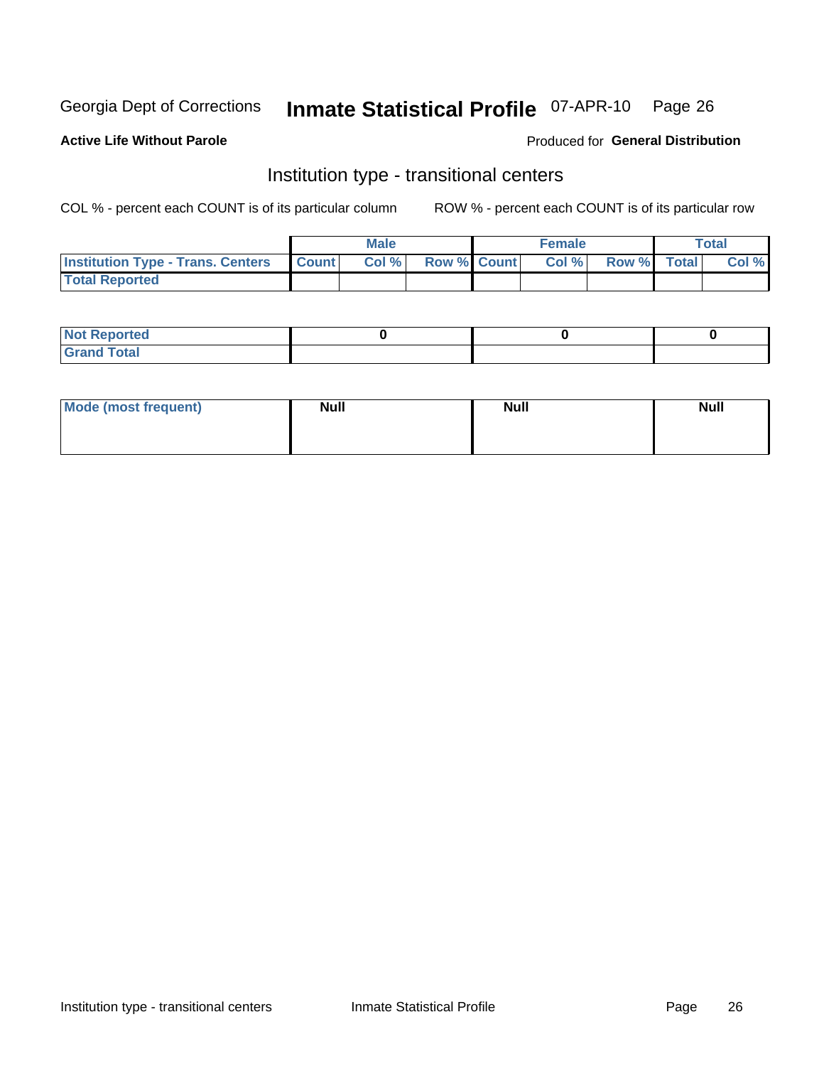Georgia Dept of Corrections **Inmate Statistical Profile** 07-APR-10

**Active Life Without Parole**

Produced for **General Distribution**

## Institution type - transitional centers

COL % - percent each COUNT is of its particular column ROW % - percent each COUNT is of its particular row

| | Male | | | Female | | | Total | |
|---|---|---|---|---|---|---|---|---|
| **Institution Type - Trans. Centers** | **Count** | **Col %** | **Row %** | **Count** | **Col %** | **Row %** | **Total** | **Col %** |
| **Total Reported** | | | | | | | | |

| | Male | Female | Total |
|---|---|---|---|
| **Not Reported** | 0 | 0 | 0 |
| **Grand Total** | | | |

| | Male | Female | Total |
|---|---|---|---|
| **Mode (most frequent)** | Null | Null | Null |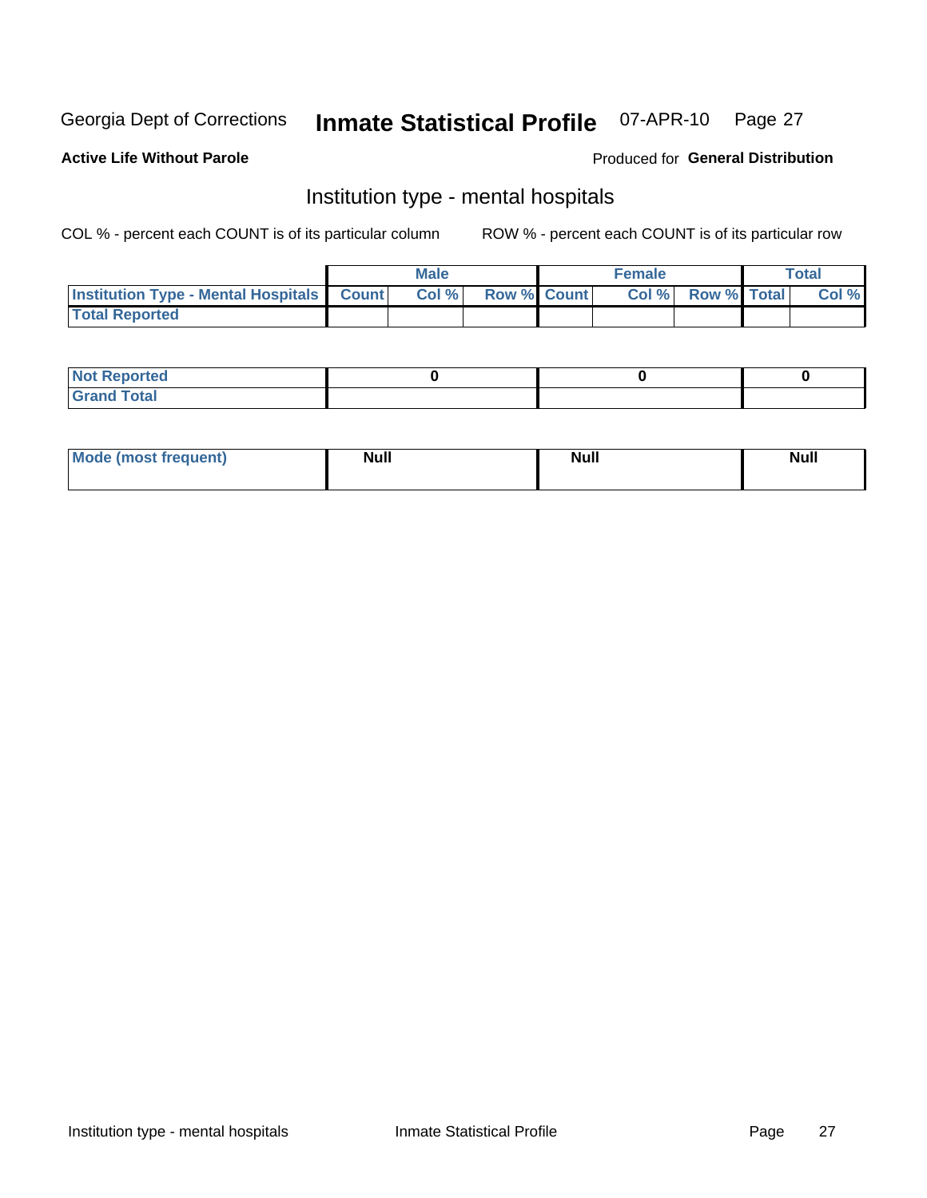Georgia Dept of Corrections **Inmate Statistical Profile** 07-APR-10 Page 27

**Active Life Without Parole**

Produced for **General Distribution**

## Institution type - mental hospitals

COL % - percent each COUNT is of its particular column

ROW % - percent each COUNT is of its particular row

| | Male | | | Female | | | Total | |
|---|---|---|---|---|---|---|---|---|
| **Institution Type - Mental Hospitals** | **Count** | **Col %** | **Row %** | **Count** | **Col %** | **Row %** | **Total** | **Col %** |
| **Total Reported** | | | | | | | | |

| | Male | Female | Total |
|---|---|---|---|
| **Not Reported** | 0 | 0 | 0 |
| **Grand Total** | | | |

| | Male | Female | Total |
|---|---|---|---|
| **Mode (most frequent)** | Null | Null | Null |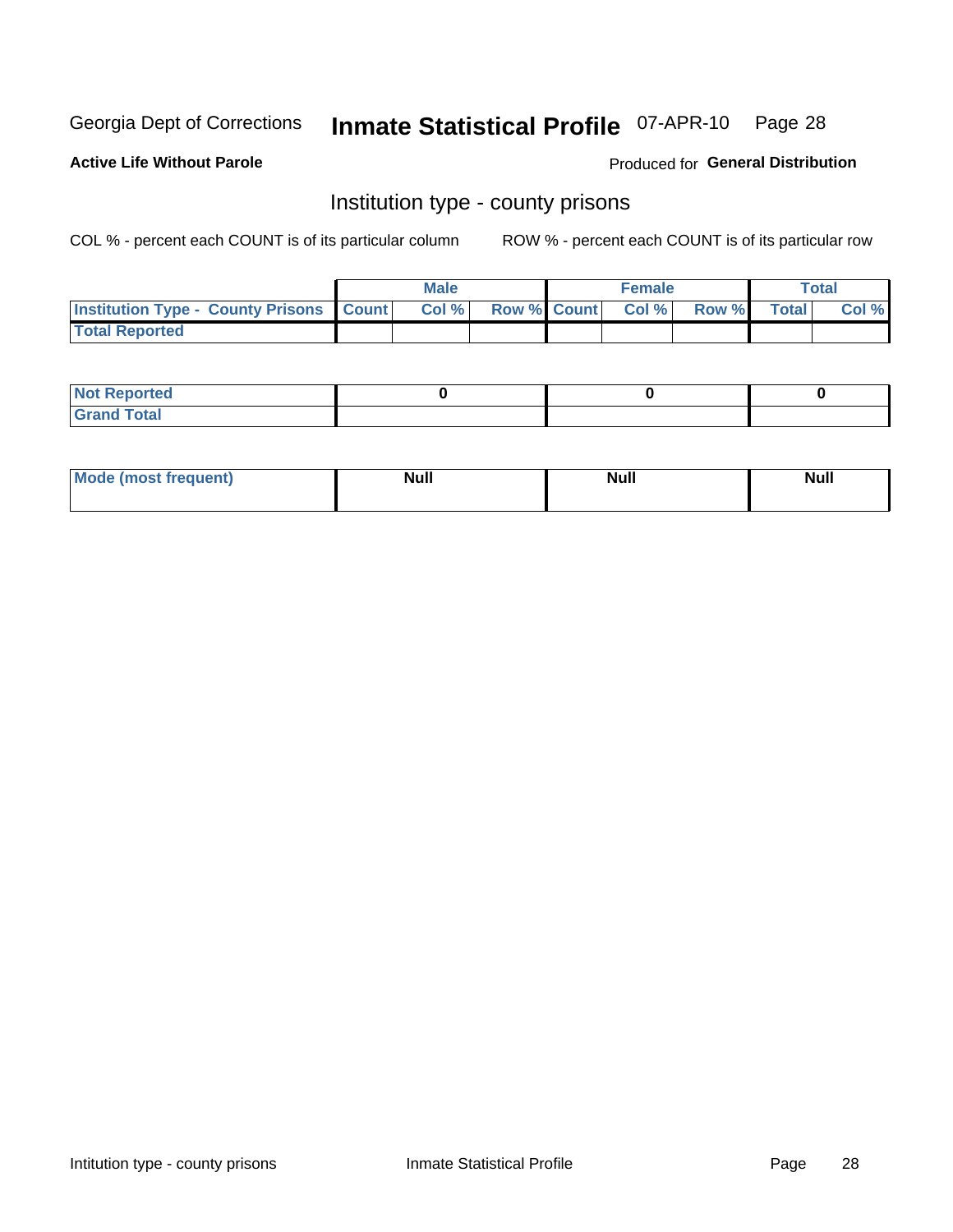Georgia Dept of Corrections **Inmate Statistical Profile** 07-APR-10

**Active Life Without Parole**

Produced for **General Distribution**

## Institution type - county prisons

COL % - percent each COUNT is of its particular column        ROW % - percent each COUNT is of its particular row

| | Male | | | Female | | | Total | |
|---|---|---|---|---|---|---|---|---|
| **Institution Type - County Prisons** | **Count** | **Col %** | **Row %** | **Count** | **Col %** | **Row %** | **Total** | **Col %** |
| **Total Reported** | | | | | | | | |

| | Male | Female | Total |
|---|---|---|---|
| **Not Reported** | **0** | **0** | **0** |
| **Grand Total** | | | |

| | Male | Female | Total |
|---|---|---|---|
| **Mode (most frequent)** | **Null** | **Null** | **Null** |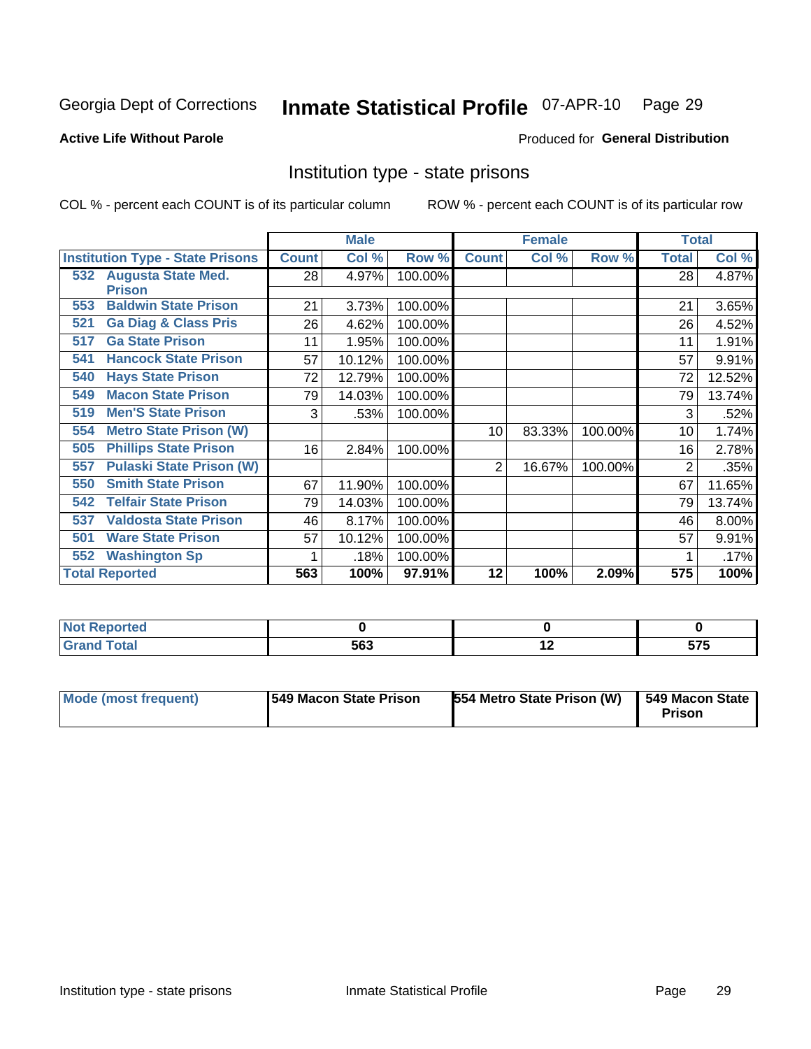Georgia Dept of Corrections **Inmate Statistical Profile** 07-APR-10 Page 29

**Active Life Without Parole**

Produced for **General Distribution**

## Institution type - state prisons

COL % - percent each COUNT is of its particular column

ROW % - percent each COUNT is of its particular row

| | Male | | | Female | | | Total | |
|---|---|---|---|---|---|---|---|---|
| **Institution Type - State Prisons** | **Count** | **Col %** | **Row %** | **Count** | **Col %** | **Row %** | **Total** | **Col %** |
| 532 Augusta State Med. Prison | 28 | 4.97% | 100.00% | | | | 28 | 4.87% |
| 553 Baldwin State Prison | 21 | 3.73% | 100.00% | | | | 21 | 3.65% |
| 521 Ga Diag & Class Pris | 26 | 4.62% | 100.00% | | | | 26 | 4.52% |
| 517 Ga State Prison | 11 | 1.95% | 100.00% | | | | 11 | 1.91% |
| 541 Hancock State Prison | 57 | 10.12% | 100.00% | | | | 57 | 9.91% |
| 540 Hays State Prison | 72 | 12.79% | 100.00% | | | | 72 | 12.52% |
| 549 Macon State Prison | 79 | 14.03% | 100.00% | | | | 79 | 13.74% |
| 519 Men'S State Prison | 3 | .53% | 100.00% | | | | 3 | .52% |
| 554 Metro State Prison (W) | | | | 10 | 83.33% | 100.00% | 10 | 1.74% |
| 505 Phillips State Prison | 16 | 2.84% | 100.00% | | | | 16 | 2.78% |
| 557 Pulaski State Prison (W) | | | | 2 | 16.67% | 100.00% | 2 | .35% |
| 550 Smith State Prison | 67 | 11.90% | 100.00% | | | | 67 | 11.65% |
| 542 Telfair State Prison | 79 | 14.03% | 100.00% | | | | 79 | 13.74% |
| 537 Valdosta State Prison | 46 | 8.17% | 100.00% | | | | 46 | 8.00% |
| 501 Ware State Prison | 57 | 10.12% | 100.00% | | | | 57 | 9.91% |
| 552 Washington Sp | 1 | .18% | 100.00% | | | | 1 | .17% |
| **Total Reported** | **563** | **100%** | **97.91%** | **12** | **100%** | **2.09%** | **575** | **100%** |

| | Male | Female | Total |
|---|---|---|---|
| **Not Reported** | **0** | **0** | **0** |
| **Grand Total** | **563** | **12** | **575** |

| | Male | Female | Total |
|---|---|---|---|
| **Mode (most frequent)** | **549 Macon State Prison** | **554 Metro State Prison (W)** | **549 Macon State Prison** |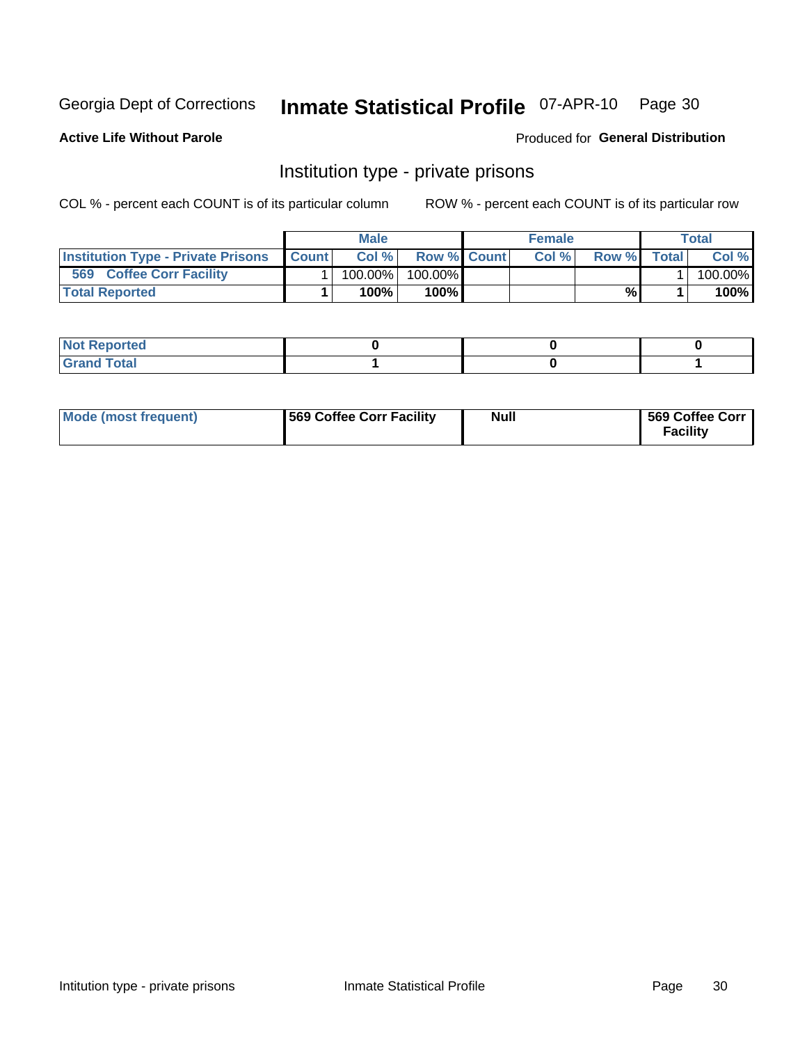Georgia Dept of Corrections **Inmate Statistical Profile** 07-APR-10

**Active Life Without Parole**

Produced for **General Distribution**

## Institution type - private prisons

COL % - percent each COUNT is of its particular column

ROW % - percent each COUNT is of its particular row

| | Male | | | Female | | | Total | |
|---|---|---|---|---|---|---|---|---|
| **Institution Type - Private Prisons** | **Count** | **Col %** | **Row %** | **Count** | **Col %** | **Row %** | **Total** | **Col %** |
| **569 Coffee Corr Facility** | 1 | 100.00% | 100.00% | | | | 1 | 100.00% |
| **Total Reported** | **1** | **100%** | **100%** | | | **%** | **1** | **100%** |

| | Male | Female | Total |
|---|---|---|---|
| **Not Reported** | **0** | **0** | **0** |
| **Grand Total** | **1** | **0** | **1** |

| | Male | Female | Total |
|---|---|---|---|
| **Mode (most frequent)** | **569 Coffee Corr Facility** | **Null** | **569 Coffee Corr Facility** |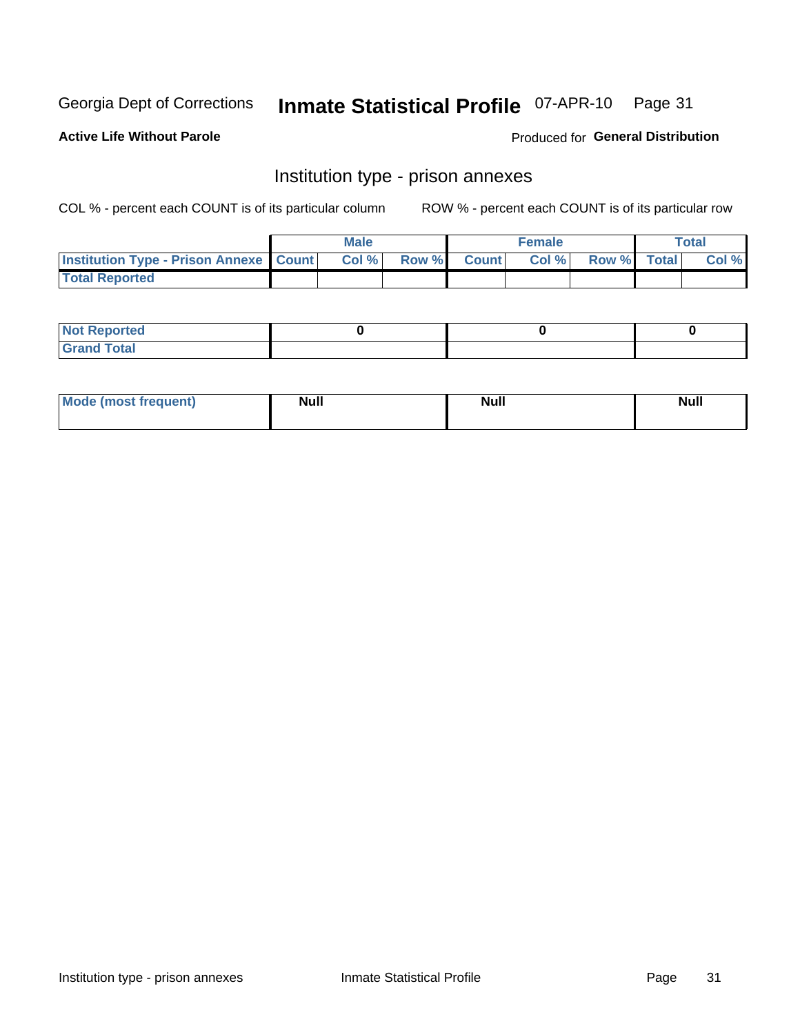Georgia Dept of Corrections **Inmate Statistical Profile** 07-APR-10

**Active Life Without Parole**

Produced for **General Distribution**

## Institution type - prison annexes

COL % - percent each COUNT is of its particular column ROW % - percent each COUNT is of its particular row

| | Male | | | Female | | | Total | |
|---|---|---|---|---|---|---|---|---|
| Institution Type - Prison Annexe | Count | Col % | Row % | Count | Col % | Row % | Total | Col % |
| Total Reported | | | | | | | | |

| | Male | Female | Total |
|---|---|---|---|
| Not Reported | 0 | 0 | 0 |
| Grand Total | | | |

| | Male | Female | Total |
|---|---|---|---|
| Mode (most frequent) | Null | Null | Null |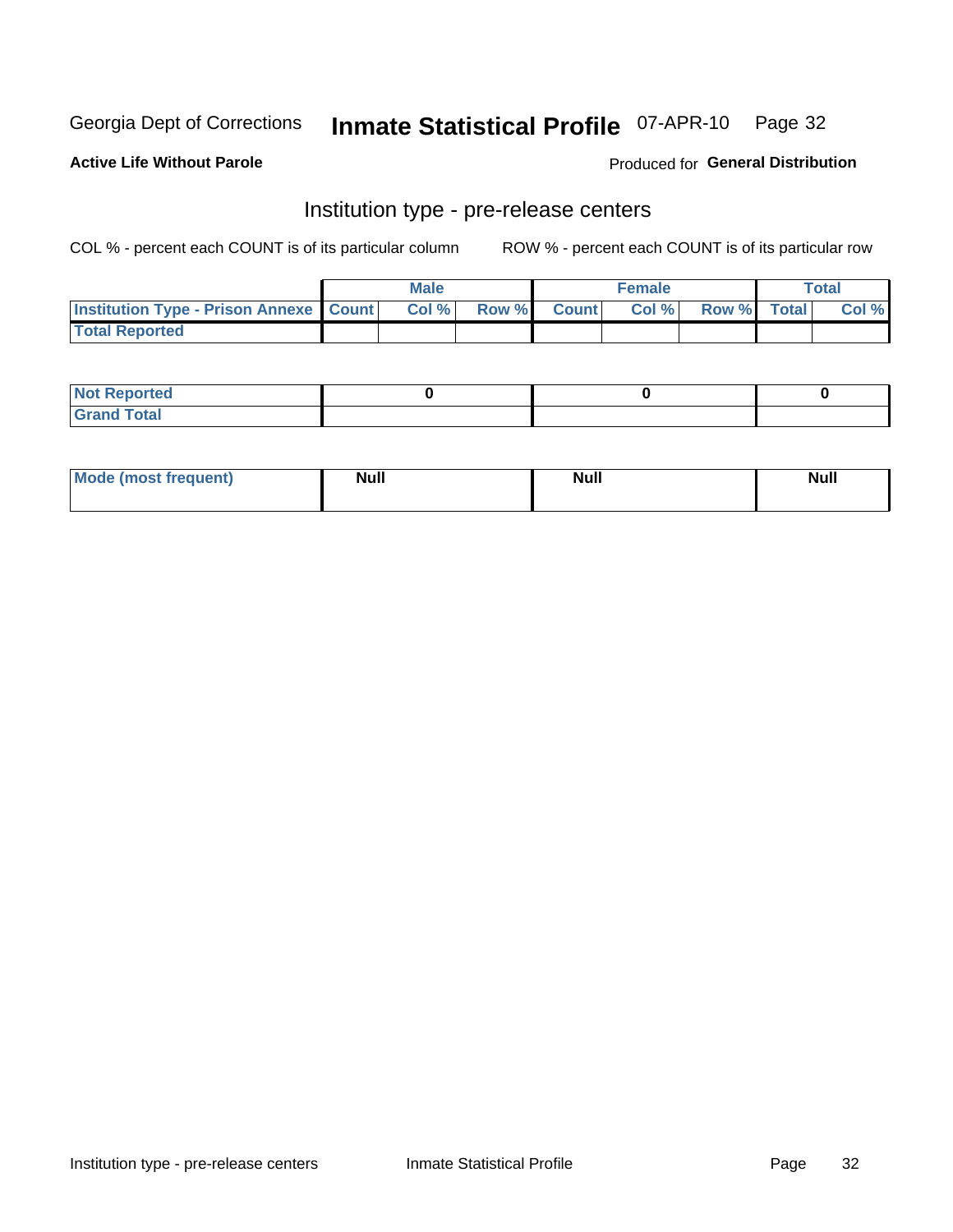Georgia Dept of Corrections **Inmate Statistical Profile** 07-APR-10

**Active Life Without Parole**

Produced for **General Distribution**

## Institution type - pre-release centers

COL % - percent each COUNT is of its particular column     ROW % - percent each COUNT is of its particular row

| | Male | | | Female | | | Total | |
|---|---|---|---|---|---|---|---|---|
| **Institution Type - Prison Annexe** | **Count** | **Col %** | **Row %** | **Count** | **Col %** | **Row %** | **Total** | **Col %** |
| **Total Reported** | | | | | | | | |

| | Male | Female | Total |
|---|---|---|---|
| **Not Reported** | 0 | 0 | 0 |
| **Grand Total** | | | |

| | Male | Female | Total |
|---|---|---|---|
| **Mode (most frequent)** | Null | Null | Null |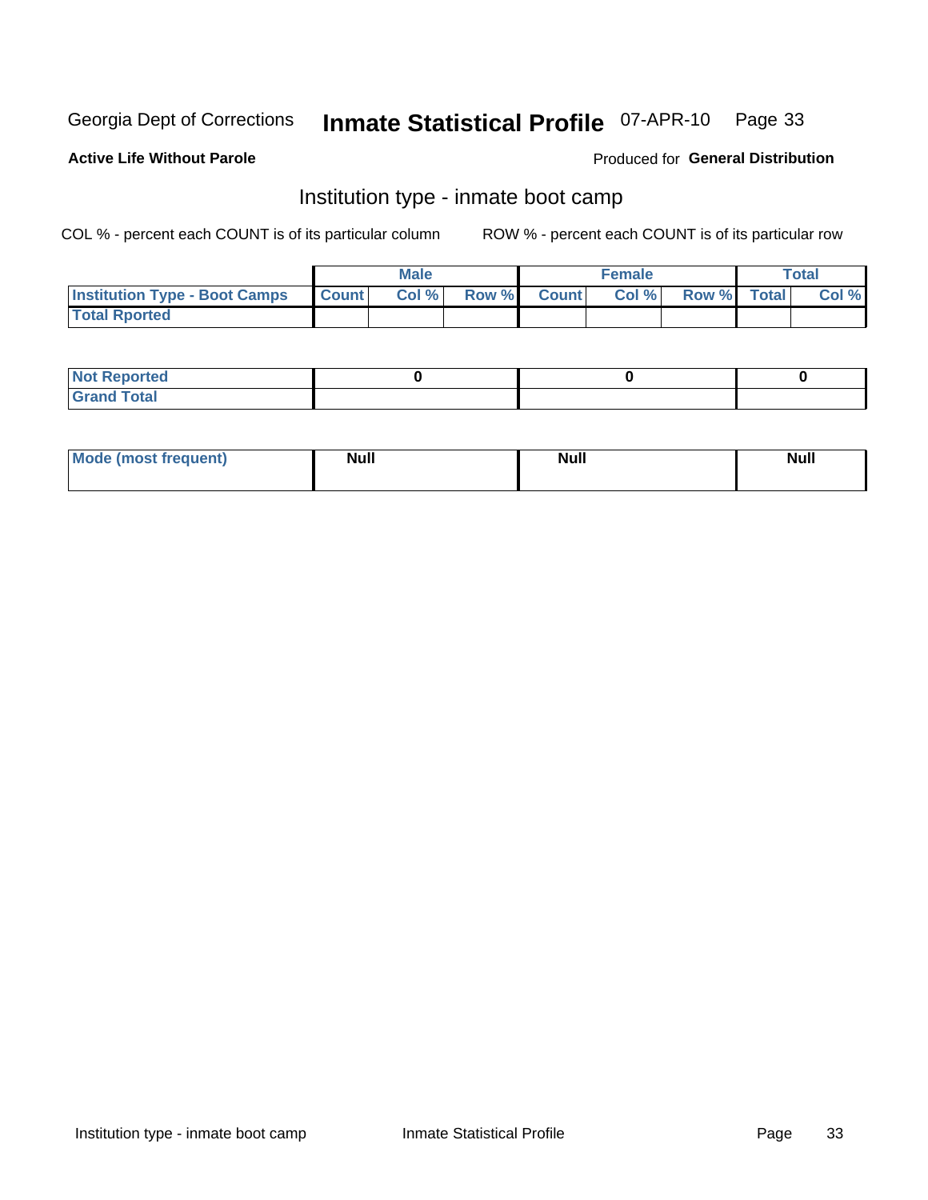Georgia Dept of Corrections **Inmate Statistical Profile** 07-APR-10

**Active Life Without Parole**

Produced for **General Distribution**

## Institution type - inmate boot camp

COL % - percent each COUNT is of its particular column

ROW % - percent each COUNT is of its particular row

| | Male | | | Female | | | Total | |
|---|---|---|---|---|---|---|---|---|
| **Institution Type - Boot Camps** | **Count** | **Col %** | **Row %** | **Count** | **Col %** | **Row %** | **Total** | **Col %** |
| **Total Rported** | | | | | | | | |

| | Male | Female | Total |
|---|---|---|---|
| **Not Reported** | 0 | 0 | 0 |
| **Grand Total** | | | |

| | Male | Female | Total |
|---|---|---|---|
| **Mode (most frequent)** | Null | Null | Null |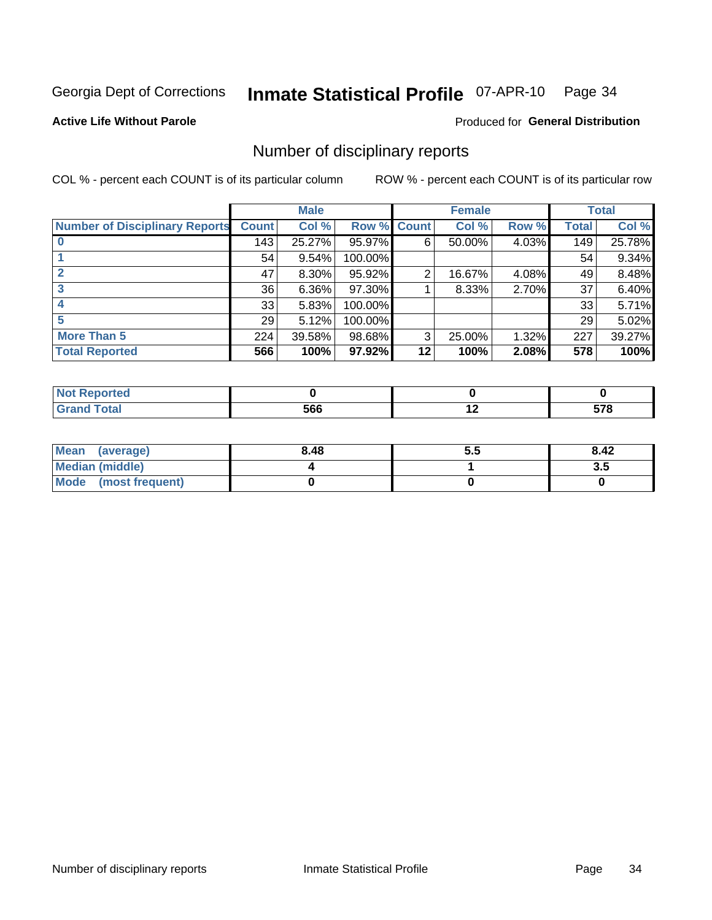Georgia Dept of Corrections **Inmate Statistical Profile** 07-APR-10 Page 34

**Active Life Without Parole**

Produced for **General Distribution**

## Number of disciplinary reports

COL % - percent each COUNT is of its particular column

ROW % - percent each COUNT is of its particular row

| | Male | | | Female | | | Total | |
|---|---|---|---|---|---|---|---|---|
| **Number of Disciplinary Reports** | **Count** | **Col %** | **Row %** | **Count** | **Col %** | **Row %** | **Total** | **Col %** |
| **0** | 143 | 25.27% | 95.97% | 6 | 50.00% | 4.03% | 149 | 25.78% |
| **1** | 54 | 9.54% | 100.00% | | | | 54 | 9.34% |
| **2** | 47 | 8.30% | 95.92% | 2 | 16.67% | 4.08% | 49 | 8.48% |
| **3** | 36 | 6.36% | 97.30% | 1 | 8.33% | 2.70% | 37 | 6.40% |
| **4** | 33 | 5.83% | 100.00% | | | | 33 | 5.71% |
| **5** | 29 | 5.12% | 100.00% | | | | 29 | 5.02% |
| **More Than 5** | 224 | 39.58% | 98.68% | 3 | 25.00% | 1.32% | 227 | 39.27% |
| **Total Reported** | **566** | **100%** | **97.92%** | **12** | **100%** | **2.08%** | **578** | **100%** |

| | Male | Female | Total |
|---|---|---|---|
| **Not Reported** | **0** | **0** | **0** |
| **Grand Total** | **566** | **12** | **578** |

| | Male | Female | Total |
|---|---|---|---|
| **Mean (average)** | **8.48** | **5.5** | **8.42** |
| **Median (middle)** | **4** | **1** | **3.5** |
| **Mode (most frequent)** | **0** | **0** | **0** |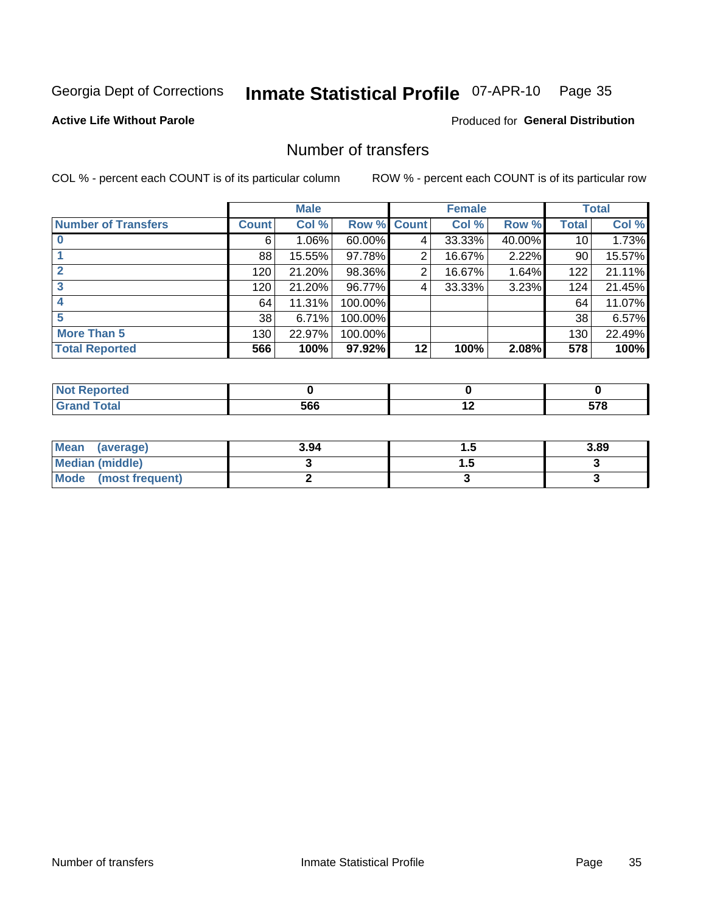Georgia Dept of Corrections **Inmate Statistical Profile** 07-APR-10

**Active Life Without Parole**

Produced for **General Distribution**

## Number of transfers

COL % - percent each COUNT is of its particular column

ROW % - percent each COUNT is of its particular row

| | Male | | | Female | | | Total | |
|---|---|---|---|---|---|---|---|---|
| **Number of Transfers** | **Count** | **Col %** | **Row %** | **Count** | **Col %** | **Row %** | **Total** | **Col %** |
| **0** | 6 | 1.06% | 60.00% | 4 | 33.33% | 40.00% | 10 | 1.73% |
| **1** | 88 | 15.55% | 97.78% | 2 | 16.67% | 2.22% | 90 | 15.57% |
| **2** | 120 | 21.20% | 98.36% | 2 | 16.67% | 1.64% | 122 | 21.11% |
| **3** | 120 | 21.20% | 96.77% | 4 | 33.33% | 3.23% | 124 | 21.45% |
| **4** | 64 | 11.31% | 100.00% | | | | 64 | 11.07% |
| **5** | 38 | 6.71% | 100.00% | | | | 38 | 6.57% |
| **More Than 5** | 130 | 22.97% | 100.00% | | | | 130 | 22.49% |
| **Total Reported** | **566** | **100%** | **97.92%** | **12** | **100%** | **2.08%** | **578** | **100%** |

| | Male | Female | Total |
|---|---|---|---|
| **Not Reported** | **0** | **0** | **0** |
| **Grand Total** | **566** | **12** | **578** |

| | Male | Female | Total |
|---|---|---|---|
| **Mean (average)** | **3.94** | **1.5** | **3.89** |
| **Median (middle)** | **3** | **1.5** | **3** |
| **Mode (most frequent)** | **2** | **3** | **3** |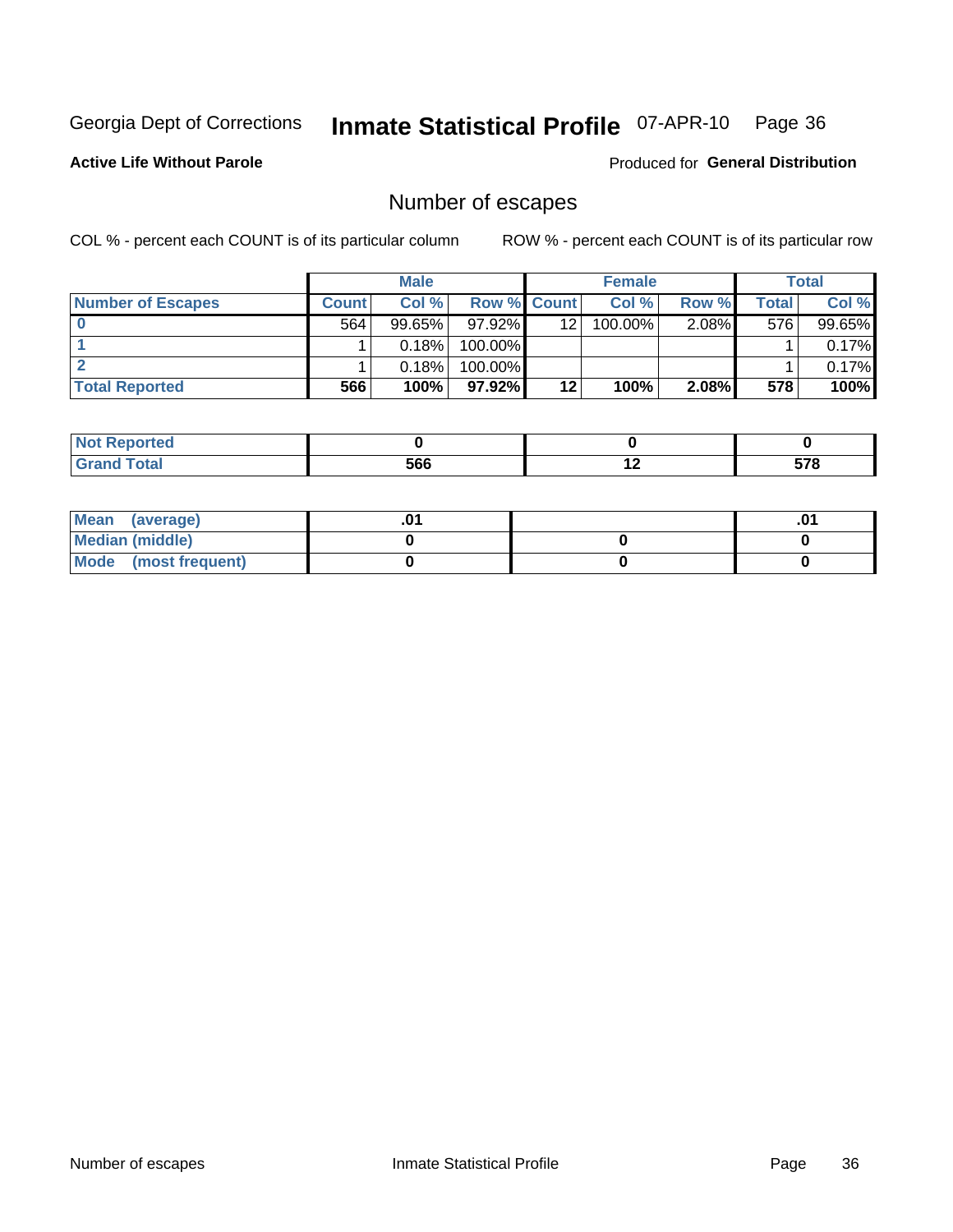Georgia Dept of Corrections **Inmate Statistical Profile** 07-APR-10

**Active Life Without Parole**

Produced for **General Distribution**

## Number of escapes

COL % - percent each COUNT is of its particular column

ROW % - percent each COUNT is of its particular row

| | Male | | | Female | | | Total | |
|---|---|---|---|---|---|---|---|---|
| **Number of Escapes** | **Count** | **Col %** | **Row %** | **Count** | **Col %** | **Row %** | **Total** | **Col %** |
| **0** | 564 | 99.65% | 97.92% | 12 | 100.00% | 2.08% | 576 | 99.65% |
| **1** | 1 | 0.18% | 100.00% | | | | 1 | 0.17% |
| **2** | 1 | 0.18% | 100.00% | | | | 1 | 0.17% |
| **Total Reported** | **566** | **100%** | **97.92%** | **12** | **100%** | **2.08%** | **578** | **100%** |

| | Male | Female | Total |
|---|---|---|---|
| **Not Reported** | **0** | **0** | **0** |
| **Grand Total** | **566** | **12** | **578** |

| | Male | Female | Total |
|---|---|---|---|
| **Mean (average)** | **.01** | | **.01** |
| **Median (middle)** | **0** | **0** | **0** |
| **Mode (most frequent)** | **0** | **0** | **0** |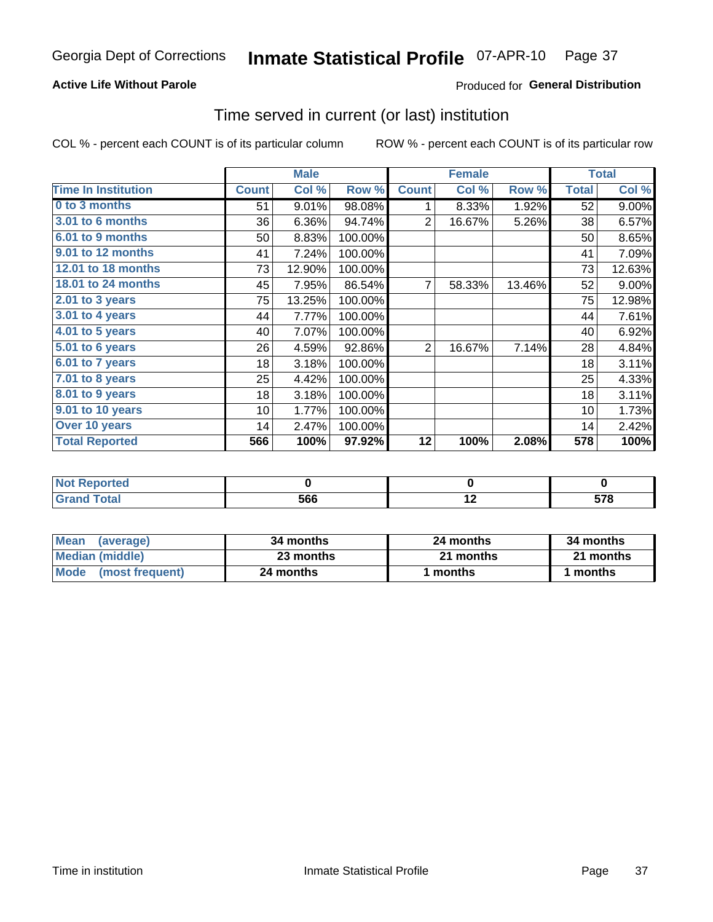Georgia Dept of Corrections **Inmate Statistical Profile** 07-APR-10

**Active Life Without Parole**

Produced for **General Distribution**

## Time served in current (or last) institution

COL % - percent each COUNT is of its particular column ROW % - percent each COUNT is of its particular row

| | Male | | | Female | | | Total | |
|---|---|---|---|---|---|---|---|---|
| **Time In Institution** | **Count** | **Col %** | **Row %** | **Count** | **Col %** | **Row %** | **Total** | **Col %** |
| 0 to 3 months | 51 | 9.01% | 98.08% | 1 | 8.33% | 1.92% | 52 | 9.00% |
| 3.01 to 6 months | 36 | 6.36% | 94.74% | 2 | 16.67% | 5.26% | 38 | 6.57% |
| 6.01 to 9 months | 50 | 8.83% | 100.00% | | | | 50 | 8.65% |
| 9.01 to 12 months | 41 | 7.24% | 100.00% | | | | 41 | 7.09% |
| 12.01 to 18 months | 73 | 12.90% | 100.00% | | | | 73 | 12.63% |
| 18.01 to 24 months | 45 | 7.95% | 86.54% | 7 | 58.33% | 13.46% | 52 | 9.00% |
| 2.01 to 3 years | 75 | 13.25% | 100.00% | | | | 75 | 12.98% |
| 3.01 to 4 years | 44 | 7.77% | 100.00% | | | | 44 | 7.61% |
| 4.01 to 5 years | 40 | 7.07% | 100.00% | | | | 40 | 6.92% |
| 5.01 to 6 years | 26 | 4.59% | 92.86% | 2 | 16.67% | 7.14% | 28 | 4.84% |
| 6.01 to 7 years | 18 | 3.18% | 100.00% | | | | 18 | 3.11% |
| 7.01 to 8 years | 25 | 4.42% | 100.00% | | | | 25 | 4.33% |
| 8.01 to 9 years | 18 | 3.18% | 100.00% | | | | 18 | 3.11% |
| 9.01 to 10 years | 10 | 1.77% | 100.00% | | | | 10 | 1.73% |
| Over 10 years | 14 | 2.47% | 100.00% | | | | 14 | 2.42% |
| **Total Reported** | **566** | **100%** | **97.92%** | **12** | **100%** | **2.08%** | **578** | **100%** |

| | Male | Female | Total |
|---|---|---|---|
| Not Reported | 0 | 0 | 0 |
| Grand Total | 566 | 12 | 578 |

| | Male | Female | Total |
|---|---|---|---|
| Mean (average) | 34 months | 24 months | 34 months |
| Median (middle) | 23 months | 21 months | 21 months |
| Mode (most frequent) | 24 months | 1 months | 1 months |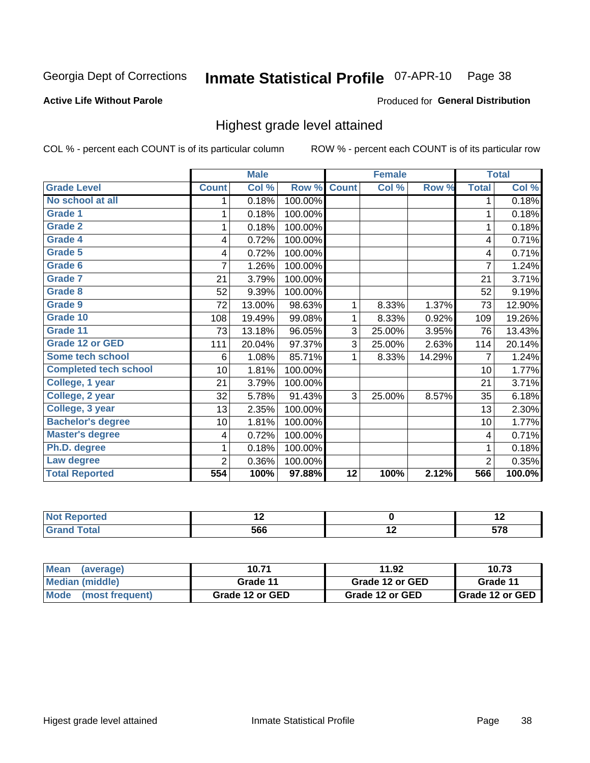Georgia Dept of Corrections **Inmate Statistical Profile** 07-APR-10 Page 38

**Active Life Without Parole**

Produced for **General Distribution**

## Highest grade level attained

COL % - percent each COUNT is of its particular column ROW % - percent each COUNT is of its particular row

| | Male | | | Female | | | Total | |
|---|---|---|---|---|---|---|---|---|
| Grade Level | Count | Col % | Row % | Count | Col % | Row % | Total | Col % |
| No school at all | 1 | 0.18% | 100.00% | | | | 1 | 0.18% |
| Grade 1 | 1 | 0.18% | 100.00% | | | | 1 | 0.18% |
| Grade 2 | 1 | 0.18% | 100.00% | | | | 1 | 0.18% |
| Grade 4 | 4 | 0.72% | 100.00% | | | | 4 | 0.71% |
| Grade 5 | 4 | 0.72% | 100.00% | | | | 4 | 0.71% |
| Grade 6 | 7 | 1.26% | 100.00% | | | | 7 | 1.24% |
| Grade 7 | 21 | 3.79% | 100.00% | | | | 21 | 3.71% |
| Grade 8 | 52 | 9.39% | 100.00% | | | | 52 | 9.19% |
| Grade 9 | 72 | 13.00% | 98.63% | 1 | 8.33% | 1.37% | 73 | 12.90% |
| Grade 10 | 108 | 19.49% | 99.08% | 1 | 8.33% | 0.92% | 109 | 19.26% |
| Grade 11 | 73 | 13.18% | 96.05% | 3 | 25.00% | 3.95% | 76 | 13.43% |
| Grade 12 or GED | 111 | 20.04% | 97.37% | 3 | 25.00% | 2.63% | 114 | 20.14% |
| Some tech school | 6 | 1.08% | 85.71% | 1 | 8.33% | 14.29% | 7 | 1.24% |
| Completed tech school | 10 | 1.81% | 100.00% | | | | 10 | 1.77% |
| College, 1 year | 21 | 3.79% | 100.00% | | | | 21 | 3.71% |
| College, 2 year | 32 | 5.78% | 91.43% | 3 | 25.00% | 8.57% | 35 | 6.18% |
| College, 3 year | 13 | 2.35% | 100.00% | | | | 13 | 2.30% |
| Bachelor's degree | 10 | 1.81% | 100.00% | | | | 10 | 1.77% |
| Master's degree | 4 | 0.72% | 100.00% | | | | 4 | 0.71% |
| Ph.D. degree | 1 | 0.18% | 100.00% | | | | 1 | 0.18% |
| Law degree | 2 | 0.36% | 100.00% | | | | 2 | 0.35% |
| **Total Reported** | **554** | **100%** | **97.88%** | **12** | **100%** | **2.12%** | **566** | **100.0%** |

| | Male | Female | Total |
|---|---|---|---|
| Not Reported | 12 | 0 | 12 |
| Grand Total | 566 | 12 | 578 |

| | Male | Female | Total |
|---|---|---|---|
| Mean (average) | 10.71 | 11.92 | 10.73 |
| Median (middle) | Grade 11 | Grade 12 or GED | Grade 11 |
| Mode (most frequent) | Grade 12 or GED | Grade 12 or GED | Grade 12 or GED |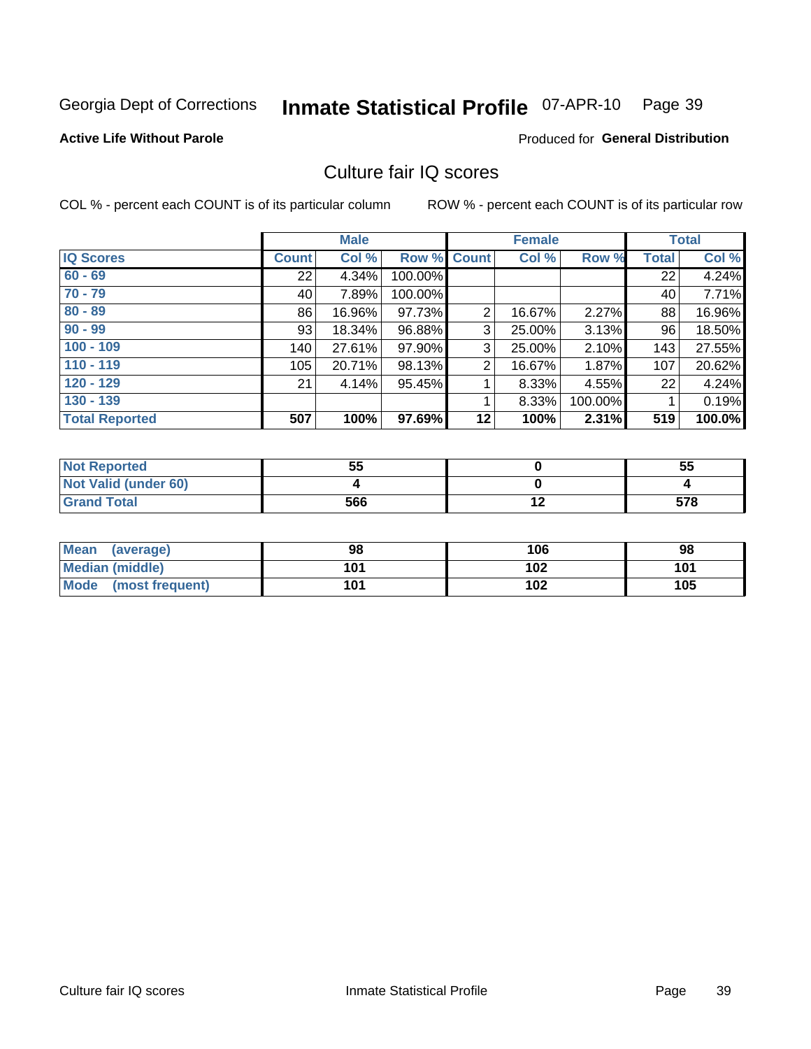Georgia Dept of Corrections **Inmate Statistical Profile** 07-APR-10 Page 39

**Active Life Without Parole**

Produced for **General Distribution**

## Culture fair IQ scores

COL % - percent each COUNT is of its particular column ROW % - percent each COUNT is of its particular row

| | Male | | | Female | | | Total | |
|---|---|---|---|---|---|---|---|---|
| IQ Scores | Count | Col % | Row % | Count | Col % | Row % | Total | Col % |
| 60 - 69 | 22 | 4.34% | 100.00% | | | | 22 | 4.24% |
| 70 - 79 | 40 | 7.89% | 100.00% | | | | 40 | 7.71% |
| 80 - 89 | 86 | 16.96% | 97.73% | 2 | 16.67% | 2.27% | 88 | 16.96% |
| 90 - 99 | 93 | 18.34% | 96.88% | 3 | 25.00% | 3.13% | 96 | 18.50% |
| 100 - 109 | 140 | 27.61% | 97.90% | 3 | 25.00% | 2.10% | 143 | 27.55% |
| 110 - 119 | 105 | 20.71% | 98.13% | 2 | 16.67% | 1.87% | 107 | 20.62% |
| 120 - 129 | 21 | 4.14% | 95.45% | 1 | 8.33% | 4.55% | 22 | 4.24% |
| 130 - 139 | | | | 1 | 8.33% | 100.00% | 1 | 0.19% |
| **Total Reported** | **507** | **100%** | **97.69%** | **12** | **100%** | **2.31%** | **519** | **100.0%** |

| | Male | Female | Total |
|---|---|---|---|
| Not Reported | 55 | 0 | 55 |
| Not Valid (under 60) | 4 | 0 | 4 |
| Grand Total | 566 | 12 | 578 |

| | Male | Female | Total |
|---|---|---|---|
| Mean (average) | 98 | 106 | 98 |
| Median (middle) | 101 | 102 | 101 |
| Mode (most frequent) | 101 | 102 | 105 |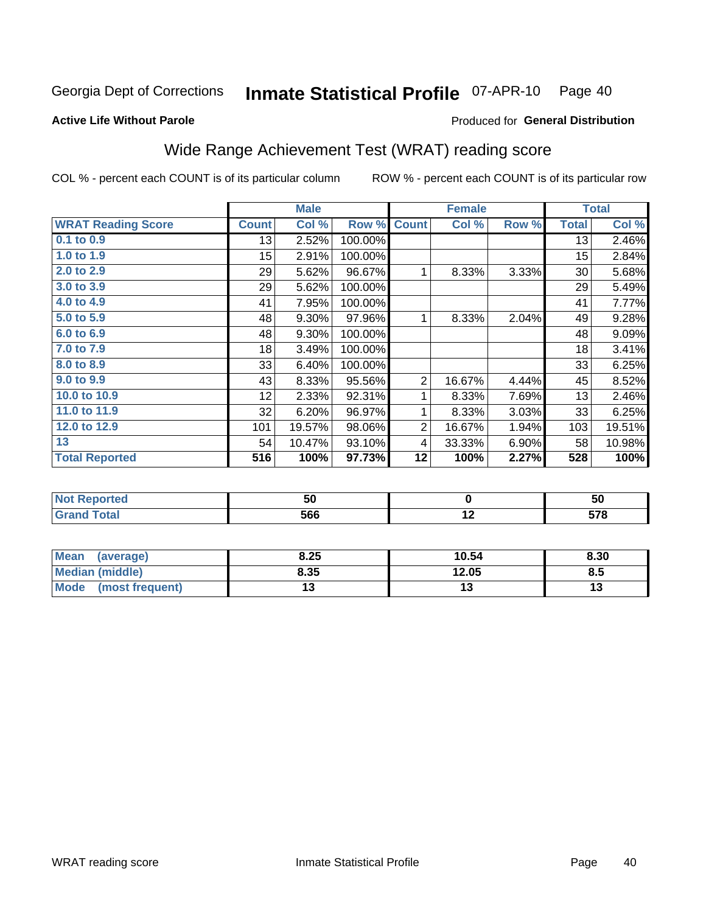Georgia Dept of Corrections **Inmate Statistical Profile** 07-APR-10 Page 40

**Active Life Without Parole**

Produced for **General Distribution**

## Wide Range Achievement Test (WRAT) reading score

COL % - percent each COUNT is of its particular column ROW % - percent each COUNT is of its particular row

| | Male | | | Female | | | Total | |
|---|---|---|---|---|---|---|---|---|
| **WRAT Reading Score** | **Count** | **Col %** | **Row %** | **Count** | **Col %** | **Row %** | **Total** | **Col %** |
| 0.1 to 0.9 | 13 | 2.52% | 100.00% | | | | 13 | 2.46% |
| 1.0 to 1.9 | 15 | 2.91% | 100.00% | | | | 15 | 2.84% |
| 2.0 to 2.9 | 29 | 5.62% | 96.67% | 1 | 8.33% | 3.33% | 30 | 5.68% |
| 3.0 to 3.9 | 29 | 5.62% | 100.00% | | | | 29 | 5.49% |
| 4.0 to 4.9 | 41 | 7.95% | 100.00% | | | | 41 | 7.77% |
| 5.0 to 5.9 | 48 | 9.30% | 97.96% | 1 | 8.33% | 2.04% | 49 | 9.28% |
| 6.0 to 6.9 | 48 | 9.30% | 100.00% | | | | 48 | 9.09% |
| 7.0 to 7.9 | 18 | 3.49% | 100.00% | | | | 18 | 3.41% |
| 8.0 to 8.9 | 33 | 6.40% | 100.00% | | | | 33 | 6.25% |
| 9.0 to 9.9 | 43 | 8.33% | 95.56% | 2 | 16.67% | 4.44% | 45 | 8.52% |
| 10.0 to 10.9 | 12 | 2.33% | 92.31% | 1 | 8.33% | 7.69% | 13 | 2.46% |
| 11.0 to 11.9 | 32 | 6.20% | 96.97% | 1 | 8.33% | 3.03% | 33 | 6.25% |
| 12.0 to 12.9 | 101 | 19.57% | 98.06% | 2 | 16.67% | 1.94% | 103 | 19.51% |
| 13 | 54 | 10.47% | 93.10% | 4 | 33.33% | 6.90% | 58 | 10.98% |
| **Total Reported** | **516** | **100%** | **97.73%** | **12** | **100%** | **2.27%** | **528** | **100%** |

| | Male | Female | Total |
|---|---|---|---|
| **Not Reported** | **50** | **0** | **50** |
| **Grand Total** | **566** | **12** | **578** |

| | Male | Female | Total |
|---|---|---|---|
| **Mean (average)** | **8.25** | **10.54** | **8.30** |
| **Median (middle)** | **8.35** | **12.05** | **8.5** |
| **Mode (most frequent)** | **13** | **13** | **13** |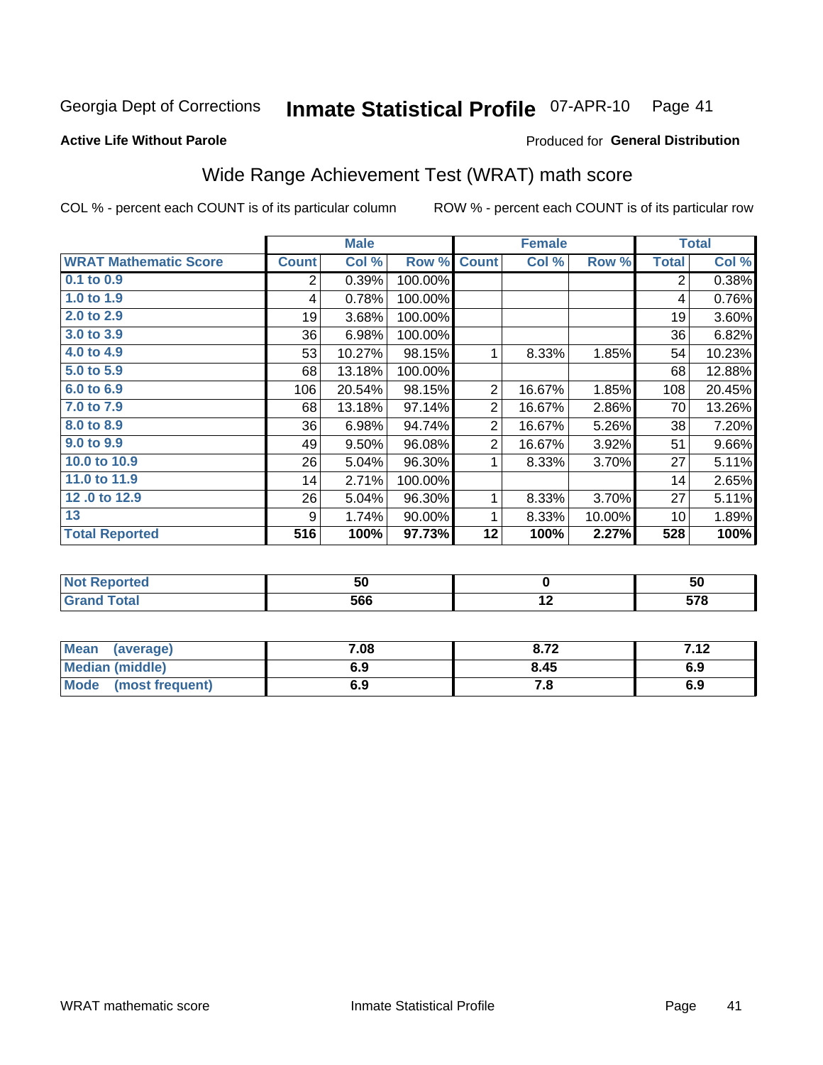Georgia Dept of Corrections **Inmate Statistical Profile** 07-APR-10 Page 41

**Active Life Without Parole**

Produced for **General Distribution**

## Wide Range Achievement Test (WRAT) math score

COL % - percent each COUNT is of its particular column ROW % - percent each COUNT is of its particular row

| | Male | | | Female | | | Total | |
|---|---|---|---|---|---|---|---|---|
| **WRAT Mathematic Score** | **Count** | **Col %** | **Row %** | **Count** | **Col %** | **Row %** | **Total** | **Col %** |
| 0.1 to 0.9 | 2 | 0.39% | 100.00% | | | | 2 | 0.38% |
| 1.0 to 1.9 | 4 | 0.78% | 100.00% | | | | 4 | 0.76% |
| 2.0 to 2.9 | 19 | 3.68% | 100.00% | | | | 19 | 3.60% |
| 3.0 to 3.9 | 36 | 6.98% | 100.00% | | | | 36 | 6.82% |
| 4.0 to 4.9 | 53 | 10.27% | 98.15% | 1 | 8.33% | 1.85% | 54 | 10.23% |
| 5.0 to 5.9 | 68 | 13.18% | 100.00% | | | | 68 | 12.88% |
| 6.0 to 6.9 | 106 | 20.54% | 98.15% | 2 | 16.67% | 1.85% | 108 | 20.45% |
| 7.0 to 7.9 | 68 | 13.18% | 97.14% | 2 | 16.67% | 2.86% | 70 | 13.26% |
| 8.0 to 8.9 | 36 | 6.98% | 94.74% | 2 | 16.67% | 5.26% | 38 | 7.20% |
| 9.0 to 9.9 | 49 | 9.50% | 96.08% | 2 | 16.67% | 3.92% | 51 | 9.66% |
| 10.0 to 10.9 | 26 | 5.04% | 96.30% | 1 | 8.33% | 3.70% | 27 | 5.11% |
| 11.0 to 11.9 | 14 | 2.71% | 100.00% | | | | 14 | 2.65% |
| 12 .0 to 12.9 | 26 | 5.04% | 96.30% | 1 | 8.33% | 3.70% | 27 | 5.11% |
| 13 | 9 | 1.74% | 90.00% | 1 | 8.33% | 10.00% | 10 | 1.89% |
| **Total Reported** | **516** | **100%** | **97.73%** | **12** | **100%** | **2.27%** | **528** | **100%** |

| | Male | Female | Total |
|---|---|---|---|
| **Not Reported** | **50** | **0** | **50** |
| **Grand Total** | **566** | **12** | **578** |

| | Male | Female | Total |
|---|---|---|---|
| **Mean (average)** | **7.08** | **8.72** | **7.12** |
| **Median (middle)** | **6.9** | **8.45** | **6.9** |
| **Mode (most frequent)** | **6.9** | **7.8** | **6.9** |

WRAT mathematic score Inmate Statistical Profile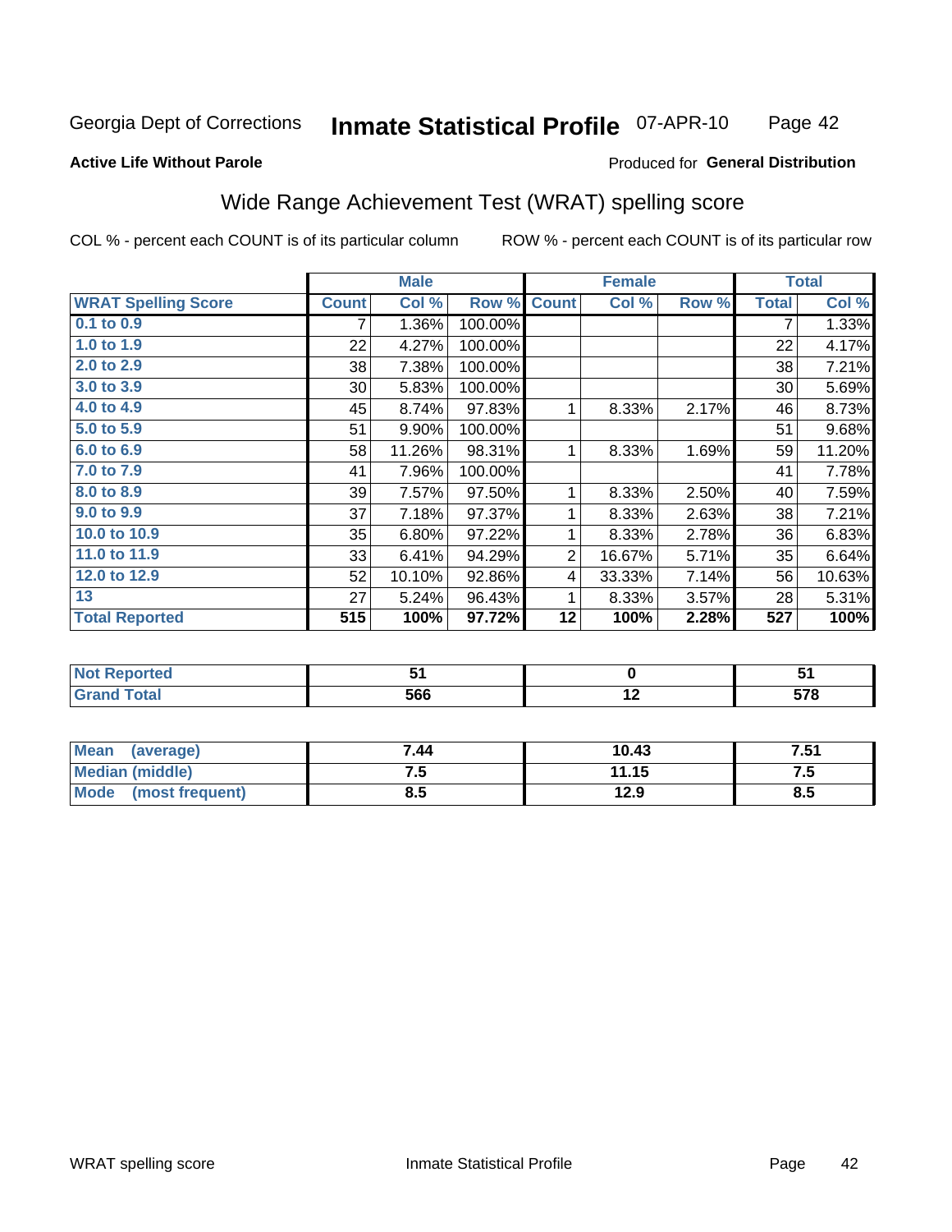Georgia Dept of Corrections **Inmate Statistical Profile** 07-APR-10

**Active Life Without Parole**

Produced for **General Distribution**

## Wide Range Achievement Test (WRAT) spelling score

COL % - percent each COUNT is of its particular column

ROW % - percent each COUNT is of its particular row

| | Male | | | Female | | | Total | |
|---|---|---|---|---|---|---|---|---|
| **WRAT Spelling Score** | **Count** | **Col %** | **Row %** | **Count** | **Col %** | **Row %** | **Total** | **Col %** |
| **0.1 to 0.9** | 7 | 1.36% | 100.00% | | | | 7 | 1.33% |
| **1.0 to 1.9** | 22 | 4.27% | 100.00% | | | | 22 | 4.17% |
| **2.0 to 2.9** | 38 | 7.38% | 100.00% | | | | 38 | 7.21% |
| **3.0 to 3.9** | 30 | 5.83% | 100.00% | | | | 30 | 5.69% |
| **4.0 to 4.9** | 45 | 8.74% | 97.83% | 1 | 8.33% | 2.17% | 46 | 8.73% |
| **5.0 to 5.9** | 51 | 9.90% | 100.00% | | | | 51 | 9.68% |
| **6.0 to 6.9** | 58 | 11.26% | 98.31% | 1 | 8.33% | 1.69% | 59 | 11.20% |
| **7.0 to 7.9** | 41 | 7.96% | 100.00% | | | | 41 | 7.78% |
| **8.0 to 8.9** | 39 | 7.57% | 97.50% | 1 | 8.33% | 2.50% | 40 | 7.59% |
| **9.0 to 9.9** | 37 | 7.18% | 97.37% | 1 | 8.33% | 2.63% | 38 | 7.21% |
| **10.0 to 10.9** | 35 | 6.80% | 97.22% | 1 | 8.33% | 2.78% | 36 | 6.83% |
| **11.0 to 11.9** | 33 | 6.41% | 94.29% | 2 | 16.67% | 5.71% | 35 | 6.64% |
| **12.0 to 12.9** | 52 | 10.10% | 92.86% | 4 | 33.33% | 7.14% | 56 | 10.63% |
| **13** | 27 | 5.24% | 96.43% | 1 | 8.33% | 3.57% | 28 | 5.31% |
| **Total Reported** | **515** | **100%** | **97.72%** | **12** | **100%** | **2.28%** | **527** | **100%** |

| | Male | Female | Total |
|---|---|---|---|
| **Not Reported** | **51** | **0** | **51** |
| **Grand Total** | **566** | **12** | **578** |

| | Male | Female | Total |
|---|---|---|---|
| **Mean (average)** | **7.44** | **10.43** | **7.51** |
| **Median (middle)** | **7.5** | **11.15** | **7.5** |
| **Mode (most frequent)** | **8.5** | **12.9** | **8.5** |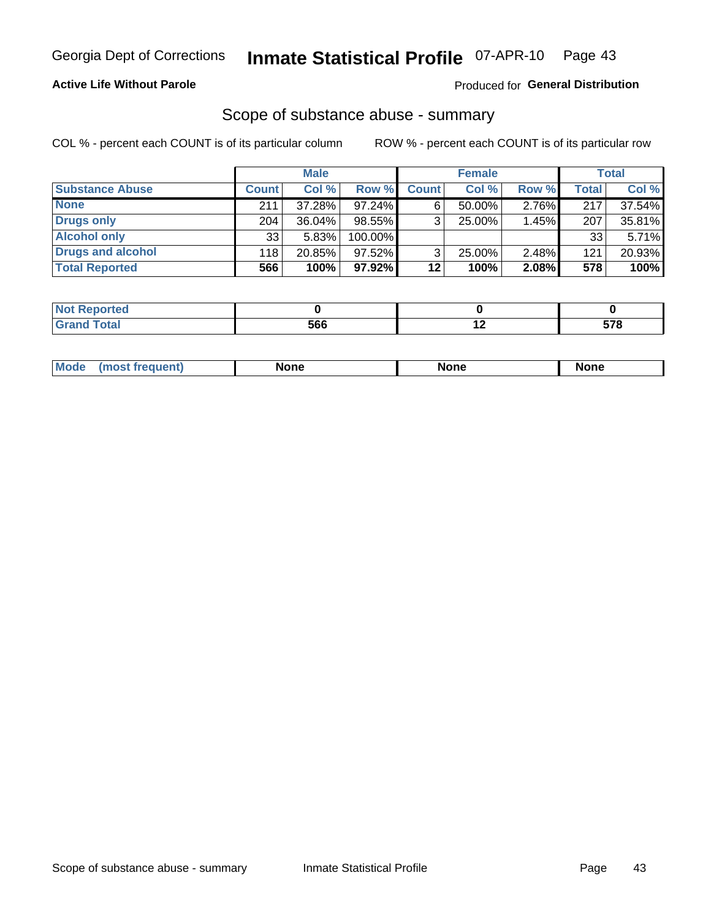Georgia Dept of Corrections **Inmate Statistical Profile** 07-APR-10

**Active Life Without Parole**

Produced for **General Distribution**

## Scope of substance abuse - summary

COL % - percent each COUNT is of its particular column

ROW % - percent each COUNT is of its particular row

| | Male | | | Female | | | Total | |
|---|---|---|---|---|---|---|---|---|
| **Substance Abuse** | **Count** | **Col %** | **Row %** | **Count** | **Col %** | **Row %** | **Total** | **Col %** |
| **None** | 211 | 37.28% | 97.24% | 6 | 50.00% | 2.76% | 217 | 37.54% |
| **Drugs only** | 204 | 36.04% | 98.55% | 3 | 25.00% | 1.45% | 207 | 35.81% |
| **Alcohol only** | 33 | 5.83% | 100.00% | | | | 33 | 5.71% |
| **Drugs and alcohol** | 118 | 20.85% | 97.52% | 3 | 25.00% | 2.48% | 121 | 20.93% |
| **Total Reported** | **566** | **100%** | **97.92%** | **12** | **100%** | **2.08%** | **578** | **100%** |

| | Male | Female | Total |
|---|---|---|---|
| **Not Reported** | **0** | **0** | **0** |
| **Grand Total** | **566** | **12** | **578** |

| | Male | Female | Total |
|---|---|---|---|
| **Mode (most frequent)** | **None** | **None** | **None** |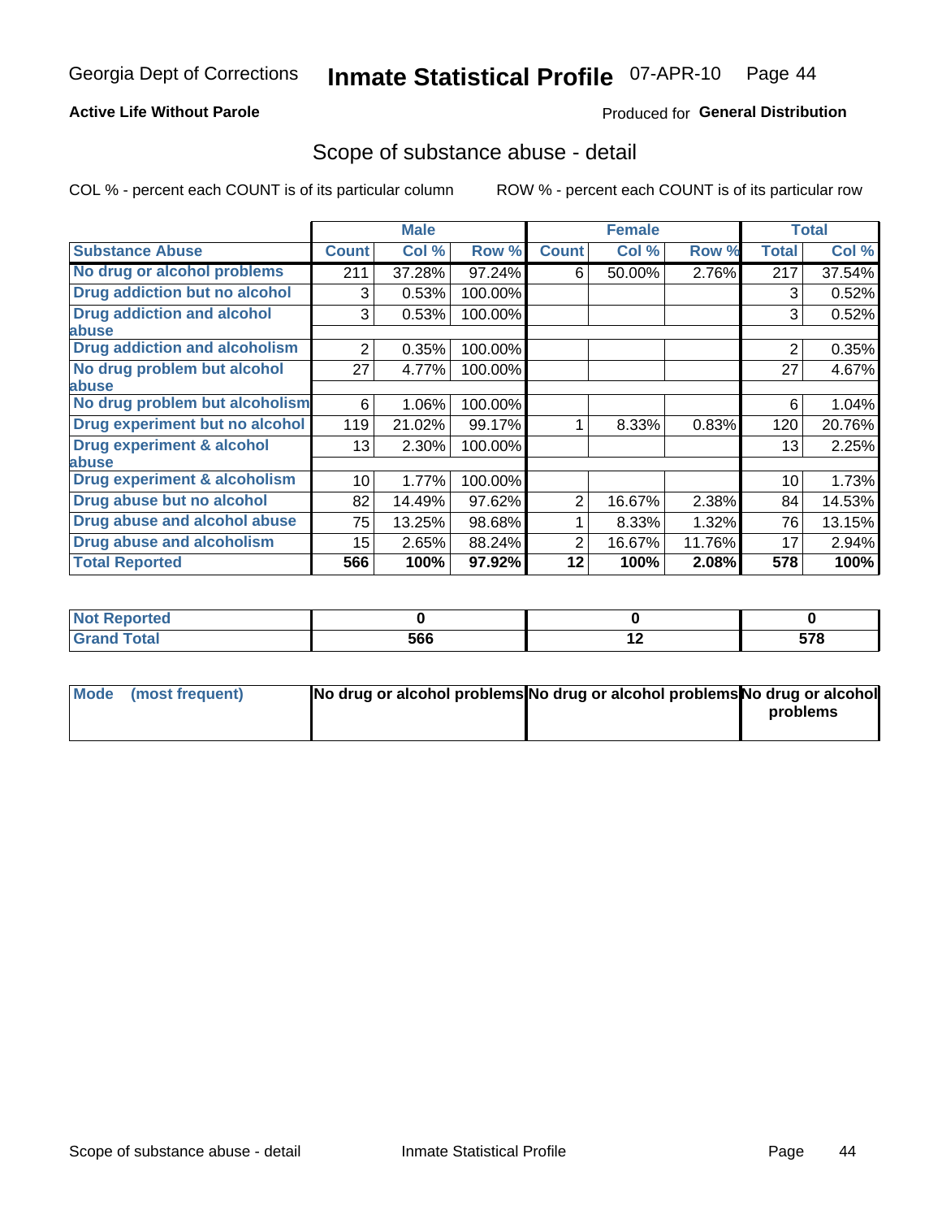Georgia Dept of Corrections **Inmate Statistical Profile** 07-APR-10

**Active Life Without Parole**

Produced for **General Distribution**

## Scope of substance abuse - detail

COL % - percent each COUNT is of its particular column

ROW % - percent each COUNT is of its particular row

| | Male | | | Female | | | Total | |
|---|---|---|---|---|---|---|---|---|
| **Substance Abuse** | **Count** | **Col %** | **Row %** | **Count** | **Col %** | **Row %** | **Total** | **Col %** |
| **No drug or alcohol problems** | 211 | 37.28% | 97.24% | 6 | 50.00% | 2.76% | 217 | 37.54% |
| **Drug addiction but no alcohol** | 3 | 0.53% | 100.00% | | | | 3 | 0.52% |
| **Drug addiction and alcohol abuse** | 3 | 0.53% | 100.00% | | | | 3 | 0.52% |
| **Drug addiction and alcoholism** | 2 | 0.35% | 100.00% | | | | 2 | 0.35% |
| **No drug problem but alcohol abuse** | 27 | 4.77% | 100.00% | | | | 27 | 4.67% |
| **No drug problem but alcoholism** | 6 | 1.06% | 100.00% | | | | 6 | 1.04% |
| **Drug experiment but no alcohol** | 119 | 21.02% | 99.17% | 1 | 8.33% | 0.83% | 120 | 20.76% |
| **Drug experiment & alcohol abuse** | 13 | 2.30% | 100.00% | | | | 13 | 2.25% |
| **Drug experiment & alcoholism** | 10 | 1.77% | 100.00% | | | | 10 | 1.73% |
| **Drug abuse but no alcohol** | 82 | 14.49% | 97.62% | 2 | 16.67% | 2.38% | 84 | 14.53% |
| **Drug abuse and alcohol abuse** | 75 | 13.25% | 98.68% | 1 | 8.33% | 1.32% | 76 | 13.15% |
| **Drug abuse and alcoholism** | 15 | 2.65% | 88.24% | 2 | 16.67% | 11.76% | 17 | 2.94% |
| **Total Reported** | **566** | **100%** | **97.92%** | **12** | **100%** | **2.08%** | **578** | **100%** |

| | Male | Female | Total |
|---|---|---|---|
| **Not Reported** | **0** | **0** | **0** |
| **Grand Total** | **566** | **12** | **578** |

| | Male | Female | Total |
|---|---|---|---|
| **Mode (most frequent)** | **No drug or alcohol problems** | **No drug or alcohol problems** | **No drug or alcohol problems** |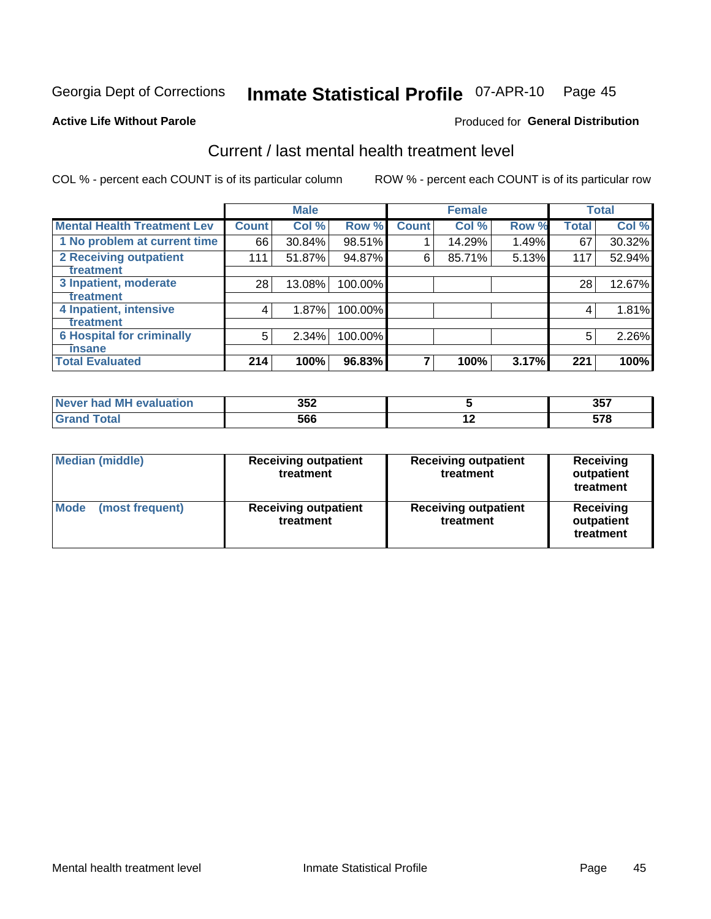Georgia Dept of Corrections **Inmate Statistical Profile** 07-APR-10 Page 45

**Active Life Without Parole**

Produced for **General Distribution**

## Current / last mental health treatment level

COL % - percent each COUNT is of its particular column ROW % - percent each COUNT is of its particular row

| | Male | | | Female | | | Total | |
|---|---|---|---|---|---|---|---|---|
| **Mental Health Treatment Lev** | **Count** | **Col %** | **Row %** | **Count** | **Col %** | **Row %** | **Total** | **Col %** |
| 1 No problem at current time | 66 | 30.84% | 98.51% | 1 | 14.29% | 1.49% | 67 | 30.32% |
| 2 Receiving outpatient treatment | 111 | 51.87% | 94.87% | 6 | 85.71% | 5.13% | 117 | 52.94% |
| 3 Inpatient, moderate treatment | 28 | 13.08% | 100.00% | | | | 28 | 12.67% |
| 4 Inpatient, intensive treatment | 4 | 1.87% | 100.00% | | | | 4 | 1.81% |
| 6 Hospital for criminally insane | 5 | 2.34% | 100.00% | | | | 5 | 2.26% |
| **Total Evaluated** | **214** | **100%** | **96.83%** | **7** | **100%** | **3.17%** | **221** | **100%** |

| | Male | Female | Total |
|---|---|---|---|
| Never had MH evaluation | 352 | 5 | 357 |
| Grand Total | 566 | 12 | 578 |

| | Male | Female | Total |
|---|---|---|---|
| Median (middle) | Receiving outpatient treatment | Receiving outpatient treatment | Receiving outpatient treatment |
| Mode (most frequent) | Receiving outpatient treatment | Receiving outpatient treatment | Receiving outpatient treatment |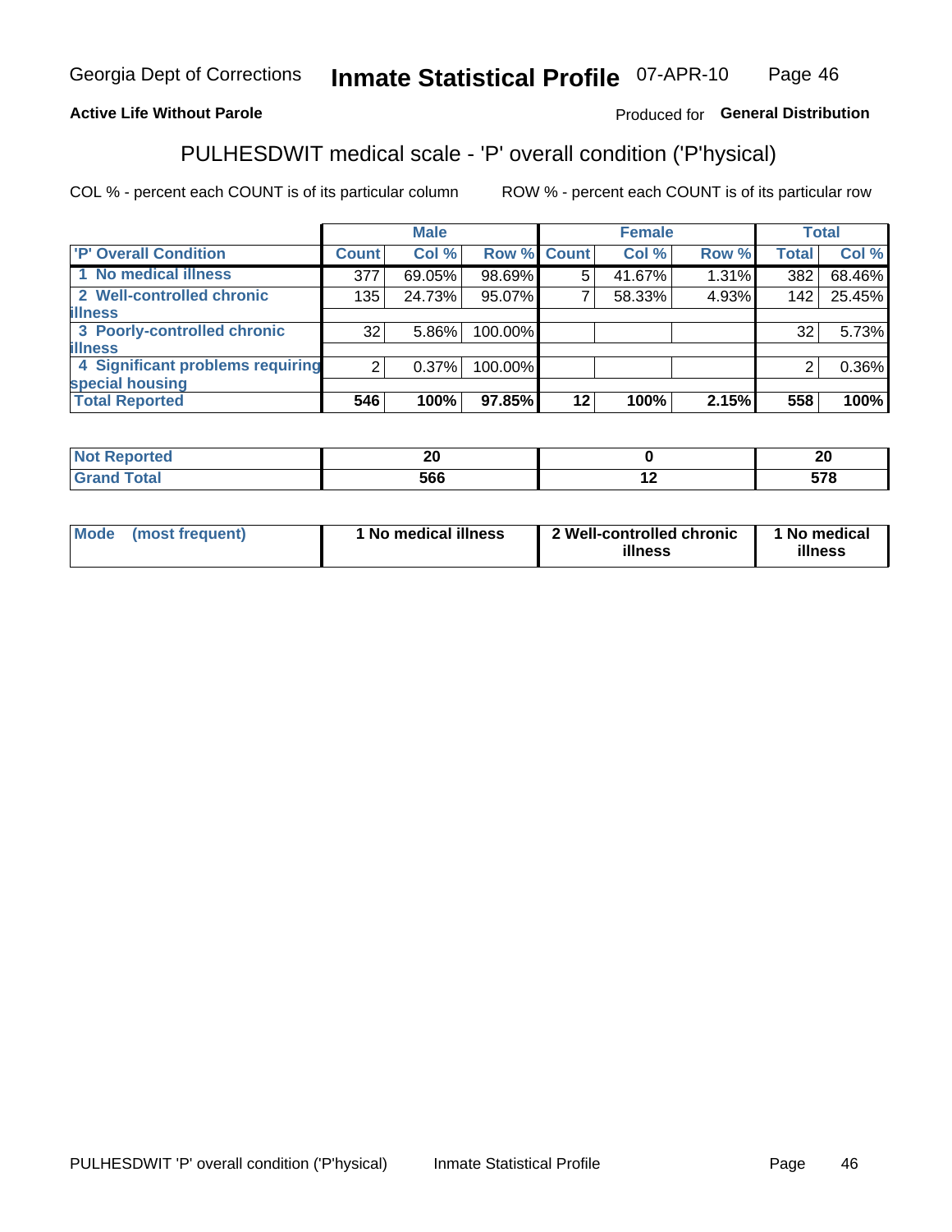Georgia Dept of Corrections **Inmate Statistical Profile** 07-APR-10

**Active Life Without Parole**

Produced for **General Distribution**

## PULHESDWIT medical scale - 'P' overall condition ('P'hysical)

COL % - percent each COUNT is of its particular column

ROW % - percent each COUNT is of its particular row

| | Male | | | Female | | | Total | |
|---|---|---|---|---|---|---|---|---|
| 'P' Overall Condition | Count | Col % | Row % | Count | Col % | Row % | Total | Col % |
| 1 No medical illness | 377 | 69.05% | 98.69% | 5 | 41.67% | 1.31% | 382 | 68.46% |
| 2 Well-controlled chronic illness | 135 | 24.73% | 95.07% | 7 | 58.33% | 4.93% | 142 | 25.45% |
| 3 Poorly-controlled chronic illness | 32 | 5.86% | 100.00% | | | | 32 | 5.73% |
| 4 Significant problems requiring special housing | 2 | 0.37% | 100.00% | | | | 2 | 0.36% |
| **Total Reported** | **546** | **100%** | **97.85%** | **12** | **100%** | **2.15%** | **558** | **100%** |

| | Male | Female | Total |
|---|---|---|---|
| Not Reported | 20 | 0 | 20 |
| Grand Total | 566 | 12 | 578 |

| | Male | Female | Total |
|---|---|---|---|
| Mode (most frequent) | 1 No medical illness | 2 Well-controlled chronic illness | 1 No medical illness |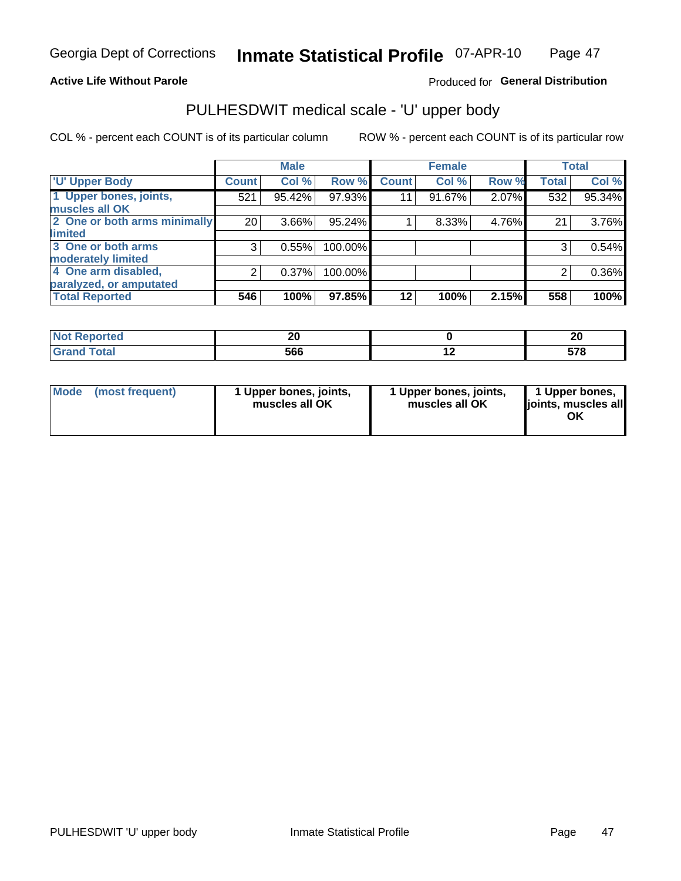Georgia Dept of Corrections **Inmate Statistical Profile** 07-APR-10

**Active Life Without Parole**

Produced for **General Distribution**

# PULHESDWIT medical scale - 'U' upper body

COL % - percent each COUNT is of its particular column

ROW % - percent each COUNT is of its particular row

| | Male | | | Female | | | Total | |
|---|---|---|---|---|---|---|---|---|
| **'U' Upper Body** | **Count** | **Col %** | **Row %** | **Count** | **Col %** | **Row %** | **Total** | **Col %** |
| **1 Upper bones, joints, muscles all OK** | 521 | 95.42% | 97.93% | 11 | 91.67% | 2.07% | 532 | 95.34% |
| **2 One or both arms minimally limited** | 20 | 3.66% | 95.24% | 1 | 8.33% | 4.76% | 21 | 3.76% |
| **3 One or both arms moderately limited** | 3 | 0.55% | 100.00% | | | | 3 | 0.54% |
| **4 One arm disabled, paralyzed, or amputated** | 2 | 0.37% | 100.00% | | | | 2 | 0.36% |
| **Total Reported** | **546** | **100%** | **97.85%** | **12** | **100%** | **2.15%** | **558** | **100%** |

| | Male | Female | Total |
|---|---|---|---|
| **Not Reported** | **20** | **0** | **20** |
| **Grand Total** | **566** | **12** | **578** |

| | Male | Female | Total |
|---|---|---|---|
| **Mode (most frequent)** | **1 Upper bones, joints, muscles all OK** | **1 Upper bones, joints, muscles all OK** | **1 Upper bones, joints, muscles all OK** |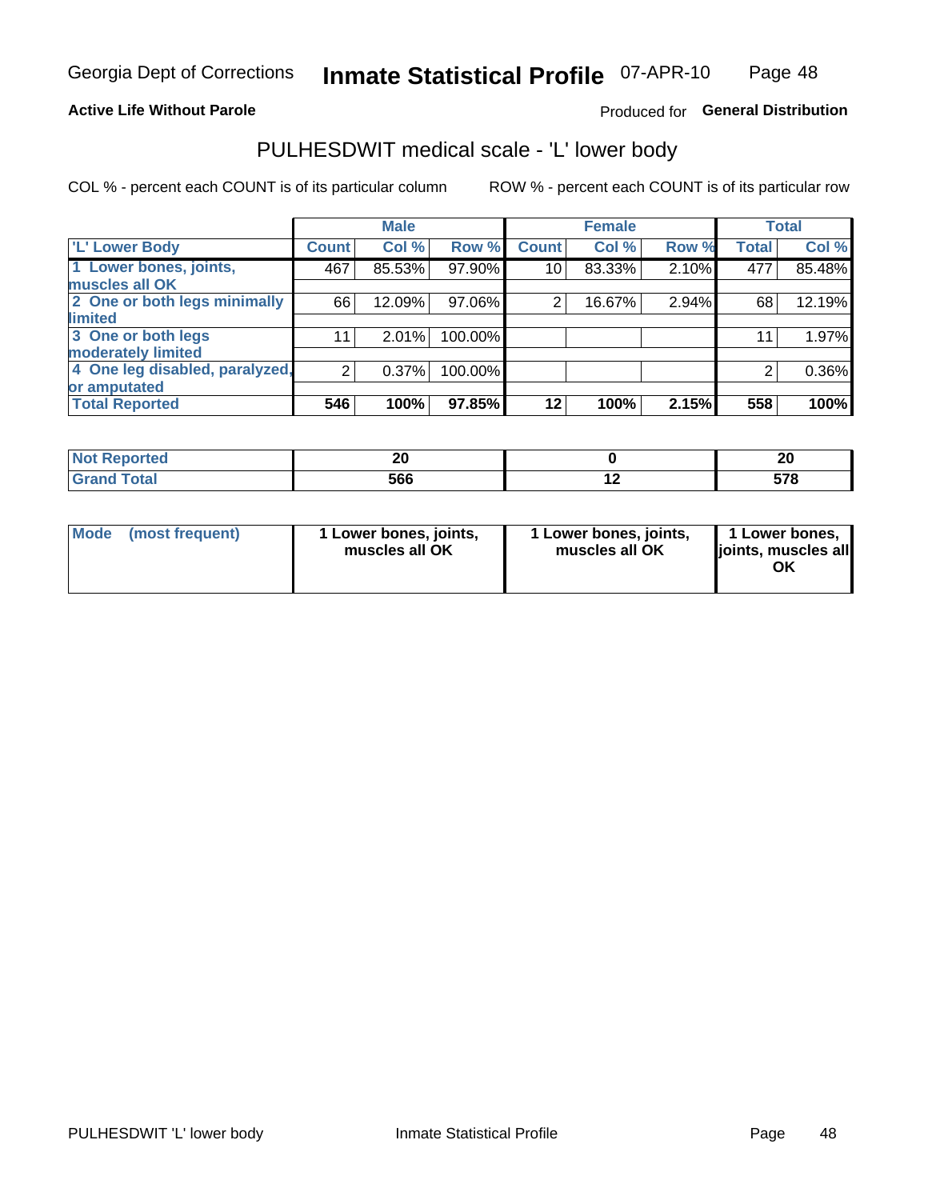Georgia Dept of Corrections **Inmate Statistical Profile** 07-APR-10

**Active Life Without Parole**

Produced for **General Distribution**

## PULHESDWIT medical scale - 'L' lower body

COL % - percent each COUNT is of its particular column

ROW % - percent each COUNT is of its particular row

| | Male | | | Female | | | Total | |
|---|---|---|---|---|---|---|---|---|
| 'L' Lower Body | Count | Col % | Row % | Count | Col % | Row % | Total | Col % |
| 1 Lower bones, joints, muscles all OK | 467 | 85.53% | 97.90% | 10 | 83.33% | 2.10% | 477 | 85.48% |
| 2 One or both legs minimally limited | 66 | 12.09% | 97.06% | 2 | 16.67% | 2.94% | 68 | 12.19% |
| 3 One or both legs moderately limited | 11 | 2.01% | 100.00% | | | | 11 | 1.97% |
| 4 One leg disabled, paralyzed, or amputated | 2 | 0.37% | 100.00% | | | | 2 | 0.36% |
| **Total Reported** | **546** | **100%** | **97.85%** | **12** | **100%** | **2.15%** | **558** | **100%** |

| | Male | Female | Total |
|---|---|---|---|
| Not Reported | 20 | 0 | 20 |
| Grand Total | 566 | 12 | 578 |

| | Male | Female | Total |
|---|---|---|---|
| Mode (most frequent) | 1 Lower bones, joints, muscles all OK | 1 Lower bones, joints, muscles all OK | 1 Lower bones, joints, muscles all OK |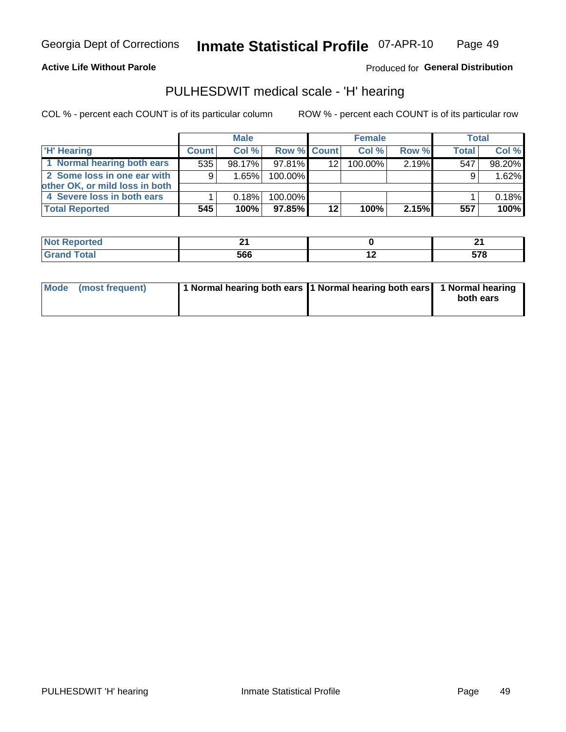Georgia Dept of Corrections **Inscription Statistical Profile** 07-APR-10

**Active Life Without Parole**

Produced for **General Distribution**

## PULHESDWIT medical scale - 'H' hearing

COL % - percent each COUNT is of its particular column ROW % - percent each COUNT is of its particular row

| 'H' Hearing | Male | | | Female | | | Total | |
|---|---|---|---|---|---|---|---|---|
| | Count | Col % | Row % | Count | Col % | Row % | Total | Col % |
| 1 Normal hearing both ears | 535 | 98.17% | 97.81% | 12 | 100.00% | 2.19% | 547 | 98.20% |
| 2 Some loss in one ear with other OK, or mild loss in both | 9 | 1.65% | 100.00% | | | | 9 | 1.62% |
| 4 Severe loss in both ears | 1 | 0.18% | 100.00% | | | | 1 | 0.18% |
| **Total Reported** | **545** | **100%** | **97.85%** | **12** | **100%** | **2.15%** | **557** | **100%** |

| | Male | Female | Total |
|---|---|---|---|
| Not Reported | 21 | 0 | 21 |
| Grand Total | 566 | 12 | 578 |

| | Male | Female | Total |
|---|---|---|---|
| Mode (most frequent) | 1 Normal hearing both ears | 1 Normal hearing both ears | 1 Normal hearing both ears |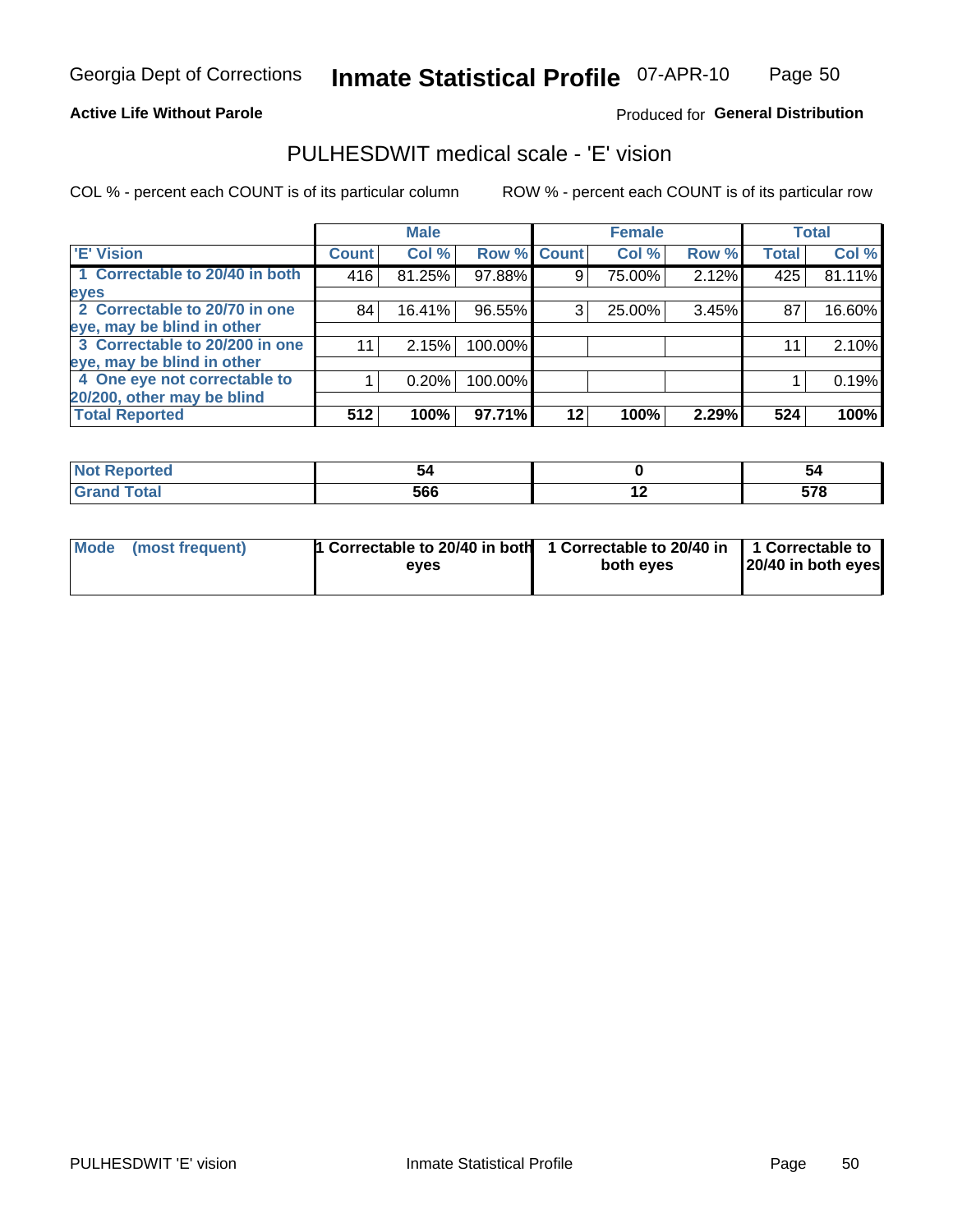Georgia Dept of Corrections **Inmate Statistical Profile** 07-APR-10

**Active Life Without Parole**

Produced for **General Distribution**

## PULHESDWIT medical scale - 'E' vision

COL % - percent each COUNT is of its particular column ROW % - percent each COUNT is of its particular row

| | Male | | | Female | | | Total | |
|---|---|---|---|---|---|---|---|---|
| 'E' Vision | Count | Col % | Row % | Count | Col % | Row % | Total | Col % |
| 1 Correctable to 20/40 in both eyes | 416 | 81.25% | 97.88% | 9 | 75.00% | 2.12% | 425 | 81.11% |
| 2 Correctable to 20/70 in one eye, may be blind in other | 84 | 16.41% | 96.55% | 3 | 25.00% | 3.45% | 87 | 16.60% |
| 3 Correctable to 20/200 in one eye, may be blind in other | 11 | 2.15% | 100.00% | | | | 11 | 2.10% |
| 4 One eye not correctable to 20/200, other may be blind | 1 | 0.20% | 100.00% | | | | 1 | 0.19% |
| **Total Reported** | **512** | **100%** | **97.71%** | **12** | **100%** | **2.29%** | **524** | **100%** |

| | Male | Female | Total |
|---|---|---|---|
| Not Reported | 54 | 0 | 54 |
| Grand Total | 566 | 12 | 578 |

| | Male | Female | Total |
|---|---|---|---|
| Mode (most frequent) | 1 Correctable to 20/40 in both eyes | 1 Correctable to 20/40 in both eyes | 1 Correctable to 20/40 in both eyes |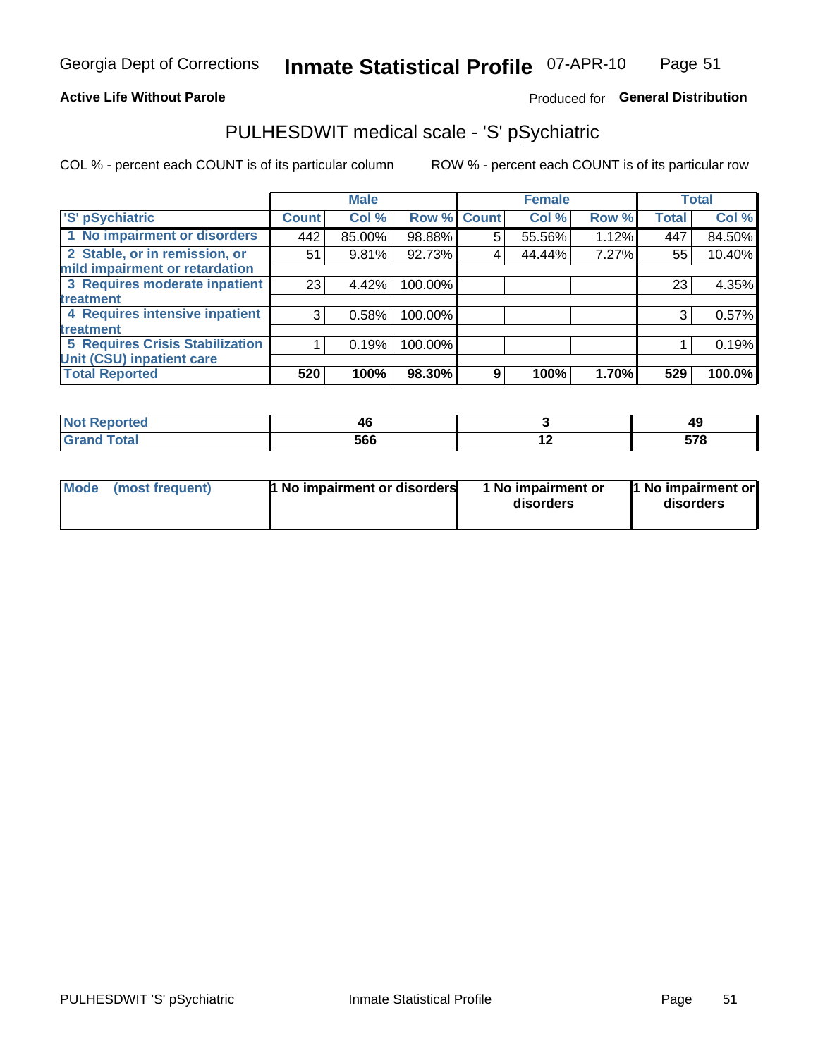Georgia Dept of Corrections **Inmate Statistical Profile** 07-APR-10

**Active Life Without Parole**

Produced for **General Distribution**

## PULHESDWIT medical scale - 'S' pSychiatric

COL % - percent each COUNT is of its particular column     ROW % - percent each COUNT is of its particular row

| | Male | | | Female | | | Total | |
|---|---|---|---|---|---|---|---|---|
| 'S' pSychiatric | Count | Col % | Row % | Count | Col % | Row % | Total | Col % |
| 1 No impairment or disorders | 442 | 85.00% | 98.88% | 5 | 55.56% | 1.12% | 447 | 84.50% |
| 2 Stable, or in remission, or mild impairment or retardation | 51 | 9.81% | 92.73% | 4 | 44.44% | 7.27% | 55 | 10.40% |
| 3 Requires moderate inpatient treatment | 23 | 4.42% | 100.00% | | | | 23 | 4.35% |
| 4 Requires intensive inpatient treatment | 3 | 0.58% | 100.00% | | | | 3 | 0.57% |
| 5 Requires Crisis Stabilization Unit (CSU) inpatient care | 1 | 0.19% | 100.00% | | | | 1 | 0.19% |
| **Total Reported** | **520** | **100%** | **98.30%** | **9** | **100%** | **1.70%** | **529** | **100.0%** |

| | Male | Female | Total |
|---|---|---|---|
| Not Reported | 46 | 3 | 49 |
| Grand Total | 566 | 12 | 578 |

| | Male | Female | Total |
|---|---|---|---|
| Mode (most frequent) | 1 No impairment or disorders | 1 No impairment or disorders | 1 No impairment or disorders |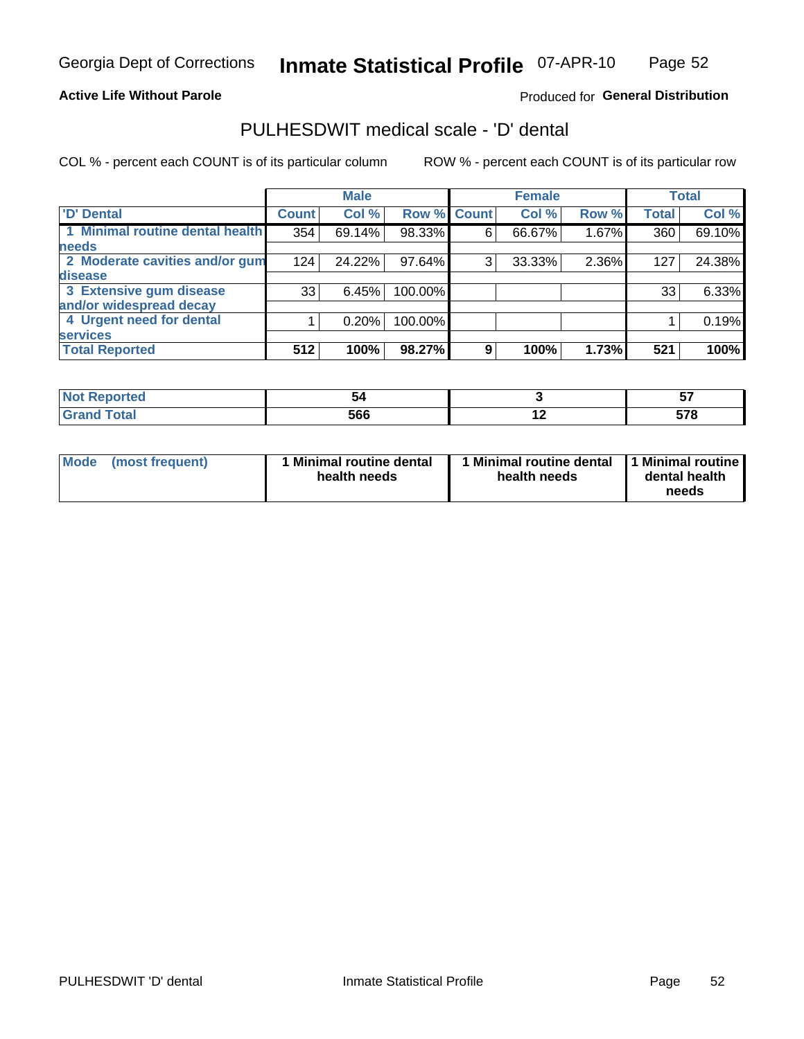Georgia Dept of Corrections **Inmate Statistical Profile** 07-APR-10

**Active Life Without Parole**

Produced for **General Distribution**

## PULHESDWIT medical scale - 'D' dental

COL % - percent each COUNT is of its particular column

ROW % - percent each COUNT is of its particular row

| | Male | | | Female | | | Total | |
|---|---|---|---|---|---|---|---|---|
| 'D' Dental | Count | Col % | Row % | Count | Col % | Row % | Total | Col % |
| 1 Minimal routine dental health needs | 354 | 69.14% | 98.33% | 6 | 66.67% | 1.67% | 360 | 69.10% |
| 2 Moderate cavities and/or gum disease | 124 | 24.22% | 97.64% | 3 | 33.33% | 2.36% | 127 | 24.38% |
| 3 Extensive gum disease and/or widespread decay | 33 | 6.45% | 100.00% | | | | 33 | 6.33% |
| 4 Urgent need for dental services | 1 | 0.20% | 100.00% | | | | 1 | 0.19% |
| **Total Reported** | **512** | **100%** | **98.27%** | **9** | **100%** | **1.73%** | **521** | **100%** |

| | Male | Female | Total |
|---|---|---|---|
| Not Reported | 54 | 3 | 57 |
| Grand Total | 566 | 12 | 578 |

| | Male | Female | Total |
|---|---|---|---|
| Mode (most frequent) | 1 Minimal routine dental health needs | 1 Minimal routine dental health needs | 1 Minimal routine dental health needs |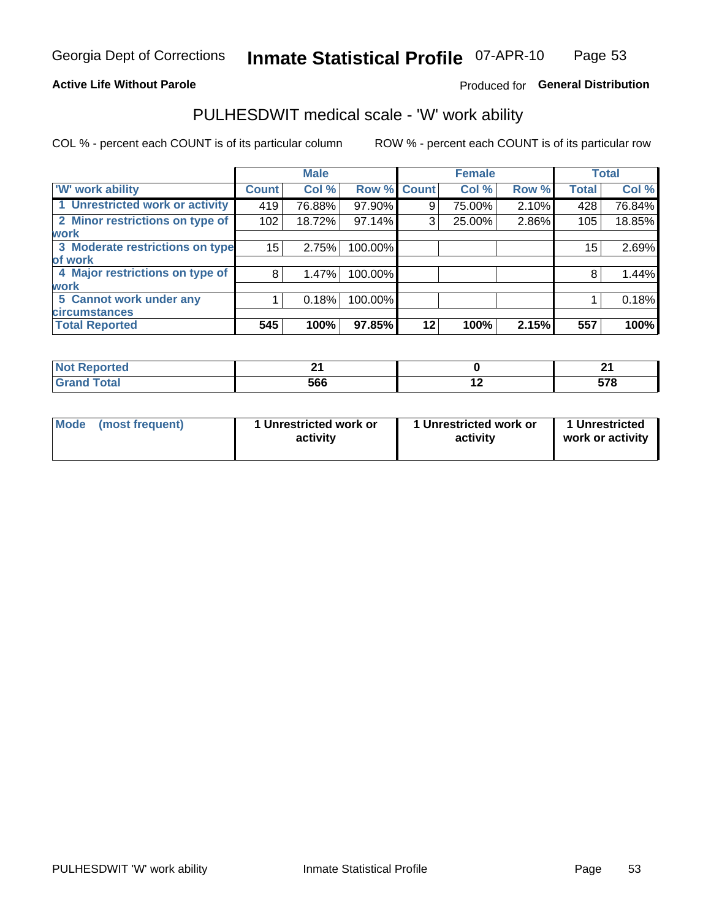Georgia Dept of Corrections **Inmate Statistical Profile** 07-APR-10

**Active Life Without Parole**

Produced for **General Distribution**

# PULHESDWIT medical scale - 'W' work ability

COL % - percent each COUNT is of its particular column ROW % - percent each COUNT is of its particular row

| | Male | | | Female | | | Total | |
|---|---|---|---|---|---|---|---|---|
| 'W' work ability | Count | Col % | Row % | Count | Col % | Row % | Total | Col % |
| 1 Unrestricted work or activity | 419 | 76.88% | 97.90% | 9 | 75.00% | 2.10% | 428 | 76.84% |
| 2 Minor restrictions on type of work | 102 | 18.72% | 97.14% | 3 | 25.00% | 2.86% | 105 | 18.85% |
| 3 Moderate restrictions on type of work | 15 | 2.75% | 100.00% | | | | 15 | 2.69% |
| 4 Major restrictions on type of work | 8 | 1.47% | 100.00% | | | | 8 | 1.44% |
| 5 Cannot work under any circumstances | 1 | 0.18% | 100.00% | | | | 1 | 0.18% |
| **Total Reported** | **545** | **100%** | **97.85%** | **12** | **100%** | **2.15%** | **557** | **100%** |

| | Male | Female | Total |
|---|---|---|---|
| Not Reported | 21 | 0 | 21 |
| Grand Total | 566 | 12 | 578 |

| | Male | Female | Total |
|---|---|---|---|
| Mode (most frequent) | 1 Unrestricted work or activity | 1 Unrestricted work or activity | 1 Unrestricted work or activity |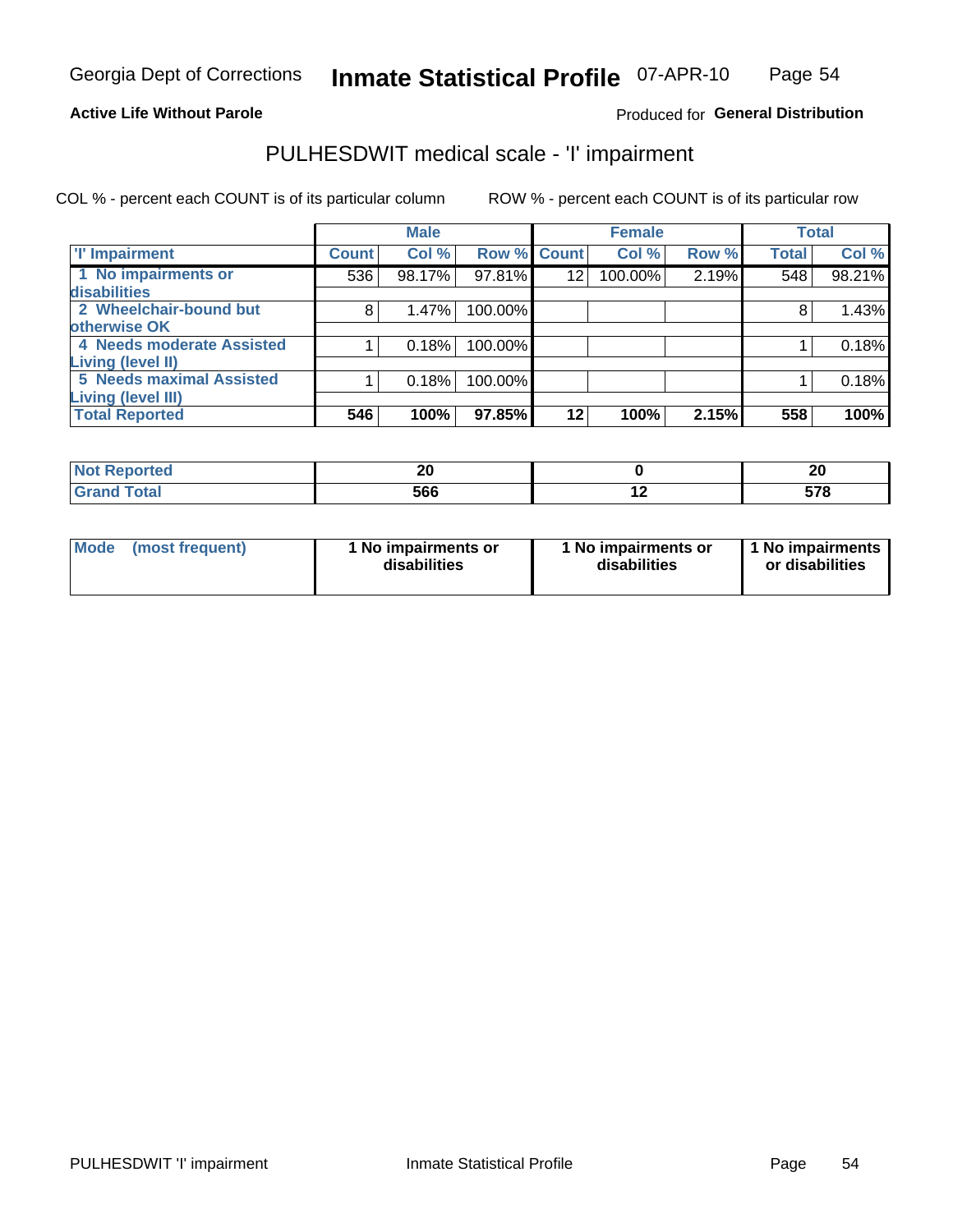Georgia Dept of Corrections **Inmate Statistical Profile** 07-APR-10

**Active Life Without Parole**

Produced for **General Distribution**

## PULHESDWIT medical scale - 'I' impairment

COL % - percent each COUNT is of its particular column    ROW % - percent each COUNT is of its particular row

| | Male | | | Female | | | Total | |
|---|---|---|---|---|---|---|---|---|
| 'I' Impairment | Count | Col % | Row % | Count | Col % | Row % | Total | Col % |
| 1 No impairments or disabilities | 536 | 98.17% | 97.81% | 12 | 100.00% | 2.19% | 548 | 98.21% |
| 2 Wheelchair-bound but otherwise OK | 8 | 1.47% | 100.00% | | | | 8 | 1.43% |
| 4 Needs moderate Assisted Living (level II) | 1 | 0.18% | 100.00% | | | | 1 | 0.18% |
| 5 Needs maximal Assisted Living (level III) | 1 | 0.18% | 100.00% | | | | 1 | 0.18% |
| **Total Reported** | **546** | **100%** | **97.85%** | **12** | **100%** | **2.15%** | **558** | **100%** |

| | Male | Female | Total |
|---|---|---|---|
| Not Reported | 20 | 0 | 20 |
| Grand Total | 566 | 12 | 578 |

| | Male | Female | Total |
|---|---|---|---|
| Mode (most frequent) | 1 No impairments or disabilities | 1 No impairments or disabilities | 1 No impairments or disabilities |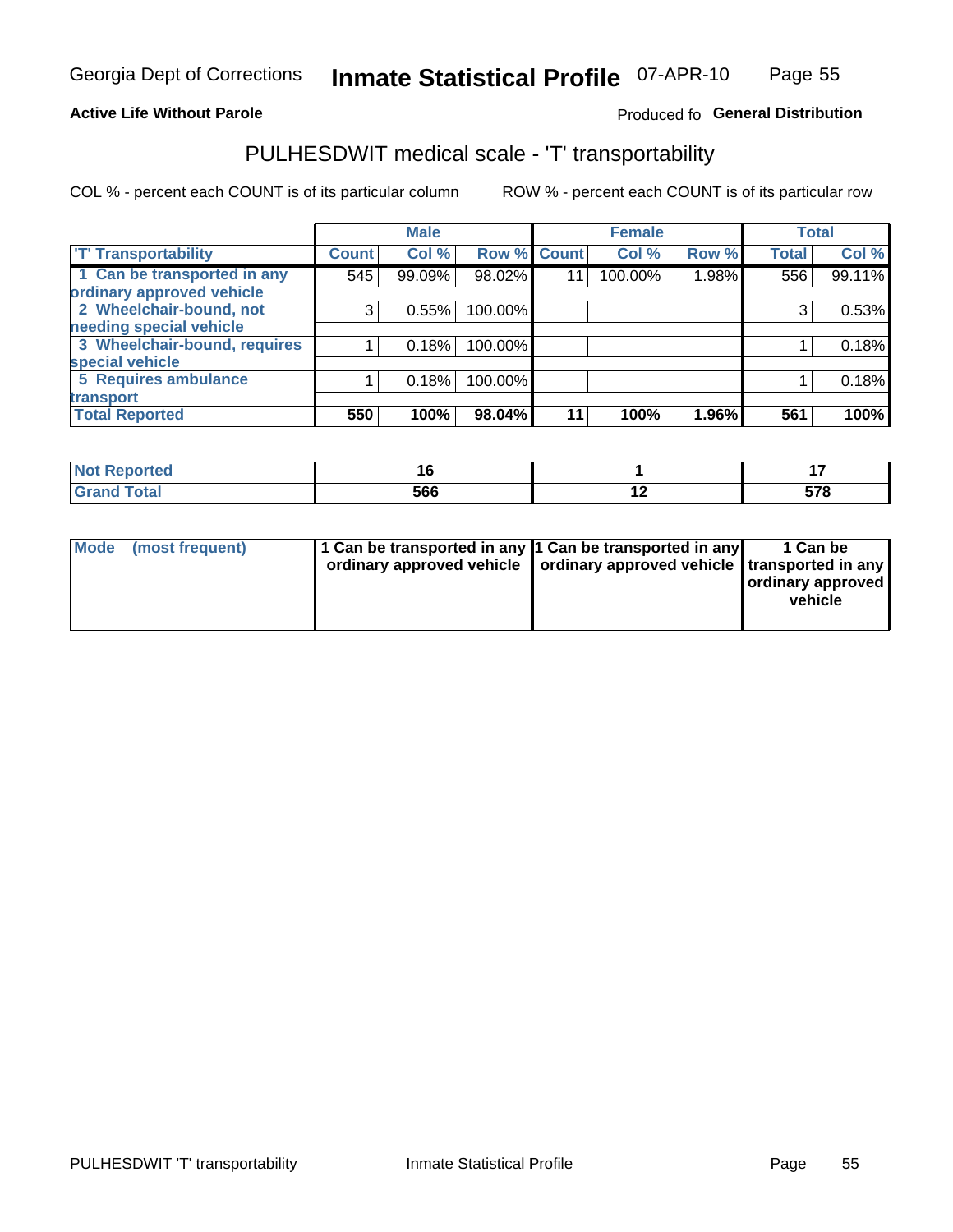Georgia Dept of Corrections **Inmate Statistical Profile** 07-APR-10

**Active Life Without Parole**

Produced fo **General Distribution**

# PULHESDWIT medical scale - 'T' transportability

COL % - percent each COUNT is of its particular column    ROW % - percent each COUNT is of its particular row

| | Male | | | Female | | | Total | |
|---|---|---|---|---|---|---|---|---|
| 'T' Transportability | Count | Col % | Row % | Count | Col % | Row % | Total | Col % |
| 1 Can be transported in any ordinary approved vehicle | 545 | 99.09% | 98.02% | 11 | 100.00% | 1.98% | 556 | 99.11% |
| 2 Wheelchair-bound, not needing special vehicle | 3 | 0.55% | 100.00% | | | | 3 | 0.53% |
| 3 Wheelchair-bound, requires special vehicle | 1 | 0.18% | 100.00% | | | | 1 | 0.18% |
| 5 Requires ambulance transport | 1 | 0.18% | 100.00% | | | | 1 | 0.18% |
| **Total Reported** | **550** | **100%** | **98.04%** | **11** | **100%** | **1.96%** | **561** | **100%** |

| | Male | Female | Total |
|---|---|---|---|
| Not Reported | 16 | 1 | 17 |
| Grand Total | 566 | 12 | 578 |

| | Male | Female | Total |
|---|---|---|---|
| Mode (most frequent) | 1 Can be transported in any ordinary approved vehicle | 1 Can be transported in any ordinary approved vehicle | 1 Can be transported in any ordinary approved vehicle |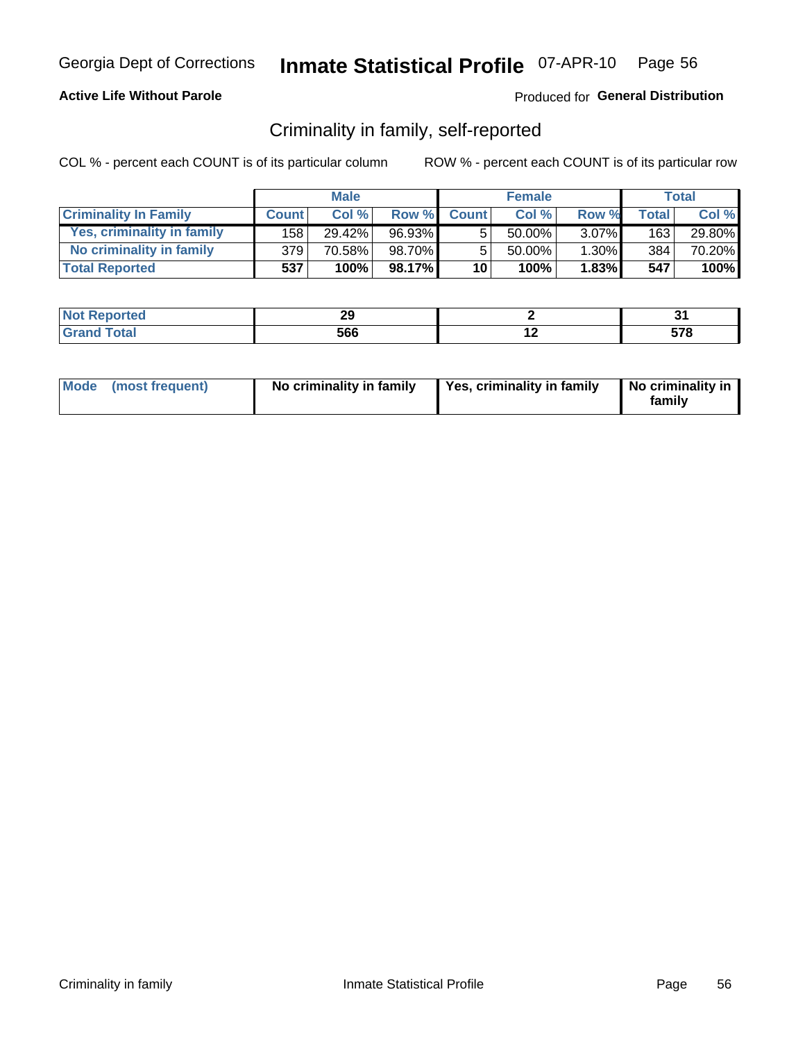Georgia Dept of Corrections **Inmate Statistical Profile** 07-APR-10

**Active Life Without Parole**

Produced for **General Distribution**

## Criminality in family, self-reported

COL % - percent each COUNT is of its particular column

ROW % - percent each COUNT is of its particular row

| | Male | | | Female | | | Total | |
|---|---|---|---|---|---|---|---|---|
| **Criminality In Family** | **Count** | **Col %** | **Row %** | **Count** | **Col %** | **Row %** | **Total** | **Col %** |
| **Yes, criminality in family** | 158 | 29.42% | 96.93% | 5 | 50.00% | 3.07% | 163 | 29.80% |
| **No criminality in family** | 379 | 70.58% | 98.70% | 5 | 50.00% | 1.30% | 384 | 70.20% |
| **Total Reported** | **537** | **100%** | **98.17%** | **10** | **100%** | **1.83%** | **547** | **100%** |

| | Male | Female | Total |
|---|---|---|---|
| **Not Reported** | **29** | **2** | **31** |
| **Grand Total** | **566** | **12** | **578** |

| | Male | Female | Total |
|---|---|---|---|
| **Mode (most frequent)** | **No criminality in family** | **Yes, criminality in family** | **No criminality in family** |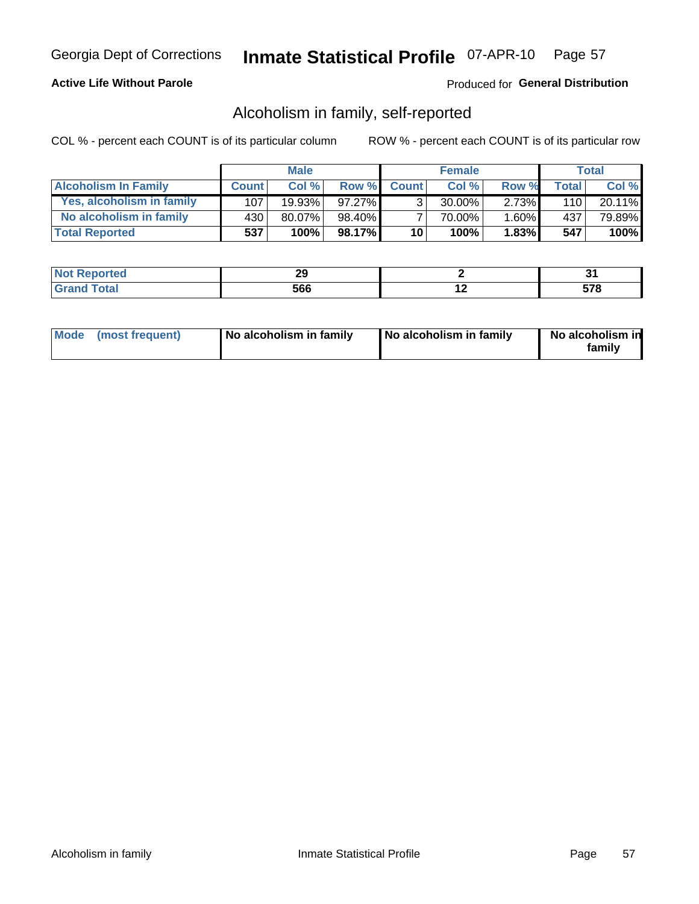Georgia Dept of Corrections **Inmate Statistical Profile** 07-APR-10

**Active Life Without Parole**

Produced for **General Distribution**

## Alcoholism in family, self-reported

COL % - percent each COUNT is of its particular column

ROW % - percent each COUNT is of its particular row

| | Male | | | Female | | | Total | |
|---|---|---|---|---|---|---|---|---|
| **Alcoholism In Family** | **Count** | **Col %** | **Row %** | **Count** | **Col %** | **Row %** | **Total** | **Col %** |
| Yes, alcoholism in family | 107 | 19.93% | 97.27% | 3 | 30.00% | 2.73% | 110 | 20.11% |
| No alcoholism in family | 430 | 80.07% | 98.40% | 7 | 70.00% | 1.60% | 437 | 79.89% |
| **Total Reported** | **537** | **100%** | **98.17%** | **10** | **100%** | **1.83%** | **547** | **100%** |

| | Male | Female | Total |
|---|---|---|---|
| **Not Reported** | **29** | **2** | **31** |
| **Grand Total** | **566** | **12** | **578** |

| | Male | Female | Total |
|---|---|---|---|
| **Mode (most frequent)** | **No alcoholism in family** | **No alcoholism in family** | **No alcoholism in family** |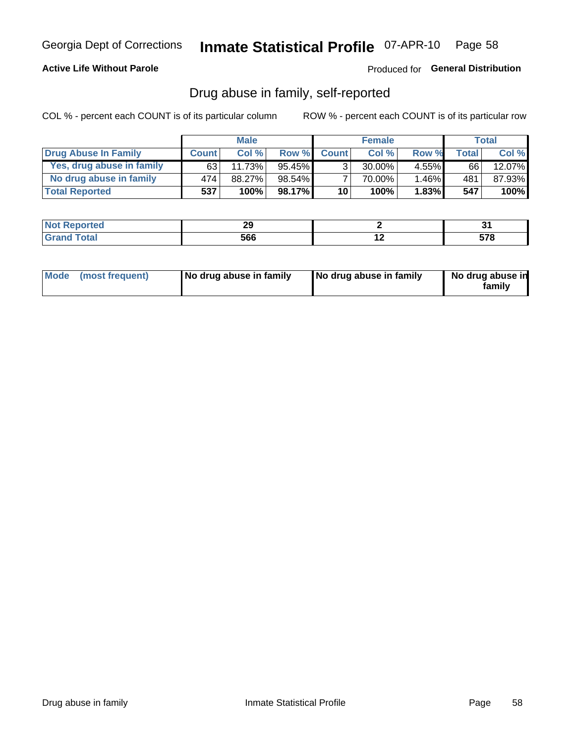Georgia Dept of Corrections **Inmate Statistical Profile** 07-APR-10

**Active Life Without Parole**

Produced for **General Distribution**

## Drug abuse in family, self-reported

COL % - percent each COUNT is of its particular column

ROW % - percent each COUNT is of its particular row

| | Male | | | Female | | | Total | |
|---|---|---|---|---|---|---|---|---|
| **Drug Abuse In Family** | **Count** | **Col %** | **Row %** | **Count** | **Col %** | **Row %** | **Total** | **Col %** |
| Yes, drug abuse in family | 63 | 11.73% | 95.45% | 3 | 30.00% | 4.55% | 66 | 12.07% |
| No drug abuse in family | 474 | 88.27% | 98.54% | 7 | 70.00% | 1.46% | 481 | 87.93% |
| **Total Reported** | **537** | **100%** | **98.17%** | **10** | **100%** | **1.83%** | **547** | **100%** |

| | Male | Female | Total |
|---|---|---|---|
| **Not Reported** | **29** | **2** | **31** |
| **Grand Total** | **566** | **12** | **578** |

| | Male | Female | Total |
|---|---|---|---|
| **Mode (most frequent)** | **No drug abuse in family** | **No drug abuse in family** | **No drug abuse in family** |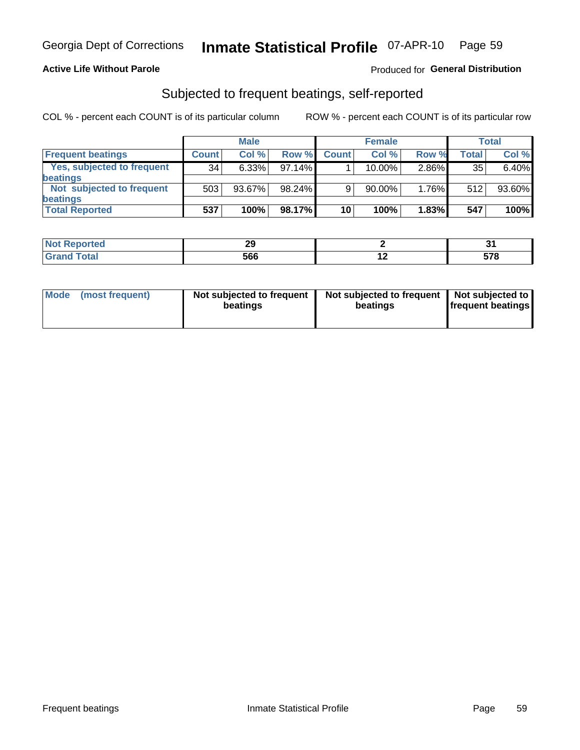Georgia Dept of Corrections **Inmate Statistical Profile** 07-APR-10

**Active Life Without Parole**

Produced for **General Distribution**

## Subjected to frequent beatings, self-reported

COL % - percent each COUNT is of its particular column

ROW % - percent each COUNT is of its particular row

| | Male | | | Female | | | Total | |
|---|---|---|---|---|---|---|---|---|
| **Frequent beatings** | **Count** | **Col %** | **Row %** | **Count** | **Col %** | **Row %** | **Total** | **Col %** |
| **Yes, subjected to frequent beatings** | 34 | 6.33% | 97.14% | 1 | 10.00% | 2.86% | 35 | 6.40% |
| **Not subjected to frequent beatings** | 503 | 93.67% | 98.24% | 9 | 90.00% | 1.76% | 512 | 93.60% |
| **Total Reported** | **537** | **100%** | **98.17%** | **10** | **100%** | **1.83%** | **547** | **100%** |

| | Male | Female | Total |
|---|---|---|---|
| **Not Reported** | **29** | **2** | **31** |
| **Grand Total** | **566** | **12** | **578** |

| | Male | Female | Total |
|---|---|---|---|
| **Mode (most frequent)** | **Not subjected to frequent beatings** | **Not subjected to frequent beatings** | **Not subjected to frequent beatings** |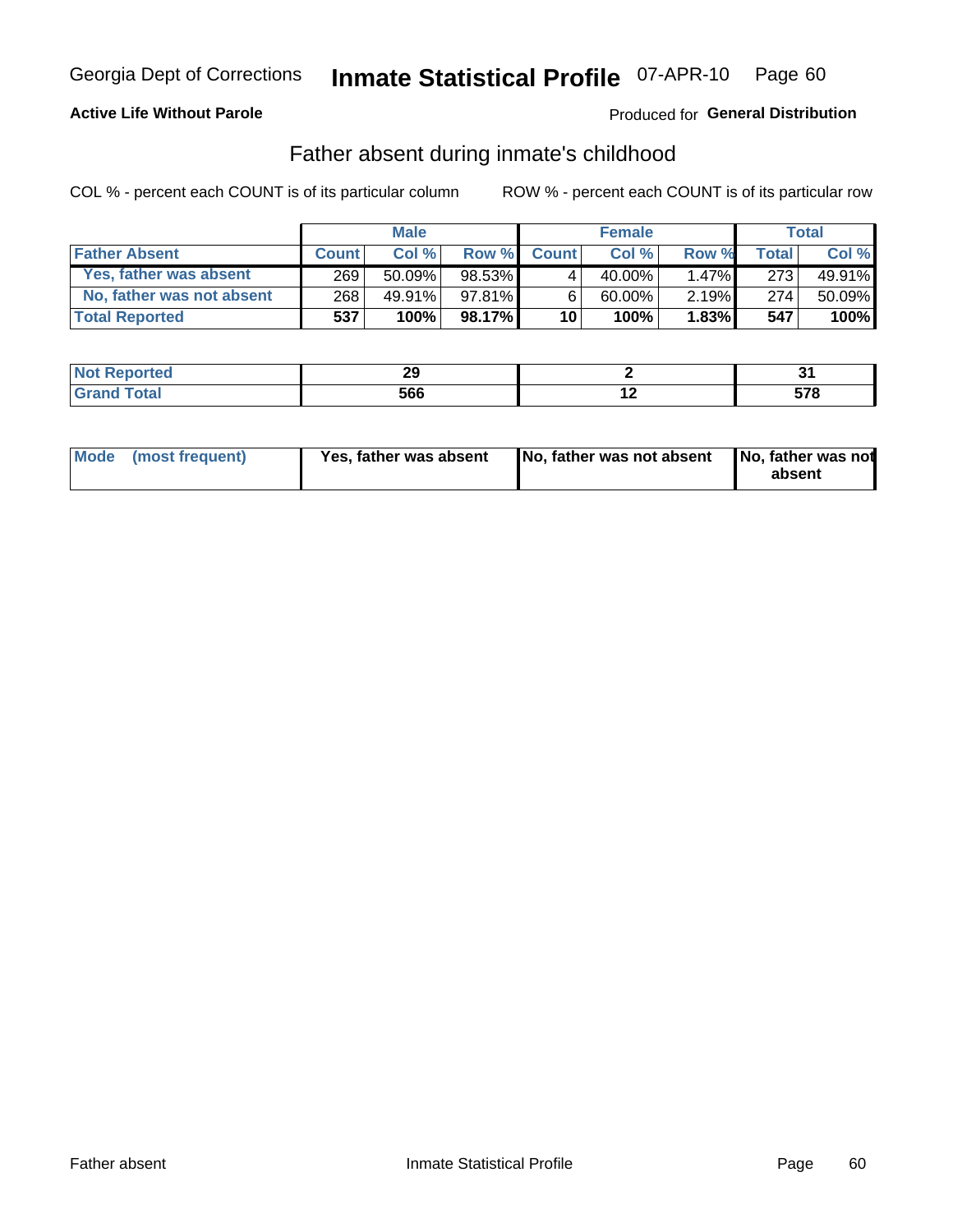Georgia Dept of Corrections **Inmate Statistical Profile** 07-APR-10

**Active Life Without Parole**

Produced for **General Distribution**

## Father absent during inmate's childhood

COL % - percent each COUNT is of its particular column

ROW % - percent each COUNT is of its particular row

| | Male | | | Female | | | Total | |
|---|---|---|---|---|---|---|---|---|
| **Father Absent** | **Count** | **Col %** | **Row %** | **Count** | **Col %** | **Row %** | **Total** | **Col %** |
| Yes, father was absent | 269 | 50.09% | 98.53% | 4 | 40.00% | 1.47% | 273 | 49.91% |
| No, father was not absent | 268 | 49.91% | 97.81% | 6 | 60.00% | 2.19% | 274 | 50.09% |
| **Total Reported** | **537** | **100%** | **98.17%** | **10** | **100%** | **1.83%** | **547** | **100%** |

| | Male | Female | Total |
|---|---|---|---|
| **Not Reported** | **29** | **2** | **31** |
| **Grand Total** | **566** | **12** | **578** |

| | Male | Female | Total |
|---|---|---|---|
| **Mode (most frequent)** | **Yes, father was absent** | **No, father was not absent** | **No, father was not absent** |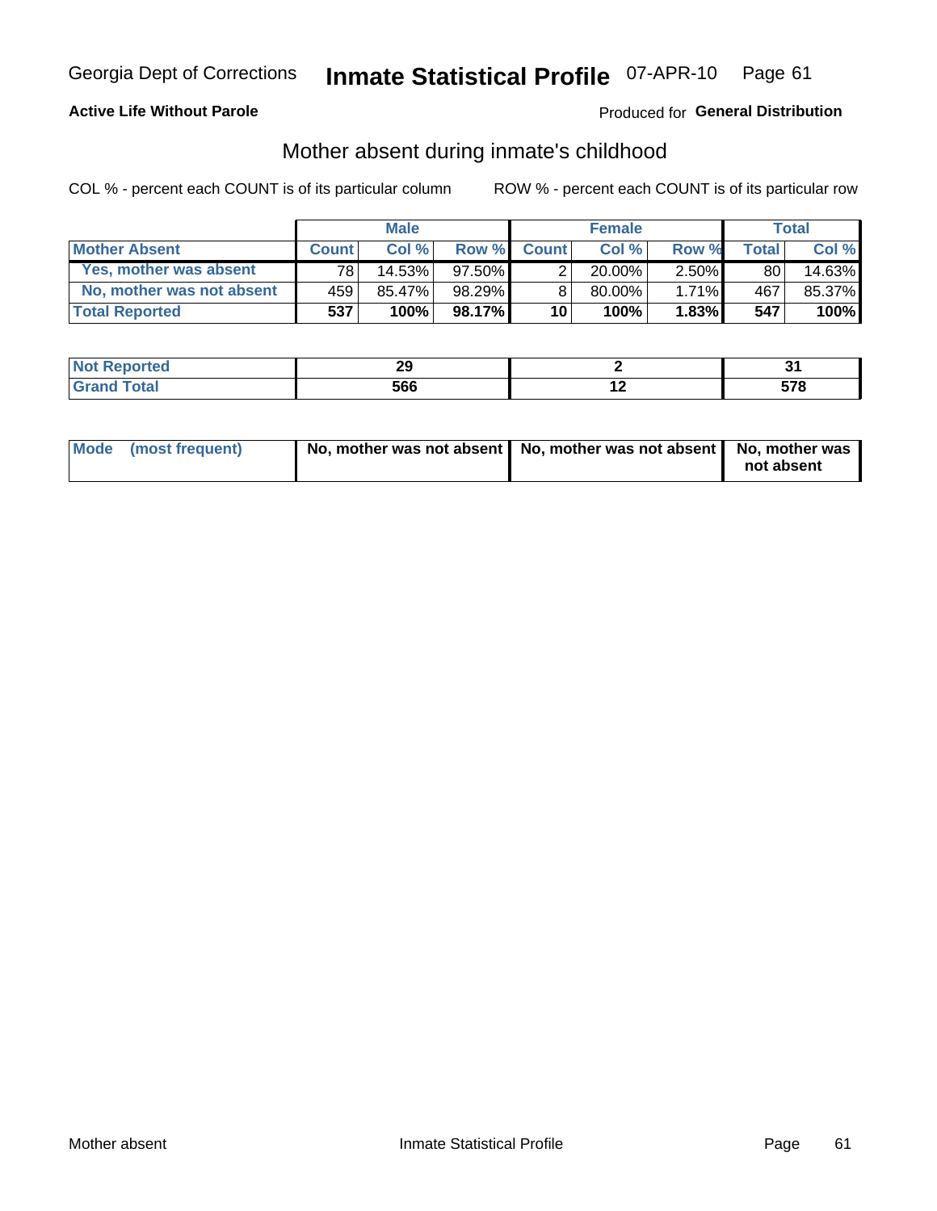Georgia Dept of Corrections **Inmate Statistical Profile** 07-APR-10

**Active Life Without Parole**

Produced for **General Distribution**

## Mother absent during inmate's childhood

COL % - percent each COUNT is of its particular column    ROW % - percent each COUNT is of its particular row

| | Male | | | Female | | | Total | |
|---|---|---|---|---|---|---|---|---|
| **Mother Absent** | **Count** | **Col %** | **Row %** | **Count** | **Col %** | **Row %** | **Total** | **Col %** |
| Yes, mother was absent | 78 | 14.53% | 97.50% | 2 | 20.00% | 2.50% | 80 | 14.63% |
| No, mother was not absent | 459 | 85.47% | 98.29% | 8 | 80.00% | 1.71% | 467 | 85.37% |
| **Total Reported** | **537** | **100%** | **98.17%** | **10** | **100%** | **1.83%** | **547** | **100%** |

| | Male | Female | Total |
|---|---|---|---|
| Not Reported | 29 | 2 | 31 |
| Grand Total | 566 | 12 | 578 |

| | Male | Female | Total |
|---|---|---|---|
| Mode (most frequent) | No, mother was not absent | No, mother was not absent | No, mother was not absent |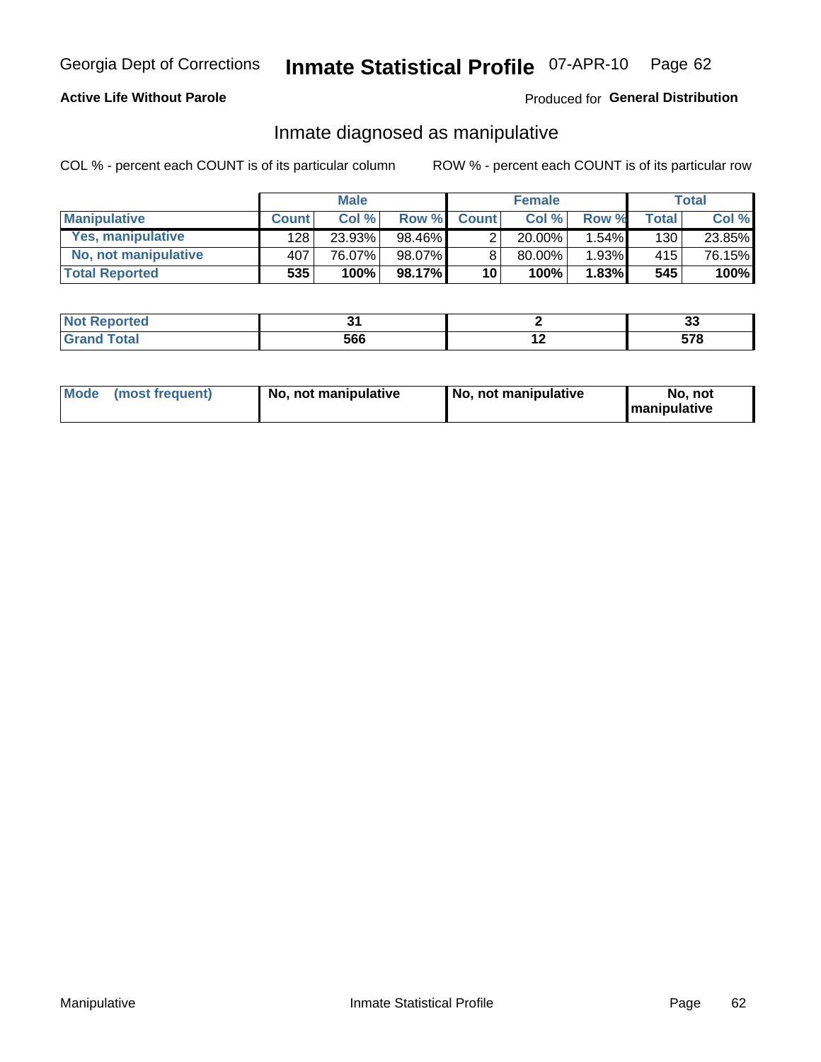Georgia Dept of Corrections **Inmate Statistical Profile** 07-APR-10

**Active Life Without Parole** Produced for **General Distribution**

## Inmate diagnosed as manipulative

COL % - percent each COUNT is of its particular column ROW % - percent each COUNT is of its particular row

| | Male | | | Female | | | Total | |
|---|---|---|---|---|---|---|---|---|
| **Manipulative** | **Count** | **Col %** | **Row %** | **Count** | **Col %** | **Row %** | **Total** | **Col %** |
| **Yes, manipulative** | 128 | 23.93% | 98.46% | 2 | 20.00% | 1.54% | 130 | 23.85% |
| **No, not manipulative** | 407 | 76.07% | 98.07% | 8 | 80.00% | 1.93% | 415 | 76.15% |
| **Total Reported** | **535** | **100%** | **98.17%** | **10** | **100%** | **1.83%** | **545** | **100%** |

| | Male | Female | Total |
|---|---|---|---|
| **Not Reported** | **31** | **2** | **33** |
| **Grand Total** | **566** | **12** | **578** |

| | Male | Female | Total |
|---|---|---|---|
| **Mode (most frequent)** | **No, not manipulative** | **No, not manipulative** | **No, not manipulative** |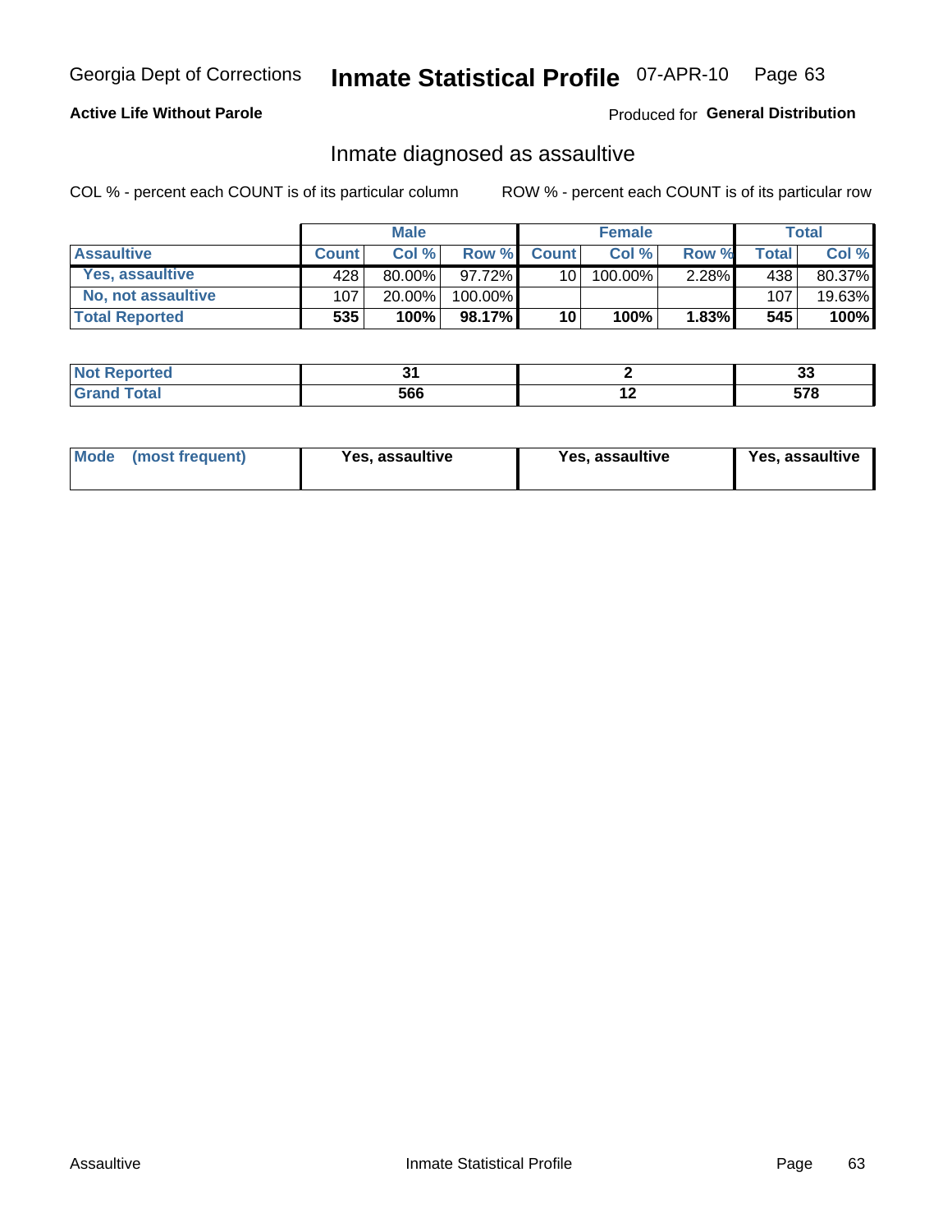Georgia Dept of Corrections **Inmate Statistical Profile** 07-APR-10

**Active Life Without Parole**

Produced for **General Distribution**

## Inmate diagnosed as assaultive

COL % - percent each COUNT is of its particular column ROW % - percent each COUNT is of its particular row

| | Male | | | Female | | | Total | |
|---|---|---|---|---|---|---|---|---|
| **Assaultive** | **Count** | **Col %** | **Row %** | **Count** | **Col %** | **Row %** | **Total** | **Col %** |
| **Yes, assaultive** | 428 | 80.00% | 97.72% | 10 | 100.00% | 2.28% | 438 | 80.37% |
| **No, not assaultive** | 107 | 20.00% | 100.00% | | | | 107 | 19.63% |
| **Total Reported** | **535** | **100%** | **98.17%** | **10** | **100%** | **1.83%** | **545** | **100%** |

| | Male | Female | Total |
|---|---|---|---|
| **Not Reported** | **31** | **2** | **33** |
| **Grand Total** | **566** | **12** | **578** |

| | Male | Female | Total |
|---|---|---|---|
| **Mode (most frequent)** | **Yes, assaultive** | **Yes, assaultive** | **Yes, assaultive** |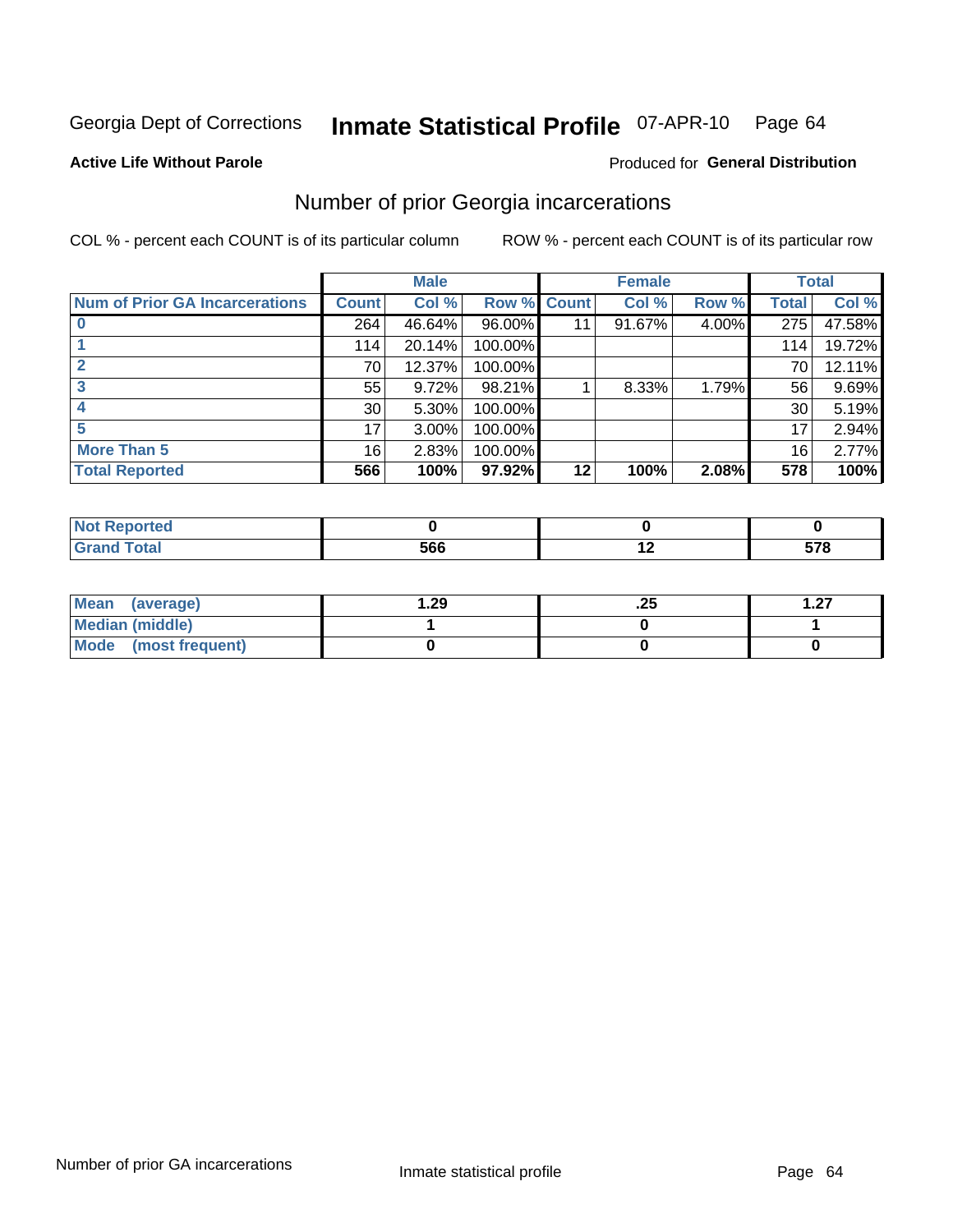Georgia Dept of Corrections **Inmate Statistical Profile** 07-APR-10

**Active Life Without Parole**

Produced for **General Distribution**

## Number of prior Georgia incarcerations

COL % - percent each COUNT is of its particular column ROW % - percent each COUNT is of its particular row

| | Male | | | Female | | | Total | |
|---|---|---|---|---|---|---|---|---|
| **Num of Prior GA Incarcerations** | **Count** | **Col %** | **Row %** | **Count** | **Col %** | **Row %** | **Total** | **Col %** |
| **0** | 264 | 46.64% | 96.00% | 11 | 91.67% | 4.00% | 275 | 47.58% |
| **1** | 114 | 20.14% | 100.00% | | | | 114 | 19.72% |
| **2** | 70 | 12.37% | 100.00% | | | | 70 | 12.11% |
| **3** | 55 | 9.72% | 98.21% | 1 | 8.33% | 1.79% | 56 | 9.69% |
| **4** | 30 | 5.30% | 100.00% | | | | 30 | 5.19% |
| **5** | 17 | 3.00% | 100.00% | | | | 17 | 2.94% |
| **More Than 5** | 16 | 2.83% | 100.00% | | | | 16 | 2.77% |
| **Total Reported** | **566** | **100%** | **97.92%** | **12** | **100%** | **2.08%** | **578** | **100%** |

| | Male | Female | Total |
|---|---|---|---|
| **Not Reported** | **0** | **0** | **0** |
| **Grand Total** | **566** | **12** | **578** |

| | Male | Female | Total |
|---|---|---|---|
| **Mean (average)** | **1.29** | **.25** | **1.27** |
| **Median (middle)** | **1** | **0** | **1** |
| **Mode (most frequent)** | **0** | **0** | **0** |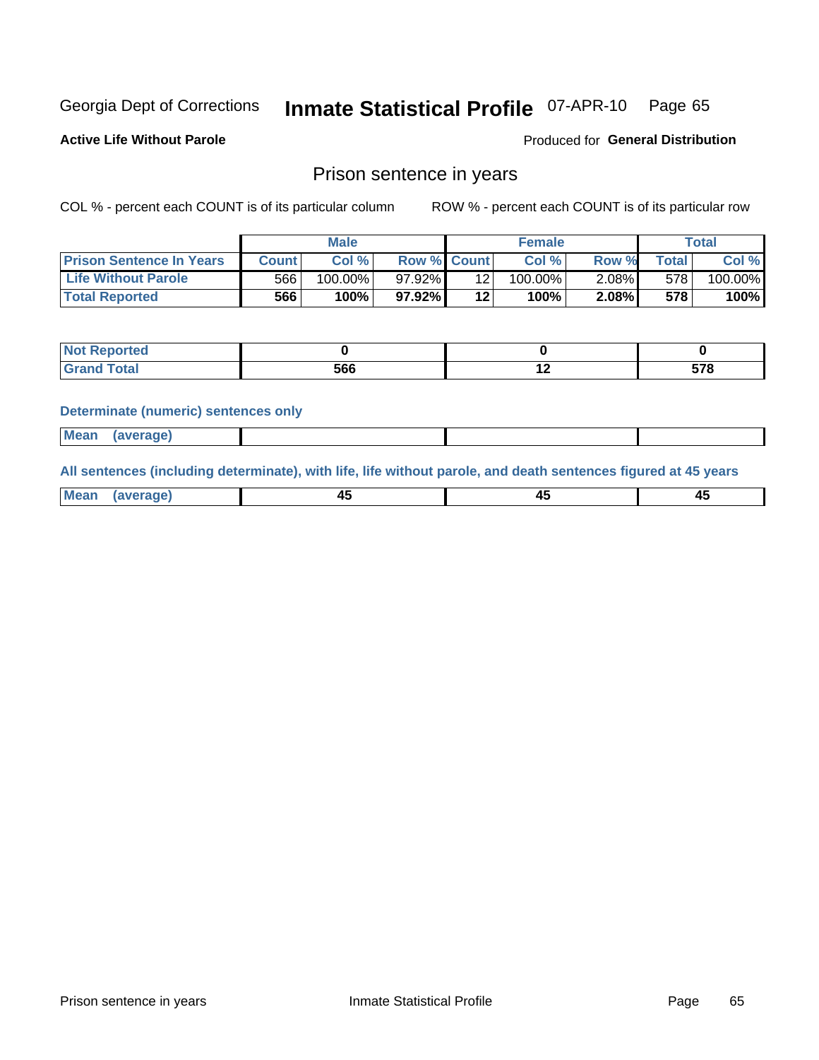Georgia Dept of Corrections **Inmate Statistical Profile** 07-APR-10 Page 65

**Active Life Without Parole**

Produced for **General Distribution**

## Prison sentence in years

COL % - percent each COUNT is of its particular column ROW % - percent each COUNT is of its particular row

| | Male | | | Female | | | Total | |
|---|---|---|---|---|---|---|---|---|
| **Prison Sentence In Years** | **Count** | **Col %** | **Row %** | **Count** | **Col %** | **Row %** | **Total** | **Col %** |
| **Life Without Parole** | 566 | 100.00% | 97.92% | 12 | 100.00% | 2.08% | 578 | 100.00% |
| **Total Reported** | **566** | **100%** | **97.92%** | **12** | **100%** | **2.08%** | **578** | **100%** |

| | Male | Female | Total |
|---|---|---|---|
| **Not Reported** | **0** | **0** | **0** |
| **Grand Total** | **566** | **12** | **578** |

**Determinate (numeric) sentences only**

| | Male | Female | Total |
|---|---|---|---|
| **Mean (average)** | | | |

**All sentences (including determinate), with life, life without parole, and death sentences figured at 45 years**

| | Male | Female | Total |
|---|---|---|---|
| **Mean (average)** | **45** | **45** | **45** |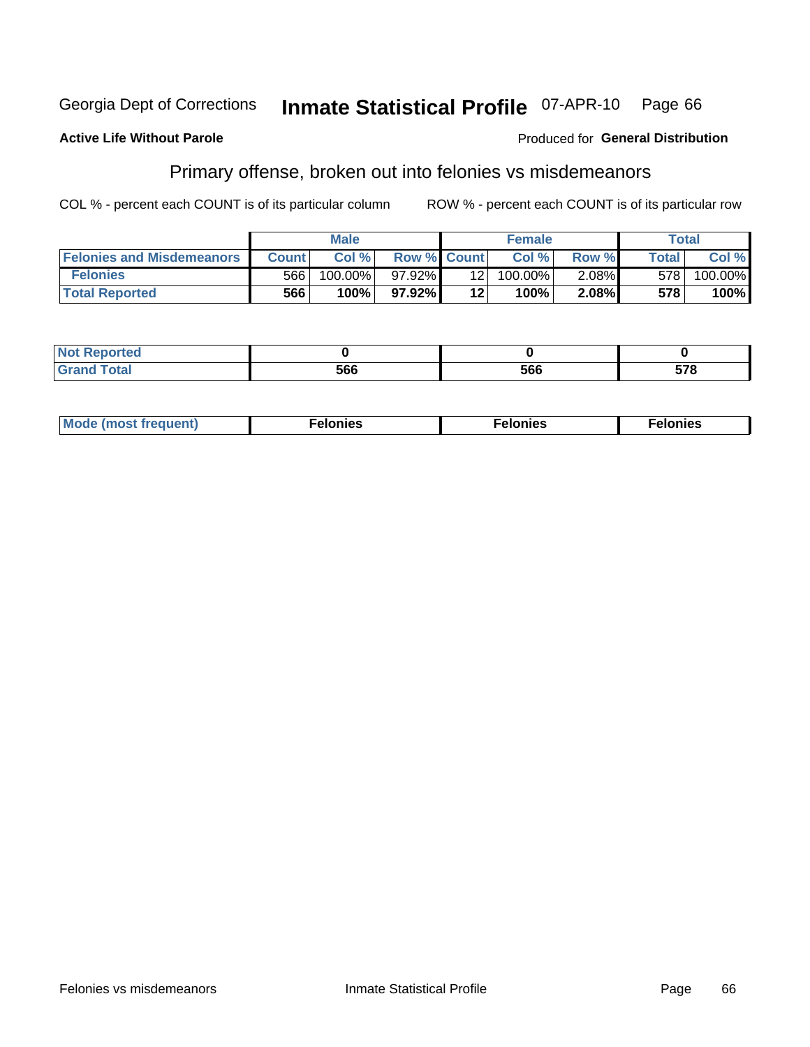Georgia Dept of Corrections **Inmate Statistical Profile** 07-APR-10 Page 66

**Active Life Without Parole**

Produced for **General Distribution**

## Primary offense, broken out into felonies vs misdemeanors

COL % - percent each COUNT is of its particular column ROW % - percent each COUNT is of its particular row

| | Male | | | Female | | | Total | |
|---|---|---|---|---|---|---|---|---|
| Felonies and Misdemeanors | Count | Col % | Row % | Count | Col % | Row % | Total | Col % |
| Felonies | 566 | 100.00% | 97.92% | 12 | 100.00% | 2.08% | 578 | 100.00% |
| **Total Reported** | **566** | **100%** | **97.92%** | **12** | **100%** | **2.08%** | **578** | **100%** |

| | Male | Female | Total |
|---|---|---|---|
| Not Reported | **0** | **0** | **0** |
| Grand Total | **566** | **566** | **578** |

| | Male | Female | Total |
|---|---|---|---|
| Mode (most frequent) | **Felonies** | **Felonies** | **Felonies** |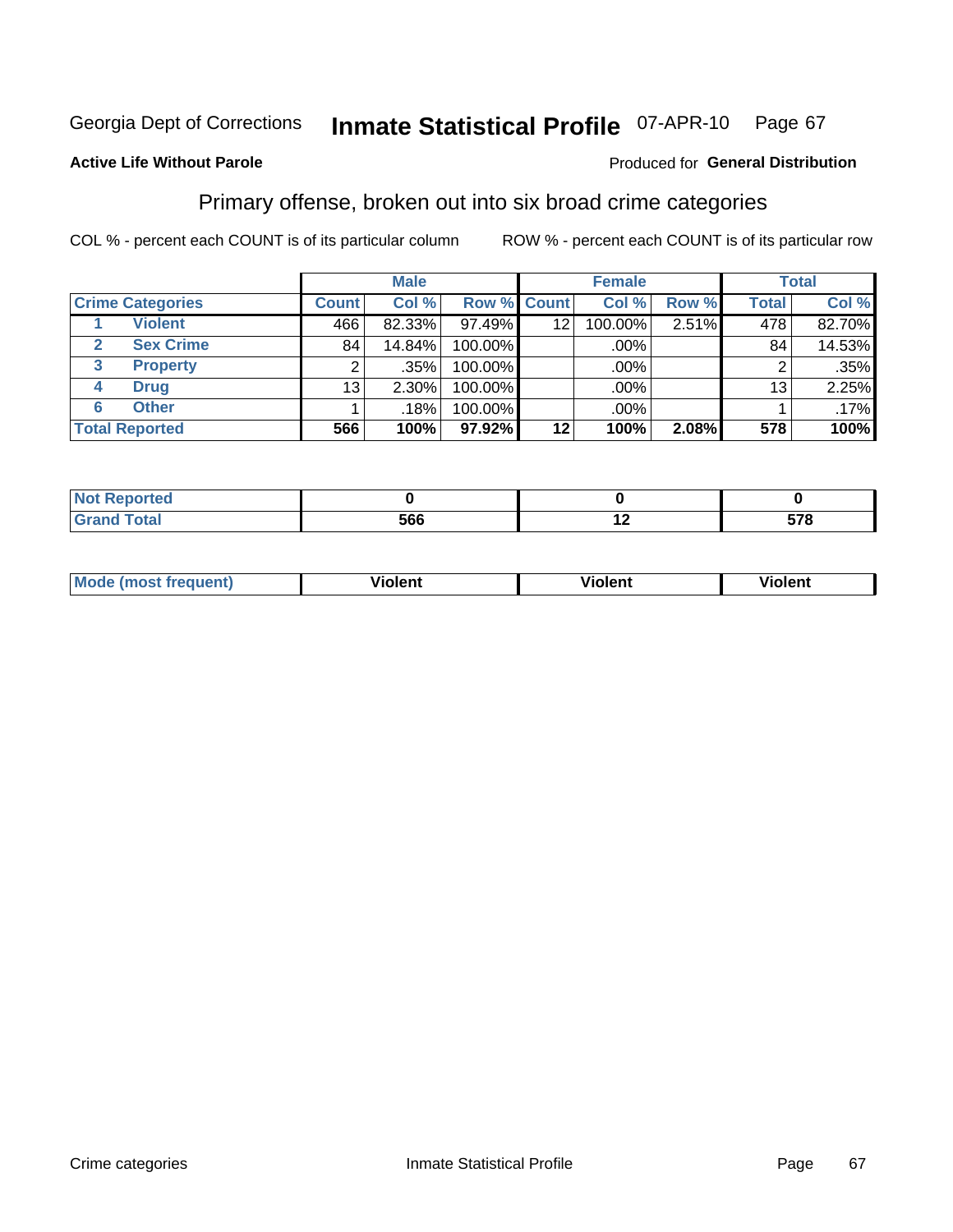Georgia Dept of Corrections **Inmate Statistical Profile** 07-APR-10 Page 67

**Active Life Without Parole**

Produced for **General Distribution**

## Primary offense, broken out into six broad crime categories

COL % - percent each COUNT is of its particular column

ROW % - percent each COUNT is of its particular row

| | | Male | | | Female | | | Total | |
|---|---|---|---|---|---|---|---|---|---|
| **Crime Categories** | | **Count** | **Col %** | **Row %** | **Count** | **Col %** | **Row %** | **Total** | **Col %** |
| 1 | **Violent** | 466 | 82.33% | 97.49% | 12 | 100.00% | 2.51% | 478 | 82.70% |
| 2 | **Sex Crime** | 84 | 14.84% | 100.00% | | .00% | | 84 | 14.53% |
| 3 | **Property** | 2 | .35% | 100.00% | | .00% | | 2 | .35% |
| 4 | **Drug** | 13 | 2.30% | 100.00% | | .00% | | 13 | 2.25% |
| 6 | **Other** | 1 | .18% | 100.00% | | .00% | | 1 | .17% |
| **Total Reported** | | **566** | **100%** | **97.92%** | **12** | **100%** | **2.08%** | **578** | **100%** |

| | Male | Female | Total |
|---|---|---|---|
| **Not Reported** | **0** | **0** | **0** |
| **Grand Total** | **566** | **12** | **578** |

| | Male | Female | Total |
|---|---|---|---|
| **Mode (most frequent)** | **Violent** | **Violent** | **Violent** |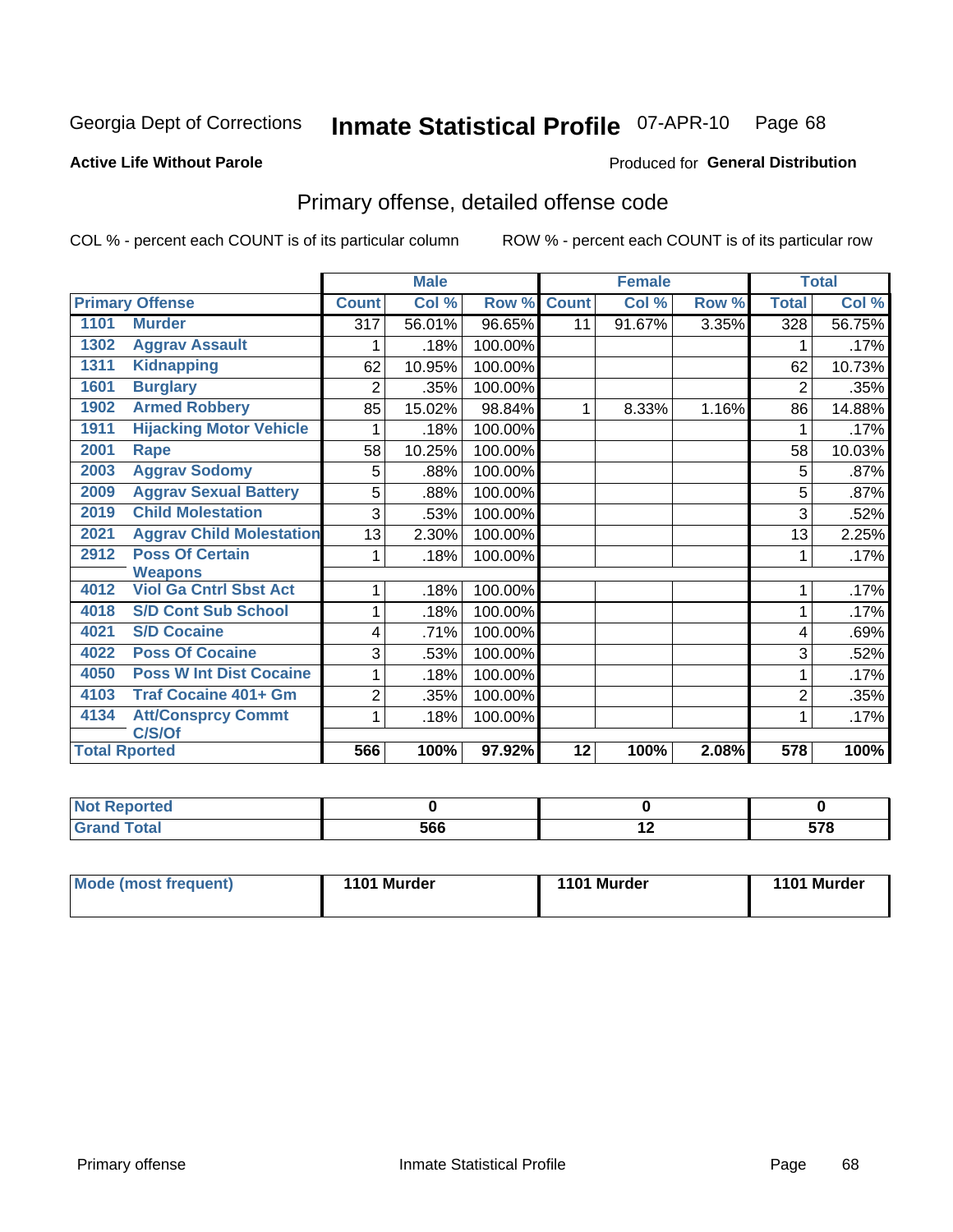Georgia Dept of Corrections **Inmate Statistical Profile** 07-APR-10

**Active Life Without Parole** Produced for **General Distribution**

## Primary offense, detailed offense code

COL % - percent each COUNT is of its particular column ROW % - percent each COUNT is of its particular row

| Primary Offense | | Male | | | Female | | | Total | |
|---|---|---|---|---|---|---|---|---|---|
| | | Count | Col % | Row % | Count | Col % | Row % | Total | Col % |
| 1101 | Murder | 317 | 56.01% | 96.65% | 11 | 91.67% | 3.35% | 328 | 56.75% |
| 1302 | Aggrav Assault | 1 | .18% | 100.00% | | | | 1 | .17% |
| 1311 | Kidnapping | 62 | 10.95% | 100.00% | | | | 62 | 10.73% |
| 1601 | Burglary | 2 | .35% | 100.00% | | | | 2 | .35% |
| 1902 | Armed Robbery | 85 | 15.02% | 98.84% | 1 | 8.33% | 1.16% | 86 | 14.88% |
| 1911 | Hijacking Motor Vehicle | 1 | .18% | 100.00% | | | | 1 | .17% |
| 2001 | Rape | 58 | 10.25% | 100.00% | | | | 58 | 10.03% |
| 2003 | Aggrav Sodomy | 5 | .88% | 100.00% | | | | 5 | .87% |
| 2009 | Aggrav Sexual Battery | 5 | .88% | 100.00% | | | | 5 | .87% |
| 2019 | Child Molestation | 3 | .53% | 100.00% | | | | 3 | .52% |
| 2021 | Aggrav Child Molestation | 13 | 2.30% | 100.00% | | | | 13 | 2.25% |
| 2912 | Poss Of Certain Weapons | 1 | .18% | 100.00% | | | | 1 | .17% |
| 4012 | Viol Ga Cntrl Sbst Act | 1 | .18% | 100.00% | | | | 1 | .17% |
| 4018 | S/D Cont Sub School | 1 | .18% | 100.00% | | | | 1 | .17% |
| 4021 | S/D Cocaine | 4 | .71% | 100.00% | | | | 4 | .69% |
| 4022 | Poss Of Cocaine | 3 | .53% | 100.00% | | | | 3 | .52% |
| 4050 | Poss W Int Dist Cocaine | 1 | .18% | 100.00% | | | | 1 | .17% |
| 4103 | Traf Cocaine 401+ Gm | 2 | .35% | 100.00% | | | | 2 | .35% |
| 4134 | Att/Consprcy Commt C/S/Of | 1 | .18% | 100.00% | | | | 1 | .17% |
| **Total Rported** | | **566** | **100%** | **97.92%** | **12** | **100%** | **2.08%** | **578** | **100%** |

| | Male | Female | Total |
|---|---|---|---|
| Not Reported | 0 | 0 | 0 |
| Grand Total | 566 | 12 | 578 |

| | Male | Female | Total |
|---|---|---|---|
| Mode (most frequent) | 1101 Murder | 1101 Murder | 1101 Murder |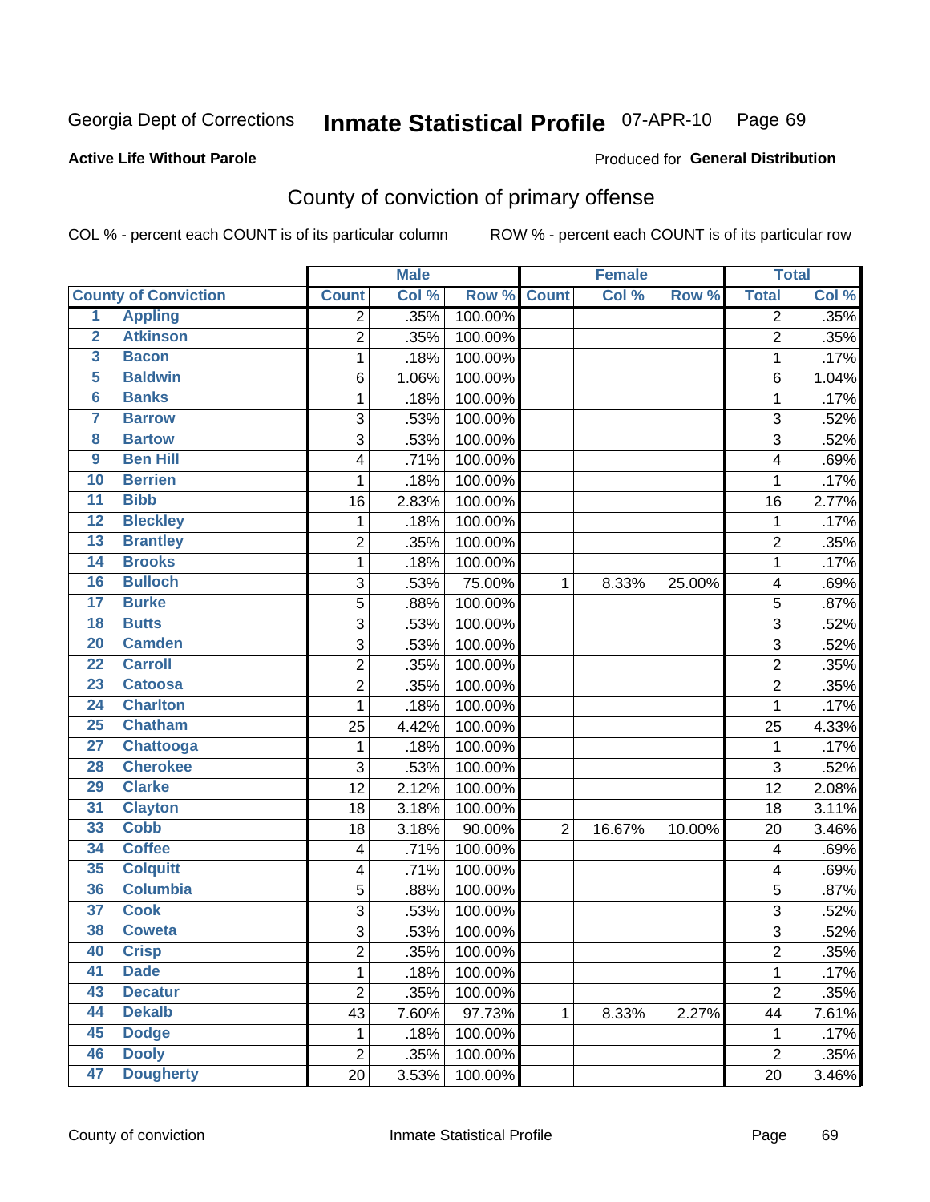Georgia Dept of Corrections **Inmate Statistical Profile** 07-APR-10

**Active Life Without Parole**

Produced for **General Distribution**

## County of conviction of primary offense

COL % - percent each COUNT is of its particular column     ROW % - percent each COUNT is of its particular row

| | | Male | | | Female | | | Total | |
|---|---|---|---|---|---|---|---|---|---|
| **County of Conviction** | | **Count** | **Col %** | **Row %** | **Count** | **Col %** | **Row %** | **Total** | **Col %** |
| 1 | Appling | 2 | .35% | 100.00% | | | | 2 | .35% |
| 2 | Atkinson | 2 | .35% | 100.00% | | | | 2 | .35% |
| 3 | Bacon | 1 | .18% | 100.00% | | | | 1 | .17% |
| 5 | Baldwin | 6 | 1.06% | 100.00% | | | | 6 | 1.04% |
| 6 | Banks | 1 | .18% | 100.00% | | | | 1 | .17% |
| 7 | Barrow | 3 | .53% | 100.00% | | | | 3 | .52% |
| 8 | Bartow | 3 | .53% | 100.00% | | | | 3 | .52% |
| 9 | Ben Hill | 4 | .71% | 100.00% | | | | 4 | .69% |
| 10 | Berrien | 1 | .18% | 100.00% | | | | 1 | .17% |
| 11 | Bibb | 16 | 2.83% | 100.00% | | | | 16 | 2.77% |
| 12 | Bleckley | 1 | .18% | 100.00% | | | | 1 | .17% |
| 13 | Brantley | 2 | .35% | 100.00% | | | | 2 | .35% |
| 14 | Brooks | 1 | .18% | 100.00% | | | | 1 | .17% |
| 16 | Bulloch | 3 | .53% | 75.00% | 1 | 8.33% | 25.00% | 4 | .69% |
| 17 | Burke | 5 | .88% | 100.00% | | | | 5 | .87% |
| 18 | Butts | 3 | .53% | 100.00% | | | | 3 | .52% |
| 20 | Camden | 3 | .53% | 100.00% | | | | 3 | .52% |
| 22 | Carroll | 2 | .35% | 100.00% | | | | 2 | .35% |
| 23 | Catoosa | 2 | .35% | 100.00% | | | | 2 | .35% |
| 24 | Charlton | 1 | .18% | 100.00% | | | | 1 | .17% |
| 25 | Chatham | 25 | 4.42% | 100.00% | | | | 25 | 4.33% |
| 27 | Chattooga | 1 | .18% | 100.00% | | | | 1 | .17% |
| 28 | Cherokee | 3 | .53% | 100.00% | | | | 3 | .52% |
| 29 | Clarke | 12 | 2.12% | 100.00% | | | | 12 | 2.08% |
| 31 | Clayton | 18 | 3.18% | 100.00% | | | | 18 | 3.11% |
| 33 | Cobb | 18 | 3.18% | 90.00% | 2 | 16.67% | 10.00% | 20 | 3.46% |
| 34 | Coffee | 4 | .71% | 100.00% | | | | 4 | .69% |
| 35 | Colquitt | 4 | .71% | 100.00% | | | | 4 | .69% |
| 36 | Columbia | 5 | .88% | 100.00% | | | | 5 | .87% |
| 37 | Cook | 3 | .53% | 100.00% | | | | 3 | .52% |
| 38 | Coweta | 3 | .53% | 100.00% | | | | 3 | .52% |
| 40 | Crisp | 2 | .35% | 100.00% | | | | 2 | .35% |
| 41 | Dade | 1 | .18% | 100.00% | | | | 1 | .17% |
| 43 | Decatur | 2 | .35% | 100.00% | | | | 2 | .35% |
| 44 | Dekalb | 43 | 7.60% | 97.73% | 1 | 8.33% | 2.27% | 44 | 7.61% |
| 45 | Dodge | 1 | .18% | 100.00% | | | | 1 | .17% |
| 46 | Dooly | 2 | .35% | 100.00% | | | | 2 | .35% |
| 47 | Dougherty | 20 | 3.53% | 100.00% | | | | 20 | 3.46% |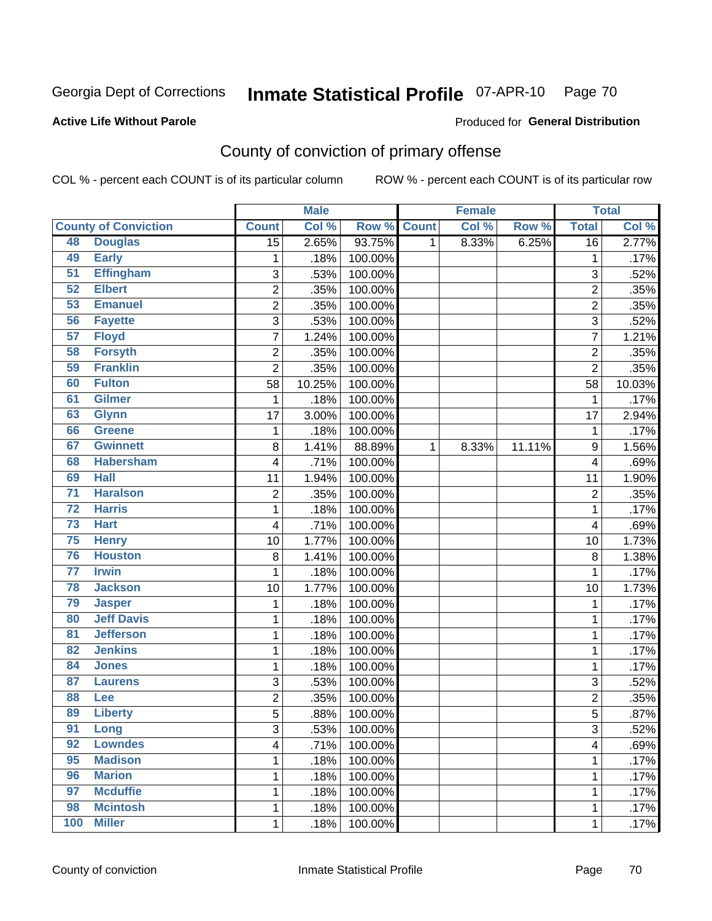Georgia Dept of Corrections **Inmate Statistical Profile** 07-APR-10

**Active Life Without Parole**

Produced for **General Distribution**

## County of conviction of primary offense

COL % - percent each COUNT is of its particular column ROW % - percent each COUNT is of its particular row

| County of Conviction | | Male | | | Female | | | Total | |
|---|---|---|---|---|---|---|---|---|---|
| | | Count | Col % | Row % | Count | Col % | Row % | Total | Col % |
| 48 | Douglas | 15 | 2.65% | 93.75% | 1 | 8.33% | 6.25% | 16 | 2.77% |
| 49 | Early | 1 | .18% | 100.00% | | | | 1 | .17% |
| 51 | Effingham | 3 | .53% | 100.00% | | | | 3 | .52% |
| 52 | Elbert | 2 | .35% | 100.00% | | | | 2 | .35% |
| 53 | Emanuel | 2 | .35% | 100.00% | | | | 2 | .35% |
| 56 | Fayette | 3 | .53% | 100.00% | | | | 3 | .52% |
| 57 | Floyd | 7 | 1.24% | 100.00% | | | | 7 | 1.21% |
| 58 | Forsyth | 2 | .35% | 100.00% | | | | 2 | .35% |
| 59 | Franklin | 2 | .35% | 100.00% | | | | 2 | .35% |
| 60 | Fulton | 58 | 10.25% | 100.00% | | | | 58 | 10.03% |
| 61 | Gilmer | 1 | .18% | 100.00% | | | | 1 | .17% |
| 63 | Glynn | 17 | 3.00% | 100.00% | | | | 17 | 2.94% |
| 66 | Greene | 1 | .18% | 100.00% | | | | 1 | .17% |
| 67 | Gwinnett | 8 | 1.41% | 88.89% | 1 | 8.33% | 11.11% | 9 | 1.56% |
| 68 | Habersham | 4 | .71% | 100.00% | | | | 4 | .69% |
| 69 | Hall | 11 | 1.94% | 100.00% | | | | 11 | 1.90% |
| 71 | Haralson | 2 | .35% | 100.00% | | | | 2 | .35% |
| 72 | Harris | 1 | .18% | 100.00% | | | | 1 | .17% |
| 73 | Hart | 4 | .71% | 100.00% | | | | 4 | .69% |
| 75 | Henry | 10 | 1.77% | 100.00% | | | | 10 | 1.73% |
| 76 | Houston | 8 | 1.41% | 100.00% | | | | 8 | 1.38% |
| 77 | Irwin | 1 | .18% | 100.00% | | | | 1 | .17% |
| 78 | Jackson | 10 | 1.77% | 100.00% | | | | 10 | 1.73% |
| 79 | Jasper | 1 | .18% | 100.00% | | | | 1 | .17% |
| 80 | Jeff Davis | 1 | .18% | 100.00% | | | | 1 | .17% |
| 81 | Jefferson | 1 | .18% | 100.00% | | | | 1 | .17% |
| 82 | Jenkins | 1 | .18% | 100.00% | | | | 1 | .17% |
| 84 | Jones | 1 | .18% | 100.00% | | | | 1 | .17% |
| 87 | Laurens | 3 | .53% | 100.00% | | | | 3 | .52% |
| 88 | Lee | 2 | .35% | 100.00% | | | | 2 | .35% |
| 89 | Liberty | 5 | .88% | 100.00% | | | | 5 | .87% |
| 91 | Long | 3 | .53% | 100.00% | | | | 3 | .52% |
| 92 | Lowndes | 4 | .71% | 100.00% | | | | 4 | .69% |
| 95 | Madison | 1 | .18% | 100.00% | | | | 1 | .17% |
| 96 | Marion | 1 | .18% | 100.00% | | | | 1 | .17% |
| 97 | Mcduffie | 1 | .18% | 100.00% | | | | 1 | .17% |
| 98 | Mcintosh | 1 | .18% | 100.00% | | | | 1 | .17% |
| 100 | Miller | 1 | .18% | 100.00% | | | | 1 | .17% |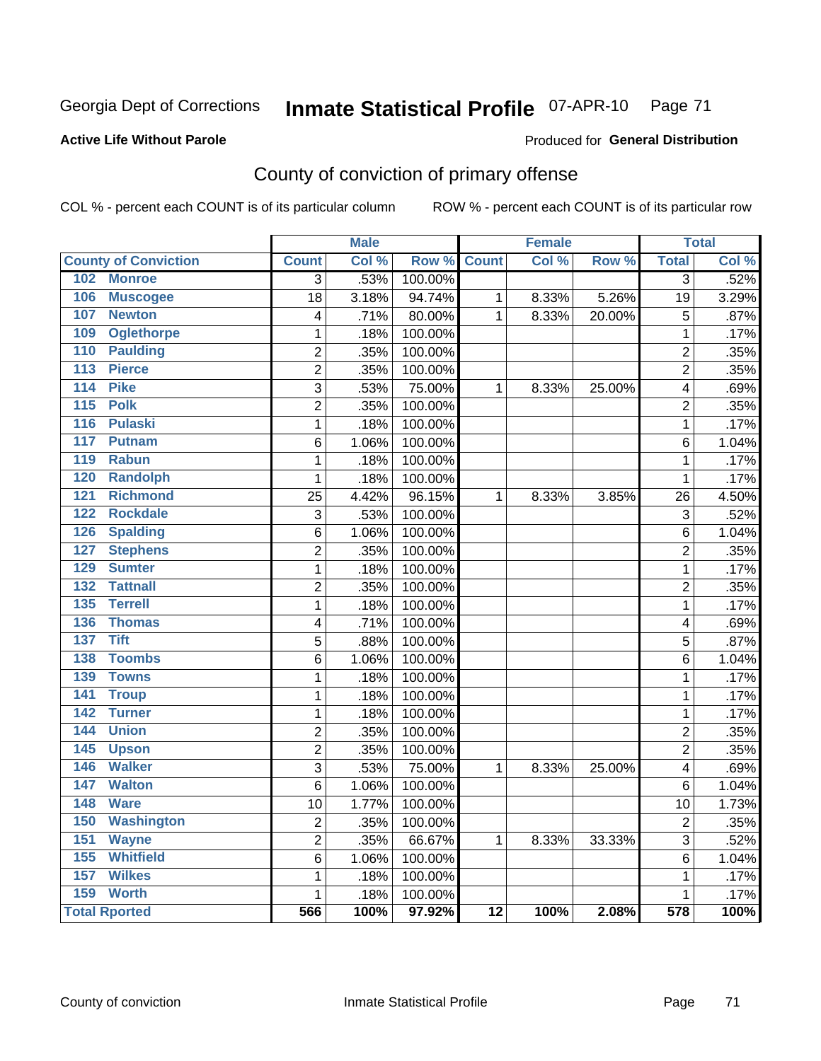Georgia Dept of Corrections **Inmate Statistical Profile** 07-APR-10

**Active Life Without Parole**

Produced for **General Distribution**

## County of conviction of primary offense

COL % - percent each COUNT is of its particular column ROW % - percent each COUNT is of its particular row

| | Male | | | Female | | | Total | |
|---|---|---|---|---|---|---|---|---|
| County of Conviction | Count | Col % | Row % | Count | Col % | Row % | Total | Col % |
| 102 Monroe | 3 | .53% | 100.00% | | | | 3 | .52% |
| 106 Muscogee | 18 | 3.18% | 94.74% | 1 | 8.33% | 5.26% | 19 | 3.29% |
| 107 Newton | 4 | .71% | 80.00% | 1 | 8.33% | 20.00% | 5 | .87% |
| 109 Oglethorpe | 1 | .18% | 100.00% | | | | 1 | .17% |
| 110 Paulding | 2 | .35% | 100.00% | | | | 2 | .35% |
| 113 Pierce | 2 | .35% | 100.00% | | | | 2 | .35% |
| 114 Pike | 3 | .53% | 75.00% | 1 | 8.33% | 25.00% | 4 | .69% |
| 115 Polk | 2 | .35% | 100.00% | | | | 2 | .35% |
| 116 Pulaski | 1 | .18% | 100.00% | | | | 1 | .17% |
| 117 Putnam | 6 | 1.06% | 100.00% | | | | 6 | 1.04% |
| 119 Rabun | 1 | .18% | 100.00% | | | | 1 | .17% |
| 120 Randolph | 1 | .18% | 100.00% | | | | 1 | .17% |
| 121 Richmond | 25 | 4.42% | 96.15% | 1 | 8.33% | 3.85% | 26 | 4.50% |
| 122 Rockdale | 3 | .53% | 100.00% | | | | 3 | .52% |
| 126 Spalding | 6 | 1.06% | 100.00% | | | | 6 | 1.04% |
| 127 Stephens | 2 | .35% | 100.00% | | | | 2 | .35% |
| 129 Sumter | 1 | .18% | 100.00% | | | | 1 | .17% |
| 132 Tattnall | 2 | .35% | 100.00% | | | | 2 | .35% |
| 135 Terrell | 1 | .18% | 100.00% | | | | 1 | .17% |
| 136 Thomas | 4 | .71% | 100.00% | | | | 4 | .69% |
| 137 Tift | 5 | .88% | 100.00% | | | | 5 | .87% |
| 138 Toombs | 6 | 1.06% | 100.00% | | | | 6 | 1.04% |
| 139 Towns | 1 | .18% | 100.00% | | | | 1 | .17% |
| 141 Troup | 1 | .18% | 100.00% | | | | 1 | .17% |
| 142 Turner | 1 | .18% | 100.00% | | | | 1 | .17% |
| 144 Union | 2 | .35% | 100.00% | | | | 2 | .35% |
| 145 Upson | 2 | .35% | 100.00% | | | | 2 | .35% |
| 146 Walker | 3 | .53% | 75.00% | 1 | 8.33% | 25.00% | 4 | .69% |
| 147 Walton | 6 | 1.06% | 100.00% | | | | 6 | 1.04% |
| 148 Ware | 10 | 1.77% | 100.00% | | | | 10 | 1.73% |
| 150 Washington | 2 | .35% | 100.00% | | | | 2 | .35% |
| 151 Wayne | 2 | .35% | 66.67% | 1 | 8.33% | 33.33% | 3 | .52% |
| 155 Whitfield | 6 | 1.06% | 100.00% | | | | 6 | 1.04% |
| 157 Wilkes | 1 | .18% | 100.00% | | | | 1 | .17% |
| 159 Worth | 1 | .18% | 100.00% | | | | 1 | .17% |
| **Total Rported** | **566** | **100%** | **97.92%** | **12** | **100%** | **2.08%** | **578** | **100%** |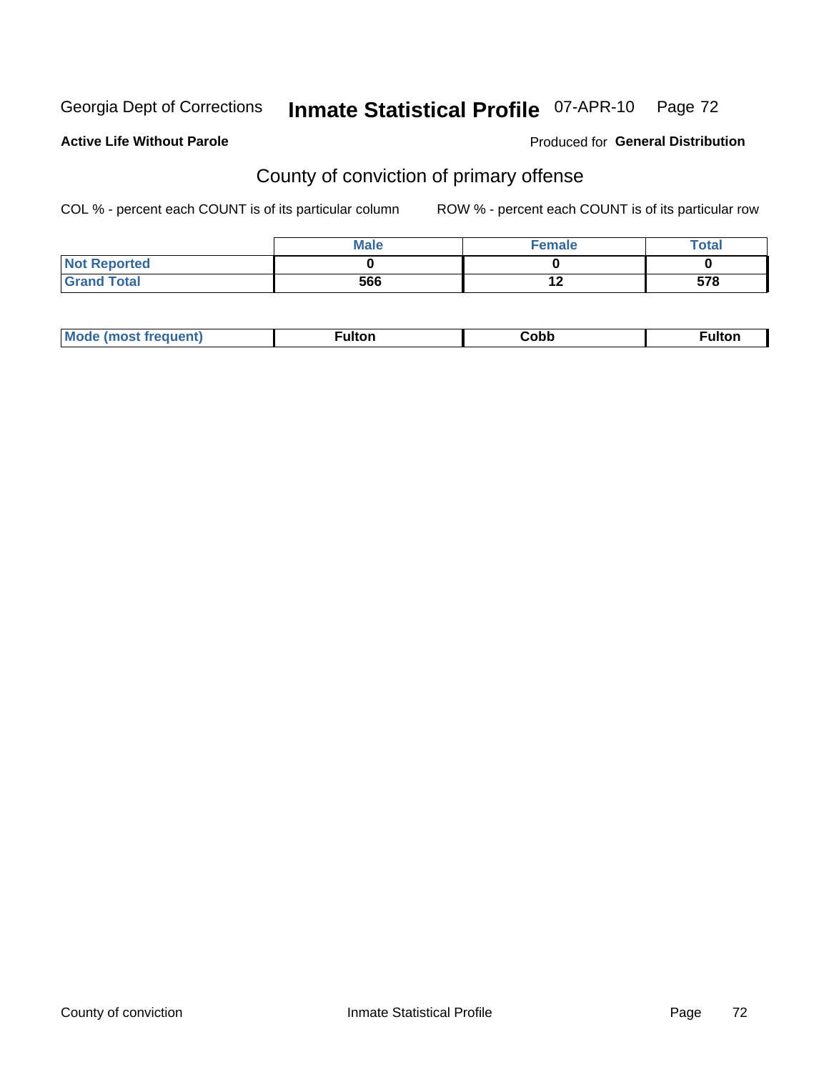Georgia Dept of Corrections **Inmate Statistical Profile** 07-APR-10

**Active Life Without Parole**

Produced for **General Distribution**

## County of conviction of primary offense

COL % - percent each COUNT is of its particular column

ROW % - percent each COUNT is of its particular row

| | Male | Female | Total |
|---|---|---|---|
| Not Reported | 0 | 0 | 0 |
| Grand Total | 566 | 12 | 578 |

| Mode (most frequent) | Fulton | Cobb | Fulton |
|---|---|---|---|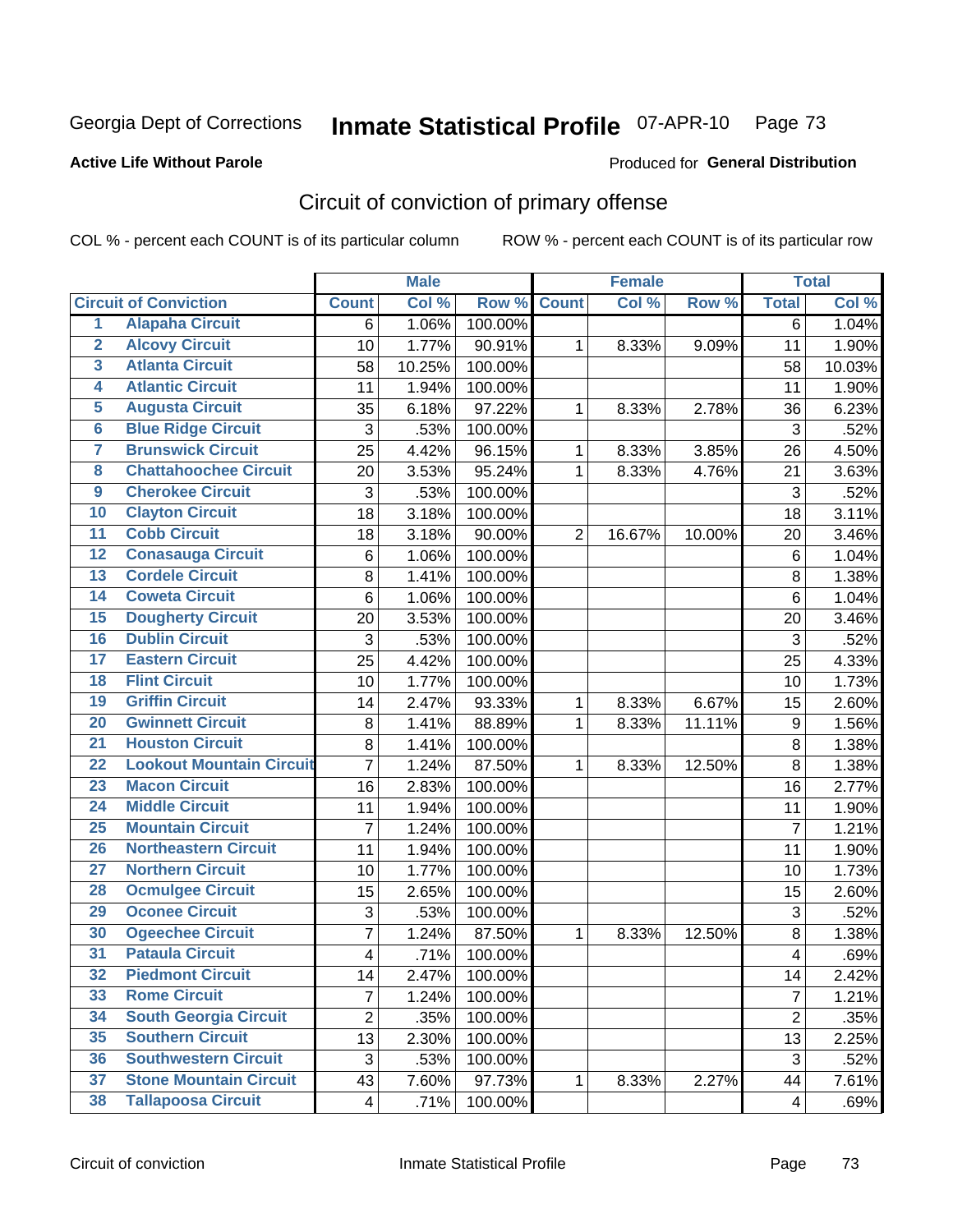Georgia Dept of Corrections **Inmate Statistical Profile** 07-APR-10

**Active Life Without Parole**

Produced for **General Distribution**

## Circuit of conviction of primary offense

COL % - percent each COUNT is of its particular column

ROW % - percent each COUNT is of its particular row

| | | Male | | | Female | | | Total | |
|---|---|---|---|---|---|---|---|---|---|
| **Circuit of Conviction** | | **Count** | **Col %** | **Row %** | **Count** | **Col %** | **Row %** | **Total** | **Col %** |
| 1 | Alapaha Circuit | 6 | 1.06% | 100.00% | | | | 6 | 1.04% |
| 2 | Alcovy Circuit | 10 | 1.77% | 90.91% | 1 | 8.33% | 9.09% | 11 | 1.90% |
| 3 | Atlanta Circuit | 58 | 10.25% | 100.00% | | | | 58 | 10.03% |
| 4 | Atlantic Circuit | 11 | 1.94% | 100.00% | | | | 11 | 1.90% |
| 5 | Augusta Circuit | 35 | 6.18% | 97.22% | 1 | 8.33% | 2.78% | 36 | 6.23% |
| 6 | Blue Ridge Circuit | 3 | .53% | 100.00% | | | | 3 | .52% |
| 7 | Brunswick Circuit | 25 | 4.42% | 96.15% | 1 | 8.33% | 3.85% | 26 | 4.50% |
| 8 | Chattahoochee Circuit | 20 | 3.53% | 95.24% | 1 | 8.33% | 4.76% | 21 | 3.63% |
| 9 | Cherokee Circuit | 3 | .53% | 100.00% | | | | 3 | .52% |
| 10 | Clayton Circuit | 18 | 3.18% | 100.00% | | | | 18 | 3.11% |
| 11 | Cobb Circuit | 18 | 3.18% | 90.00% | 2 | 16.67% | 10.00% | 20 | 3.46% |
| 12 | Conasauga Circuit | 6 | 1.06% | 100.00% | | | | 6 | 1.04% |
| 13 | Cordele Circuit | 8 | 1.41% | 100.00% | | | | 8 | 1.38% |
| 14 | Coweta Circuit | 6 | 1.06% | 100.00% | | | | 6 | 1.04% |
| 15 | Dougherty Circuit | 20 | 3.53% | 100.00% | | | | 20 | 3.46% |
| 16 | Dublin Circuit | 3 | .53% | 100.00% | | | | 3 | .52% |
| 17 | Eastern Circuit | 25 | 4.42% | 100.00% | | | | 25 | 4.33% |
| 18 | Flint Circuit | 10 | 1.77% | 100.00% | | | | 10 | 1.73% |
| 19 | Griffin Circuit | 14 | 2.47% | 93.33% | 1 | 8.33% | 6.67% | 15 | 2.60% |
| 20 | Gwinnett Circuit | 8 | 1.41% | 88.89% | 1 | 8.33% | 11.11% | 9 | 1.56% |
| 21 | Houston Circuit | 8 | 1.41% | 100.00% | | | | 8 | 1.38% |
| 22 | Lookout Mountain Circuit | 7 | 1.24% | 87.50% | 1 | 8.33% | 12.50% | 8 | 1.38% |
| 23 | Macon Circuit | 16 | 2.83% | 100.00% | | | | 16 | 2.77% |
| 24 | Middle Circuit | 11 | 1.94% | 100.00% | | | | 11 | 1.90% |
| 25 | Mountain Circuit | 7 | 1.24% | 100.00% | | | | 7 | 1.21% |
| 26 | Northeastern Circuit | 11 | 1.94% | 100.00% | | | | 11 | 1.90% |
| 27 | Northern Circuit | 10 | 1.77% | 100.00% | | | | 10 | 1.73% |
| 28 | Ocmulgee Circuit | 15 | 2.65% | 100.00% | | | | 15 | 2.60% |
| 29 | Oconee Circuit | 3 | .53% | 100.00% | | | | 3 | .52% |
| 30 | Ogeechee Circuit | 7 | 1.24% | 87.50% | 1 | 8.33% | 12.50% | 8 | 1.38% |
| 31 | Pataula Circuit | 4 | .71% | 100.00% | | | | 4 | .69% |
| 32 | Piedmont Circuit | 14 | 2.47% | 100.00% | | | | 14 | 2.42% |
| 33 | Rome Circuit | 7 | 1.24% | 100.00% | | | | 7 | 1.21% |
| 34 | South Georgia Circuit | 2 | .35% | 100.00% | | | | 2 | .35% |
| 35 | Southern Circuit | 13 | 2.30% | 100.00% | | | | 13 | 2.25% |
| 36 | Southwestern Circuit | 3 | .53% | 100.00% | | | | 3 | .52% |
| 37 | Stone Mountain Circuit | 43 | 7.60% | 97.73% | 1 | 8.33% | 2.27% | 44 | 7.61% |
| 38 | Tallapoosa Circuit | 4 | .71% | 100.00% | | | | 4 | .69% |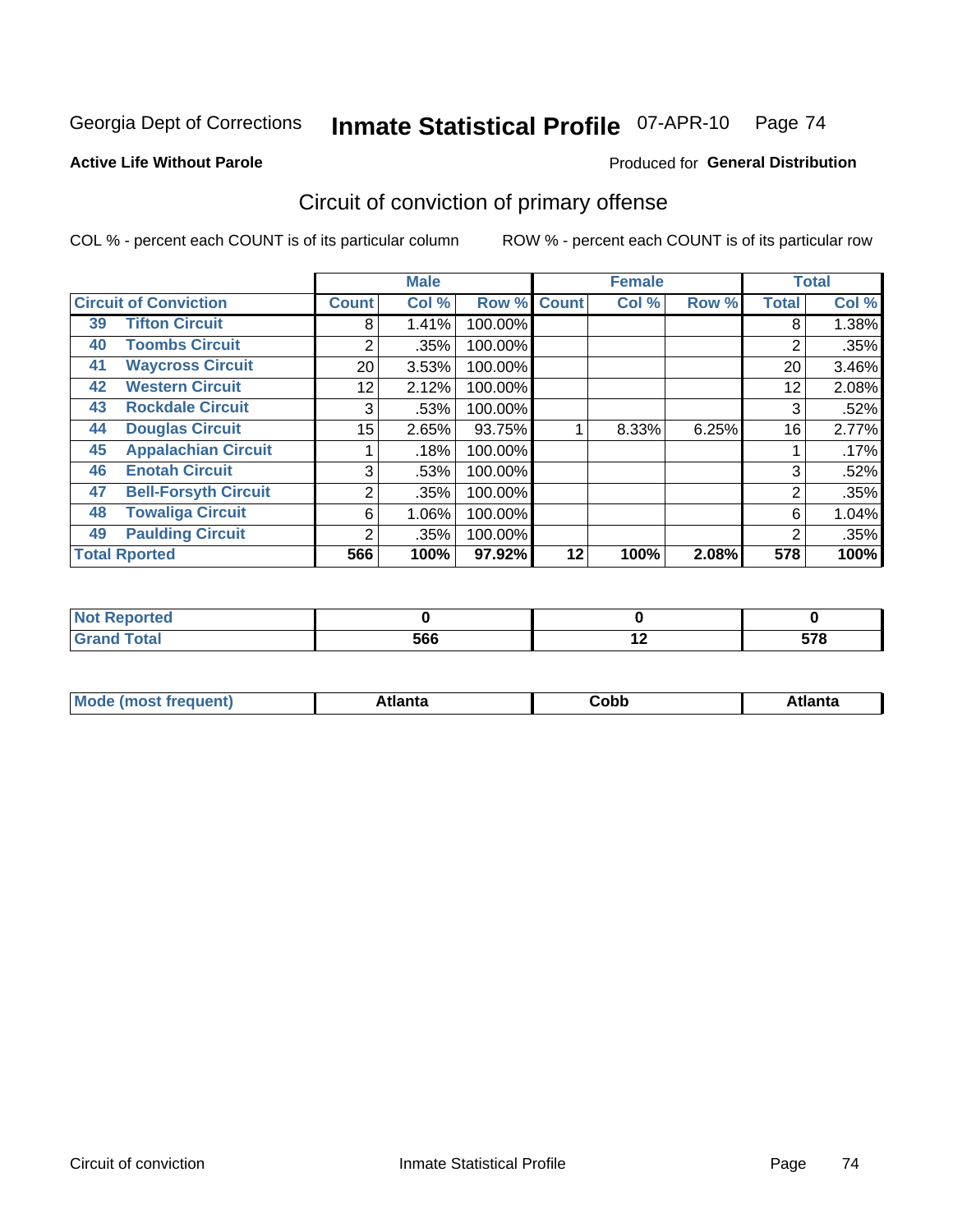Georgia Dept of Corrections **Inmate Statistical Profile** 07-APR-10

**Active Life Without Parole**

Produced for **General Distribution**

## Circuit of conviction of primary offense

COL % - percent each COUNT is of its particular column

ROW % - percent each COUNT is of its particular row

| Circuit of Conviction | | Male | | | Female | | | Total | |
|---|---|---|---|---|---|---|---|---|---|
| | | Count | Col % | Row % | Count | Col % | Row % | Total | Col % |
| 39 | Tifton Circuit | 8 | 1.41% | 100.00% | | | | 8 | 1.38% |
| 40 | Toombs Circuit | 2 | .35% | 100.00% | | | | 2 | .35% |
| 41 | Waycross Circuit | 20 | 3.53% | 100.00% | | | | 20 | 3.46% |
| 42 | Western Circuit | 12 | 2.12% | 100.00% | | | | 12 | 2.08% |
| 43 | Rockdale Circuit | 3 | .53% | 100.00% | | | | 3 | .52% |
| 44 | Douglas Circuit | 15 | 2.65% | 93.75% | 1 | 8.33% | 6.25% | 16 | 2.77% |
| 45 | Appalachian Circuit | 1 | .18% | 100.00% | | | | 1 | .17% |
| 46 | Enotah Circuit | 3 | .53% | 100.00% | | | | 3 | .52% |
| 47 | Bell-Forsyth Circuit | 2 | .35% | 100.00% | | | | 2 | .35% |
| 48 | Towaliga Circuit | 6 | 1.06% | 100.00% | | | | 6 | 1.04% |
| 49 | Paulding Circuit | 2 | .35% | 100.00% | | | | 2 | .35% |
| Total Rported | | 566 | 100% | 97.92% | 12 | 100% | 2.08% | 578 | 100% |

| | Male | Female | Total |
|---|---|---|---|
| Not Reported | 0 | 0 | 0 |
| Grand Total | 566 | 12 | 578 |

| | Male | Female | Total |
|---|---|---|---|
| Mode (most frequent) | Atlanta | Cobb | Atlanta |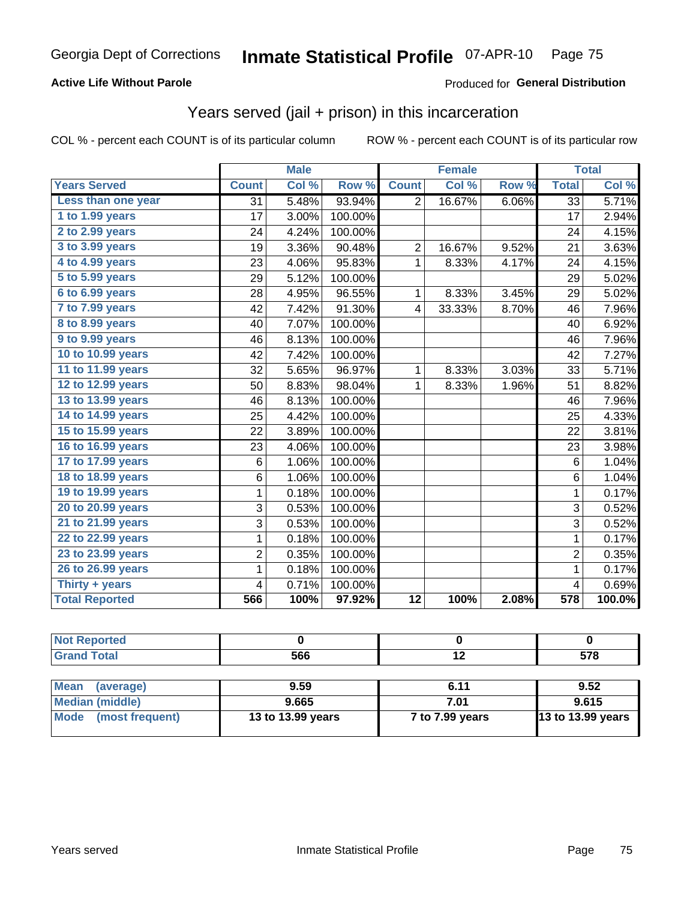Georgia Dept of Corrections **Inmate Statistical Profile** 07-APR-10

**Active Life Without Parole**

Produced for **General Distribution**

## Years served (jail + prison) in this incarceration

COL % - percent each COUNT is of its particular column

ROW % - percent each COUNT is of its particular row

| | Male | | | Female | | | Total | |
|---|---|---|---|---|---|---|---|---|
| **Years Served** | **Count** | **Col %** | **Row %** | **Count** | **Col %** | **Row %** | **Total** | **Col %** |
| **Less than one year** | 31 | 5.48% | 93.94% | 2 | 16.67% | 6.06% | 33 | 5.71% |
| **1 to 1.99 years** | 17 | 3.00% | 100.00% | | | | 17 | 2.94% |
| **2 to 2.99 years** | 24 | 4.24% | 100.00% | | | | 24 | 4.15% |
| **3 to 3.99 years** | 19 | 3.36% | 90.48% | 2 | 16.67% | 9.52% | 21 | 3.63% |
| **4 to 4.99 years** | 23 | 4.06% | 95.83% | 1 | 8.33% | 4.17% | 24 | 4.15% |
| **5 to 5.99 years** | 29 | 5.12% | 100.00% | | | | 29 | 5.02% |
| **6 to 6.99 years** | 28 | 4.95% | 96.55% | 1 | 8.33% | 3.45% | 29 | 5.02% |
| **7 to 7.99 years** | 42 | 7.42% | 91.30% | 4 | 33.33% | 8.70% | 46 | 7.96% |
| **8 to 8.99 years** | 40 | 7.07% | 100.00% | | | | 40 | 6.92% |
| **9 to 9.99 years** | 46 | 8.13% | 100.00% | | | | 46 | 7.96% |
| **10 to 10.99 years** | 42 | 7.42% | 100.00% | | | | 42 | 7.27% |
| **11 to 11.99 years** | 32 | 5.65% | 96.97% | 1 | 8.33% | 3.03% | 33 | 5.71% |
| **12 to 12.99 years** | 50 | 8.83% | 98.04% | 1 | 8.33% | 1.96% | 51 | 8.82% |
| **13 to 13.99 years** | 46 | 8.13% | 100.00% | | | | 46 | 7.96% |
| **14 to 14.99 years** | 25 | 4.42% | 100.00% | | | | 25 | 4.33% |
| **15 to 15.99 years** | 22 | 3.89% | 100.00% | | | | 22 | 3.81% |
| **16 to 16.99 years** | 23 | 4.06% | 100.00% | | | | 23 | 3.98% |
| **17 to 17.99 years** | 6 | 1.06% | 100.00% | | | | 6 | 1.04% |
| **18 to 18.99 years** | 6 | 1.06% | 100.00% | | | | 6 | 1.04% |
| **19 to 19.99 years** | 1 | 0.18% | 100.00% | | | | 1 | 0.17% |
| **20 to 20.99 years** | 3 | 0.53% | 100.00% | | | | 3 | 0.52% |
| **21 to 21.99 years** | 3 | 0.53% | 100.00% | | | | 3 | 0.52% |
| **22 to 22.99 years** | 1 | 0.18% | 100.00% | | | | 1 | 0.17% |
| **23 to 23.99 years** | 2 | 0.35% | 100.00% | | | | 2 | 0.35% |
| **26 to 26.99 years** | 1 | 0.18% | 100.00% | | | | 1 | 0.17% |
| **Thirty + years** | 4 | 0.71% | 100.00% | | | | 4 | 0.69% |
| **Total Reported** | **566** | **100%** | **97.92%** | **12** | **100%** | **2.08%** | **578** | **100.0%** |

| | Male | Female | Total |
|---|---|---|---|
| **Not Reported** | **0** | **0** | **0** |
| **Grand Total** | **566** | **12** | **578** |

| | Male | Female | Total |
|---|---|---|---|
| **Mean (average)** | **9.59** | **6.11** | **9.52** |
| **Median (middle)** | **9.665** | **7.01** | **9.615** |
| **Mode (most frequent)** | **13 to 13.99 years** | **7 to 7.99 years** | **13 to 13.99 years** |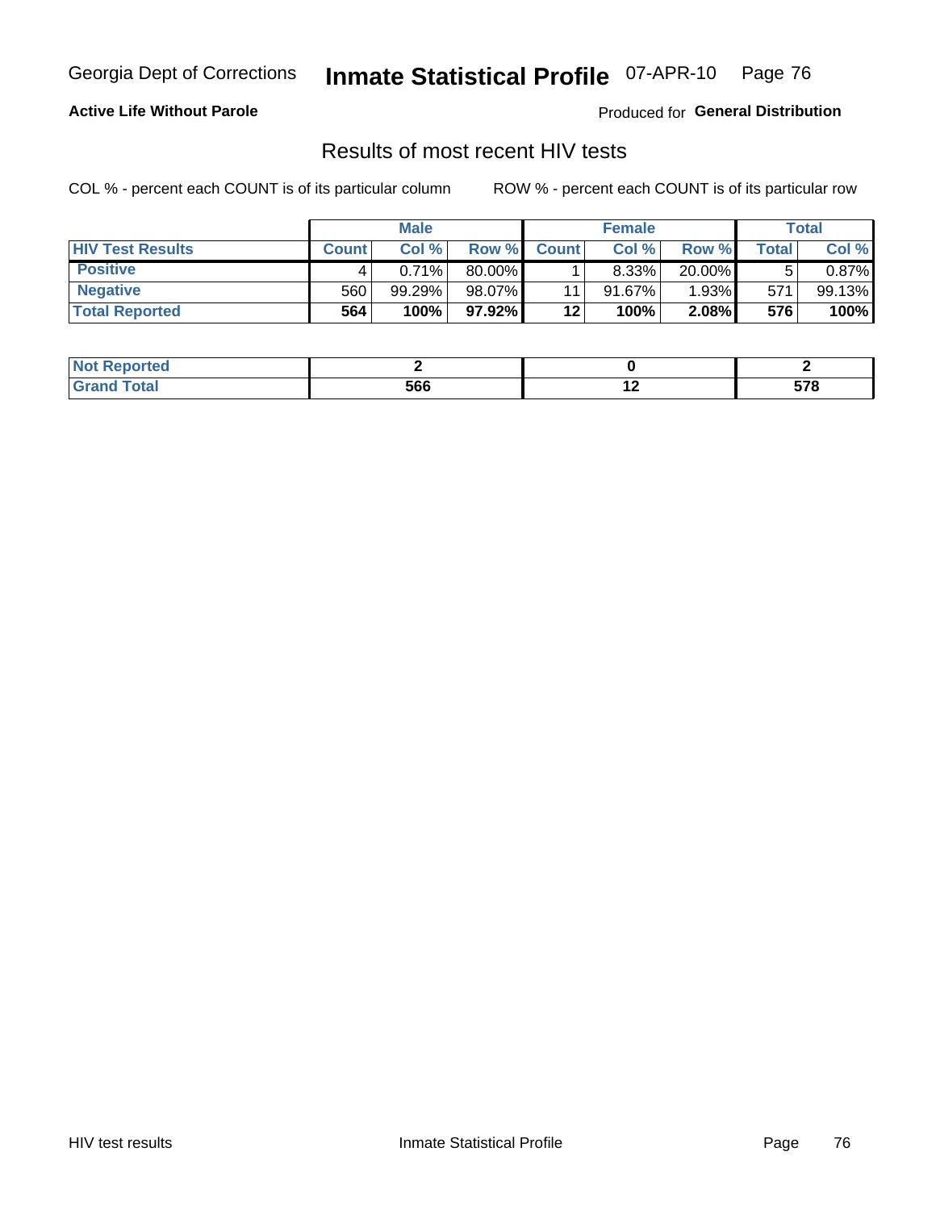Georgia Dept of Corrections **Inmate Statistical Profile** 07-APR-10

**Active Life Without Parole**

Produced for **General Distribution**

## Results of most recent HIV tests

COL % - percent each COUNT is of its particular column

ROW % - percent each COUNT is of its particular row

| | Male | | | Female | | | Total | |
|---|---|---|---|---|---|---|---|---|
| **HIV Test Results** | **Count** | **Col %** | **Row %** | **Count** | **Col %** | **Row %** | **Total** | **Col %** |
| **Positive** | 4 | 0.71% | 80.00% | 1 | 8.33% | 20.00% | 5 | 0.87% |
| **Negative** | 560 | 99.29% | 98.07% | 11 | 91.67% | 1.93% | 571 | 99.13% |
| **Total Reported** | **564** | **100%** | **97.92%** | **12** | **100%** | **2.08%** | **576** | **100%** |

| | Male | Female | Total |
|---|---|---|---|
| **Not Reported** | **2** | **0** | **2** |
| **Grand Total** | **566** | **12** | **578** |

HIV test results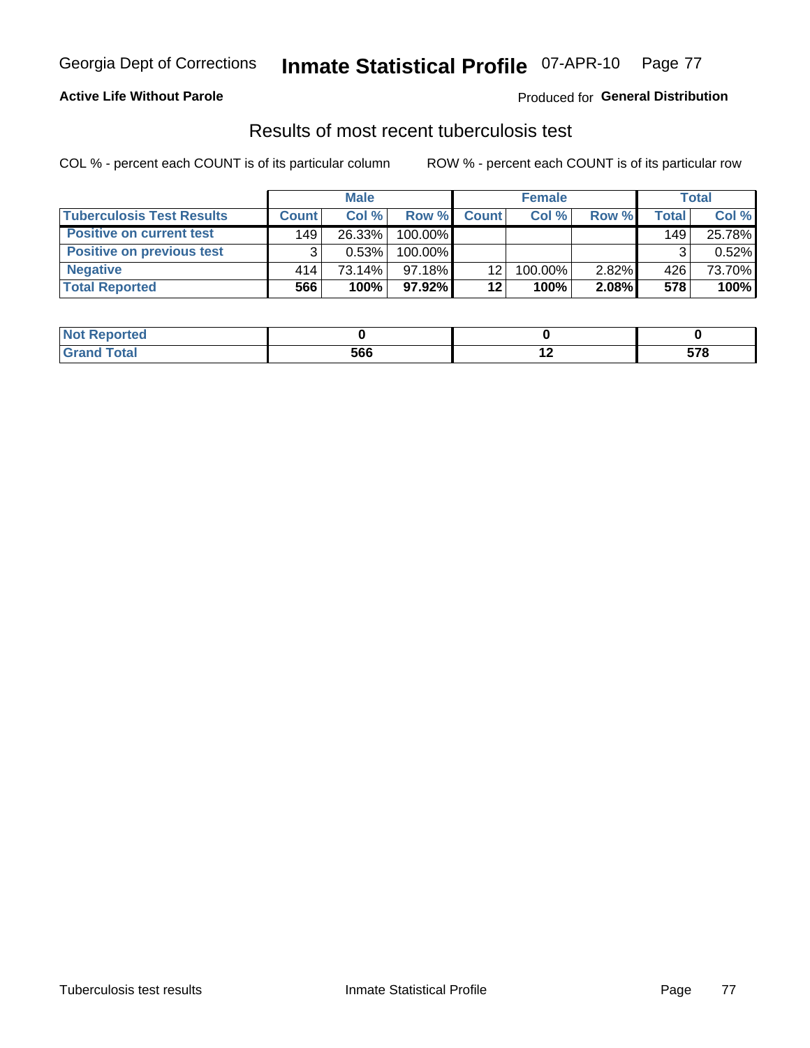Georgia Dept of Corrections **Inmate Statistical Profile** 07-APR-10

**Active Life Without Parole**

Produced for **General Distribution**

## Results of most recent tuberculosis test

COL % - percent each COUNT is of its particular column    ROW % - percent each COUNT is of its particular row

| | Male | | | Female | | | Total | |
|---|---|---|---|---|---|---|---|---|
| **Tuberculosis Test Results** | **Count** | **Col %** | **Row %** | **Count** | **Col %** | **Row %** | **Total** | **Col %** |
| **Positive on current test** | 149 | 26.33% | 100.00% | | | | 149 | 25.78% |
| **Positive on previous test** | 3 | 0.53% | 100.00% | | | | 3 | 0.52% |
| **Negative** | 414 | 73.14% | 97.18% | 12 | 100.00% | 2.82% | 426 | 73.70% |
| **Total Reported** | **566** | **100%** | **97.92%** | **12** | **100%** | **2.08%** | **578** | **100%** |

| | Male | Female | Total |
|---|---|---|---|
| **Not Reported** | **0** | **0** | **0** |
| **Grand Total** | **566** | **12** | **578** |

Tuberculosis test results    Inmate Statistical Profile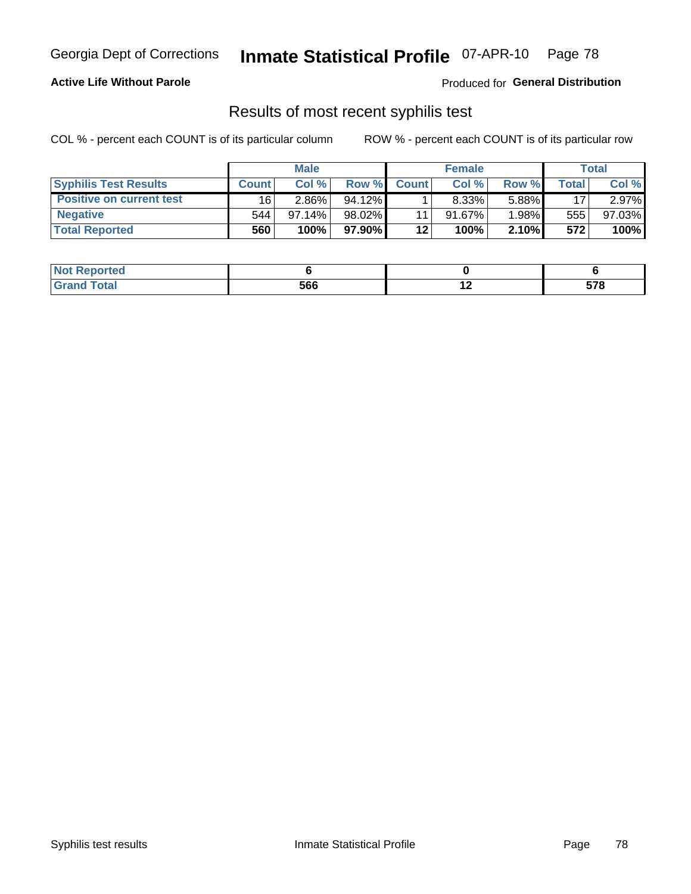Georgia Dept of Corrections **Inmate Statistical Profile** 07-APR-10

**Active Life Without Parole**

Produced for **General Distribution**

## Results of most recent syphilis test

COL % - percent each COUNT is of its particular column

ROW % - percent each COUNT is of its particular row

| | Male | | | Female | | | Total | |
|---|---|---|---|---|---|---|---|---|
| **Syphilis Test Results** | **Count** | **Col %** | **Row %** | **Count** | **Col %** | **Row %** | **Total** | **Col %** |
| **Positive on current test** | 16 | 2.86% | 94.12% | 1 | 8.33% | 5.88% | 17 | 2.97% |
| **Negative** | 544 | 97.14% | 98.02% | 11 | 91.67% | 1.98% | 555 | 97.03% |
| **Total Reported** | **560** | **100%** | **97.90%** | **12** | **100%** | **2.10%** | **572** | **100%** |

| | Male | Female | Total |
|---|---|---|---|
| **Not Reported** | **6** | **0** | **6** |
| **Grand Total** | **566** | **12** | **578** |

Syphilis test results Inmate Statistical Profile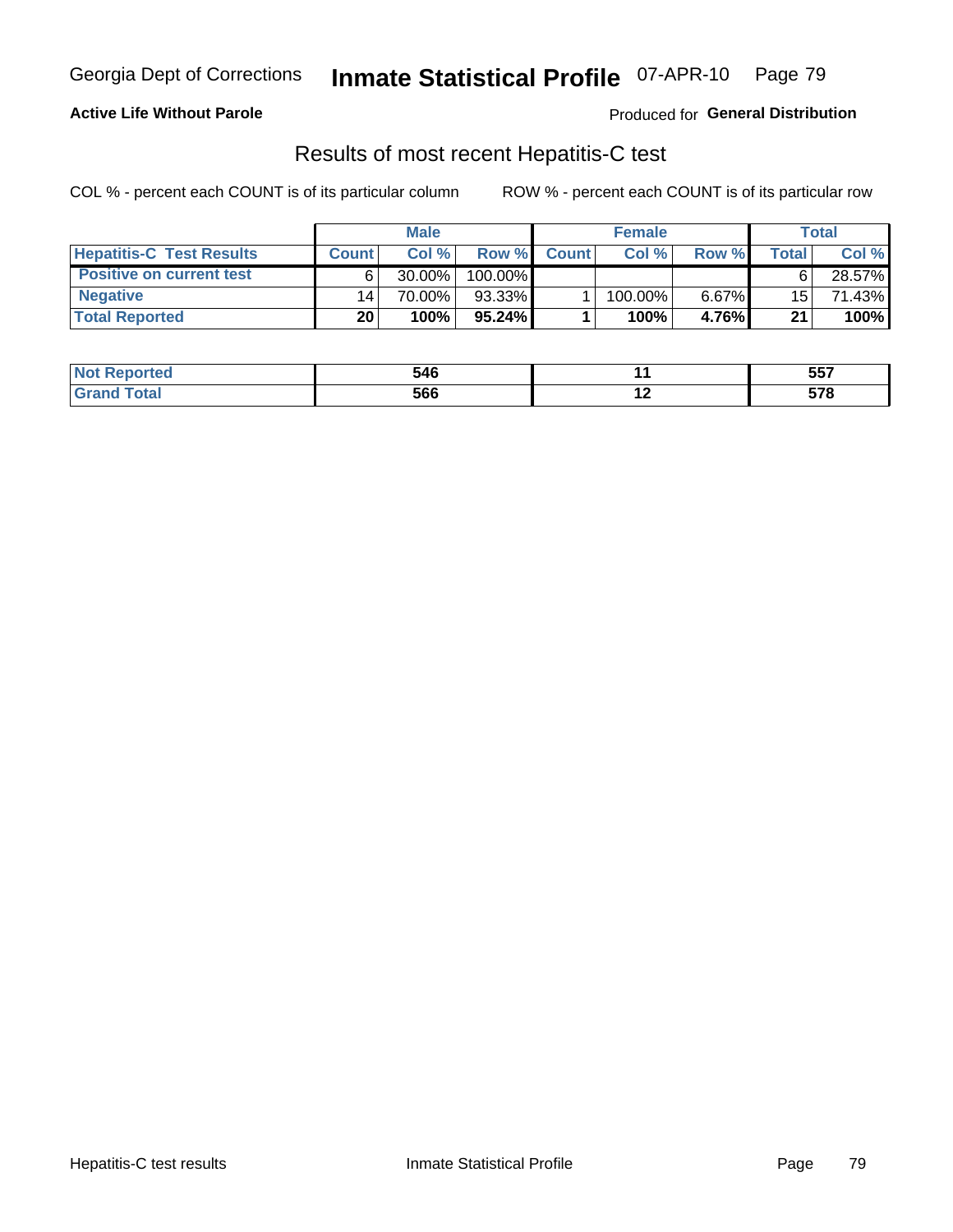Georgia Dept of Corrections **Inmate Statistical Profile** 07-APR-10

**Active Life Without Parole**

Produced for **General Distribution**

## Results of most recent Hepatitis-C test

COL % - percent each COUNT is of its particular column     ROW % - percent each COUNT is of its particular row

| | Male | | | Female | | | Total | |
|---|---|---|---|---|---|---|---|---|
| **Hepatitis-C Test Results** | **Count** | **Col %** | **Row %** | **Count** | **Col %** | **Row %** | **Total** | **Col %** |
| **Positive on current test** | 6 | 30.00% | 100.00% | | | | 6 | 28.57% |
| **Negative** | 14 | 70.00% | 93.33% | 1 | 100.00% | 6.67% | 15 | 71.43% |
| **Total Reported** | **20** | **100%** | **95.24%** | **1** | **100%** | **4.76%** | **21** | **100%** |

| | Male | Female | Total |
|---|---|---|---|
| **Not Reported** | **546** | **11** | **557** |
| **Grand Total** | **566** | **12** | **578** |